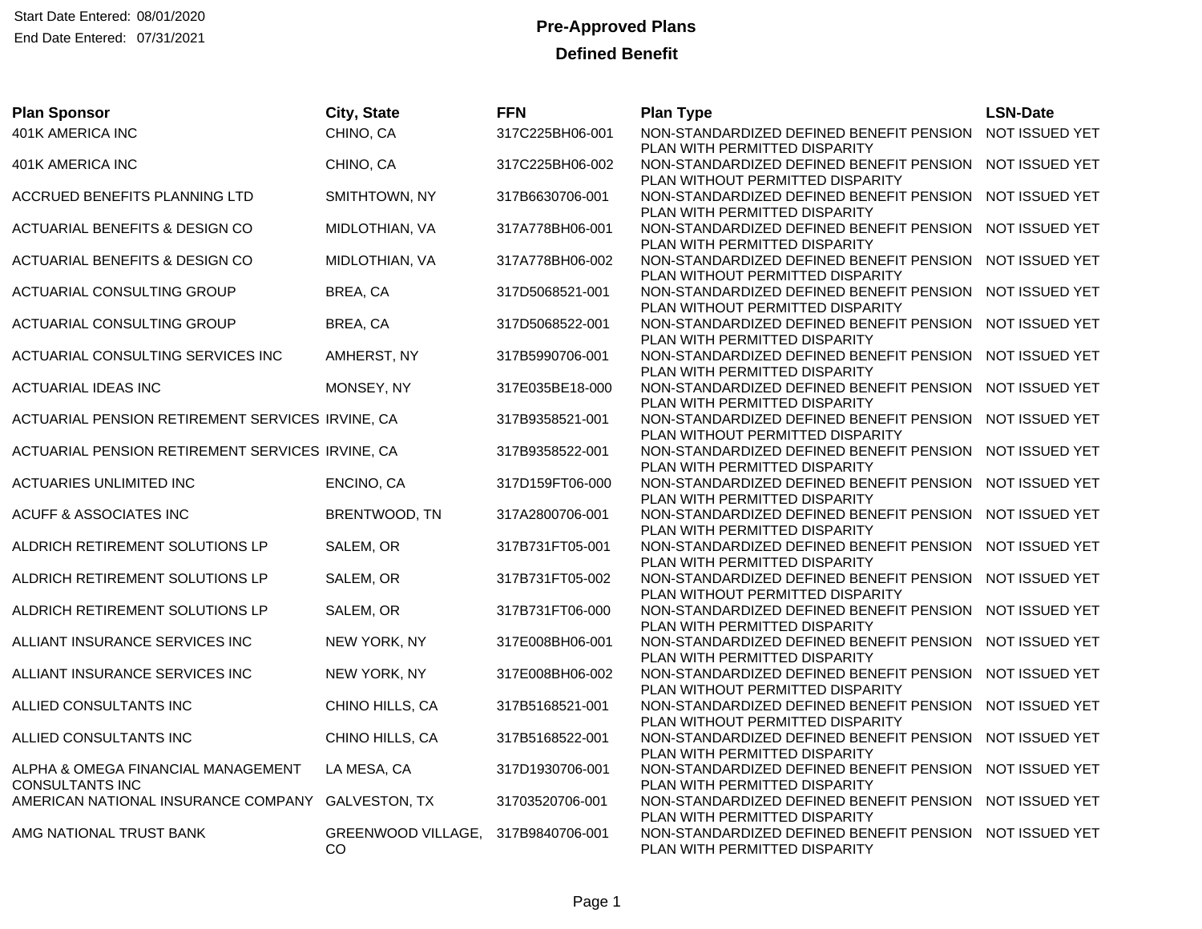Start Date Entered: 08/01/2020
End Date Entered: 07/31/2021

# Pre-Approved Plans

## Defined Benefit

| Plan Sponsor | City, State | FFN | Plan Type | LSN-Date |
|---|---|---|---|---|
| 401K AMERICA INC | CHINO, CA | 317C225BH06-001 | NON-STANDARDIZED DEFINED BENEFIT PENSION PLAN WITH PERMITTED DISPARITY | NOT ISSUED YET |
| 401K AMERICA INC | CHINO, CA | 317C225BH06-002 | NON-STANDARDIZED DEFINED BENEFIT PENSION PLAN WITHOUT PERMITTED DISPARITY | NOT ISSUED YET |
| ACCRUED BENEFITS PLANNING LTD | SMITHTOWN, NY | 317B6630706-001 | NON-STANDARDIZED DEFINED BENEFIT PENSION PLAN WITH PERMITTED DISPARITY | NOT ISSUED YET |
| ACTUARIAL BENEFITS & DESIGN CO | MIDLOTHIAN, VA | 317A778BH06-001 | NON-STANDARDIZED DEFINED BENEFIT PENSION PLAN WITH PERMITTED DISPARITY | NOT ISSUED YET |
| ACTUARIAL BENEFITS & DESIGN CO | MIDLOTHIAN, VA | 317A778BH06-002 | NON-STANDARDIZED DEFINED BENEFIT PENSION PLAN WITHOUT PERMITTED DISPARITY | NOT ISSUED YET |
| ACTUARIAL CONSULTING GROUP | BREA, CA | 317D5068521-001 | NON-STANDARDIZED DEFINED BENEFIT PENSION PLAN WITHOUT PERMITTED DISPARITY | NOT ISSUED YET |
| ACTUARIAL CONSULTING GROUP | BREA, CA | 317D5068522-001 | NON-STANDARDIZED DEFINED BENEFIT PENSION PLAN WITH PERMITTED DISPARITY | NOT ISSUED YET |
| ACTUARIAL CONSULTING SERVICES INC | AMHERST, NY | 317B5990706-001 | NON-STANDARDIZED DEFINED BENEFIT PENSION PLAN WITH PERMITTED DISPARITY | NOT ISSUED YET |
| ACTUARIAL IDEAS INC | MONSEY, NY | 317E035BE18-000 | NON-STANDARDIZED DEFINED BENEFIT PENSION PLAN WITH PERMITTED DISPARITY | NOT ISSUED YET |
| ACTUARIAL PENSION RETIREMENT SERVICES | IRVINE, CA | 317B9358521-001 | NON-STANDARDIZED DEFINED BENEFIT PENSION PLAN WITHOUT PERMITTED DISPARITY | NOT ISSUED YET |
| ACTUARIAL PENSION RETIREMENT SERVICES | IRVINE, CA | 317B9358522-001 | NON-STANDARDIZED DEFINED BENEFIT PENSION PLAN WITH PERMITTED DISPARITY | NOT ISSUED YET |
| ACTUARIES UNLIMITED INC | ENCINO, CA | 317D159FT06-000 | NON-STANDARDIZED DEFINED BENEFIT PENSION PLAN WITH PERMITTED DISPARITY | NOT ISSUED YET |
| ACUFF & ASSOCIATES INC | BRENTWOOD, TN | 317A2800706-001 | NON-STANDARDIZED DEFINED BENEFIT PENSION PLAN WITH PERMITTED DISPARITY | NOT ISSUED YET |
| ALDRICH RETIREMENT SOLUTIONS LP | SALEM, OR | 317B731FT05-001 | NON-STANDARDIZED DEFINED BENEFIT PENSION PLAN WITH PERMITTED DISPARITY | NOT ISSUED YET |
| ALDRICH RETIREMENT SOLUTIONS LP | SALEM, OR | 317B731FT05-002 | NON-STANDARDIZED DEFINED BENEFIT PENSION PLAN WITHOUT PERMITTED DISPARITY | NOT ISSUED YET |
| ALDRICH RETIREMENT SOLUTIONS LP | SALEM, OR | 317B731FT06-000 | NON-STANDARDIZED DEFINED BENEFIT PENSION PLAN WITH PERMITTED DISPARITY | NOT ISSUED YET |
| ALLIANT INSURANCE SERVICES INC | NEW YORK, NY | 317E008BH06-001 | NON-STANDARDIZED DEFINED BENEFIT PENSION PLAN WITH PERMITTED DISPARITY | NOT ISSUED YET |
| ALLIANT INSURANCE SERVICES INC | NEW YORK, NY | 317E008BH06-002 | NON-STANDARDIZED DEFINED BENEFIT PENSION PLAN WITHOUT PERMITTED DISPARITY | NOT ISSUED YET |
| ALLIED CONSULTANTS INC | CHINO HILLS, CA | 317B5168521-001 | NON-STANDARDIZED DEFINED BENEFIT PENSION PLAN WITHOUT PERMITTED DISPARITY | NOT ISSUED YET |
| ALLIED CONSULTANTS INC | CHINO HILLS, CA | 317B5168522-001 | NON-STANDARDIZED DEFINED BENEFIT PENSION PLAN WITH PERMITTED DISPARITY | NOT ISSUED YET |
| ALPHA & OMEGA FINANCIAL MANAGEMENT CONSULTANTS INC | LA MESA, CA | 317D1930706-001 | NON-STANDARDIZED DEFINED BENEFIT PENSION PLAN WITH PERMITTED DISPARITY | NOT ISSUED YET |
| AMERICAN NATIONAL INSURANCE COMPANY | GALVESTON, TX | 31703520706-001 | NON-STANDARDIZED DEFINED BENEFIT PENSION PLAN WITH PERMITTED DISPARITY | NOT ISSUED YET |
| AMG NATIONAL TRUST BANK | GREENWOOD VILLAGE, CO | 317B9840706-001 | NON-STANDARDIZED DEFINED BENEFIT PENSION PLAN WITH PERMITTED DISPARITY | NOT ISSUED YET |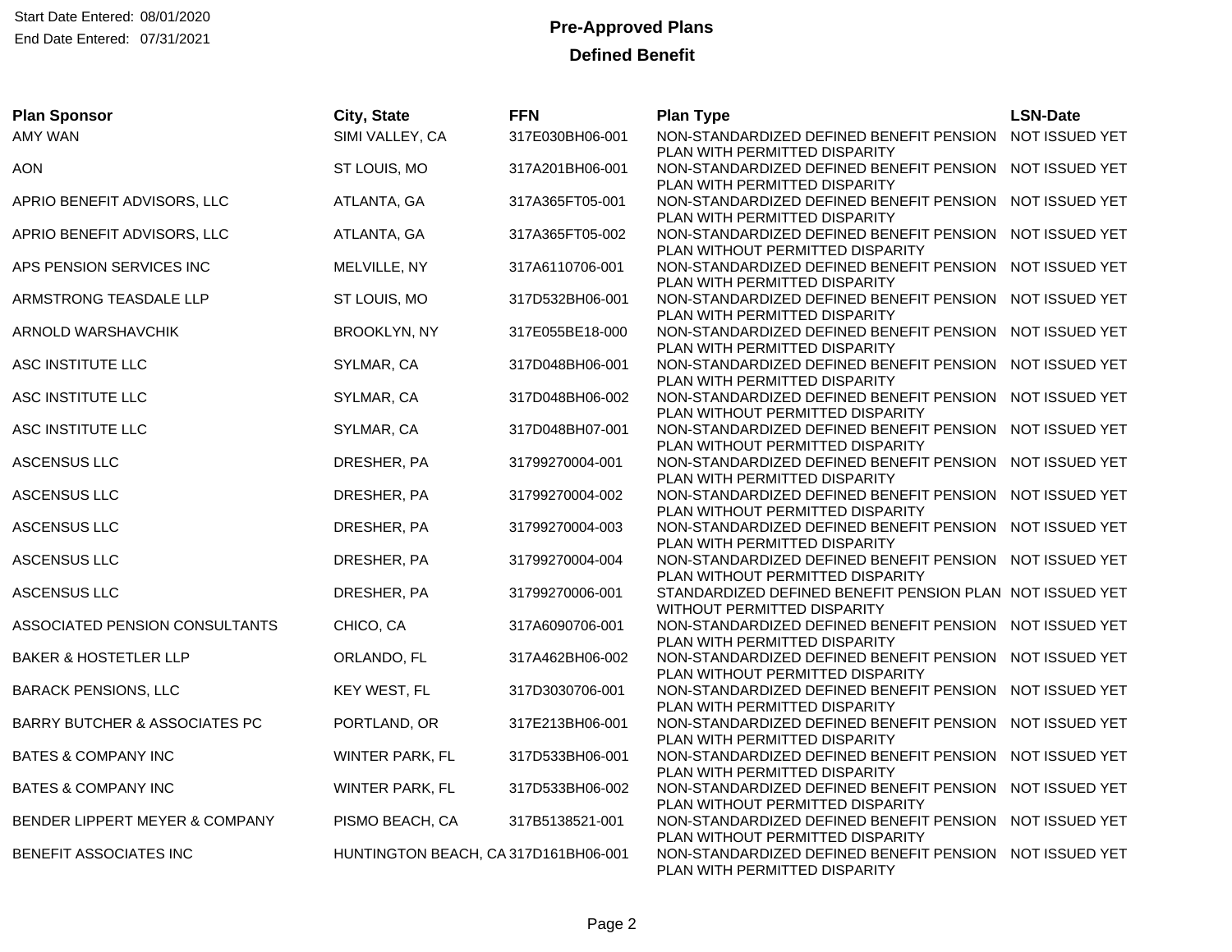Start Date Entered: 08/01/2020
End Date Entered: 07/31/2021

# Pre-Approved Plans

## Defined Benefit

| Plan Sponsor | City, State | FFN | Plan Type | LSN-Date |
|---|---|---|---|---|
| AMY WAN | SIMI VALLEY, CA | 317E030BH06-001 | NON-STANDARDIZED DEFINED BENEFIT PENSION PLAN WITH PERMITTED DISPARITY | NOT ISSUED YET |
| AON | ST LOUIS, MO | 317A201BH06-001 | NON-STANDARDIZED DEFINED BENEFIT PENSION PLAN WITH PERMITTED DISPARITY | NOT ISSUED YET |
| APRIO BENEFIT ADVISORS, LLC | ATLANTA, GA | 317A365FT05-001 | NON-STANDARDIZED DEFINED BENEFIT PENSION PLAN WITH PERMITTED DISPARITY | NOT ISSUED YET |
| APRIO BENEFIT ADVISORS, LLC | ATLANTA, GA | 317A365FT05-002 | NON-STANDARDIZED DEFINED BENEFIT PENSION PLAN WITHOUT PERMITTED DISPARITY | NOT ISSUED YET |
| APS PENSION SERVICES INC | MELVILLE, NY | 317A6110706-001 | NON-STANDARDIZED DEFINED BENEFIT PENSION PLAN WITH PERMITTED DISPARITY | NOT ISSUED YET |
| ARMSTRONG TEASDALE LLP | ST LOUIS, MO | 317D532BH06-001 | NON-STANDARDIZED DEFINED BENEFIT PENSION PLAN WITH PERMITTED DISPARITY | NOT ISSUED YET |
| ARNOLD WARSHAVCHIK | BROOKLYN, NY | 317E055BE18-000 | NON-STANDARDIZED DEFINED BENEFIT PENSION PLAN WITH PERMITTED DISPARITY | NOT ISSUED YET |
| ASC INSTITUTE LLC | SYLMAR, CA | 317D048BH06-001 | NON-STANDARDIZED DEFINED BENEFIT PENSION PLAN WITH PERMITTED DISPARITY | NOT ISSUED YET |
| ASC INSTITUTE LLC | SYLMAR, CA | 317D048BH06-002 | NON-STANDARDIZED DEFINED BENEFIT PENSION PLAN WITHOUT PERMITTED DISPARITY | NOT ISSUED YET |
| ASC INSTITUTE LLC | SYLMAR, CA | 317D048BH07-001 | NON-STANDARDIZED DEFINED BENEFIT PENSION PLAN WITHOUT PERMITTED DISPARITY | NOT ISSUED YET |
| ASCENSUS LLC | DRESHER, PA | 31799270004-001 | NON-STANDARDIZED DEFINED BENEFIT PENSION PLAN WITH PERMITTED DISPARITY | NOT ISSUED YET |
| ASCENSUS LLC | DRESHER, PA | 31799270004-002 | NON-STANDARDIZED DEFINED BENEFIT PENSION PLAN WITHOUT PERMITTED DISPARITY | NOT ISSUED YET |
| ASCENSUS LLC | DRESHER, PA | 31799270004-003 | NON-STANDARDIZED DEFINED BENEFIT PENSION PLAN WITH PERMITTED DISPARITY | NOT ISSUED YET |
| ASCENSUS LLC | DRESHER, PA | 31799270004-004 | NON-STANDARDIZED DEFINED BENEFIT PENSION PLAN WITHOUT PERMITTED DISPARITY | NOT ISSUED YET |
| ASCENSUS LLC | DRESHER, PA | 31799270006-001 | STANDARDIZED DEFINED BENEFIT PENSION PLAN WITHOUT PERMITTED DISPARITY | NOT ISSUED YET |
| ASSOCIATED PENSION CONSULTANTS | CHICO, CA | 317A6090706-001 | NON-STANDARDIZED DEFINED BENEFIT PENSION PLAN WITH PERMITTED DISPARITY | NOT ISSUED YET |
| BAKER & HOSTETLER LLP | ORLANDO, FL | 317A462BH06-002 | NON-STANDARDIZED DEFINED BENEFIT PENSION PLAN WITHOUT PERMITTED DISPARITY | NOT ISSUED YET |
| BARACK PENSIONS, LLC | KEY WEST, FL | 317D3030706-001 | NON-STANDARDIZED DEFINED BENEFIT PENSION PLAN WITH PERMITTED DISPARITY | NOT ISSUED YET |
| BARRY BUTCHER & ASSOCIATES PC | PORTLAND, OR | 317E213BH06-001 | NON-STANDARDIZED DEFINED BENEFIT PENSION PLAN WITH PERMITTED DISPARITY | NOT ISSUED YET |
| BATES & COMPANY INC | WINTER PARK, FL | 317D533BH06-001 | NON-STANDARDIZED DEFINED BENEFIT PENSION PLAN WITH PERMITTED DISPARITY | NOT ISSUED YET |
| BATES & COMPANY INC | WINTER PARK, FL | 317D533BH06-002 | NON-STANDARDIZED DEFINED BENEFIT PENSION PLAN WITHOUT PERMITTED DISPARITY | NOT ISSUED YET |
| BENDER LIPPERT MEYER & COMPANY | PISMO BEACH, CA | 317B5138521-001 | NON-STANDARDIZED DEFINED BENEFIT PENSION PLAN WITHOUT PERMITTED DISPARITY | NOT ISSUED YET |
| BENEFIT ASSOCIATES INC | HUNTINGTON BEACH, CA | 317D161BH06-001 | NON-STANDARDIZED DEFINED BENEFIT PENSION PLAN WITH PERMITTED DISPARITY | NOT ISSUED YET |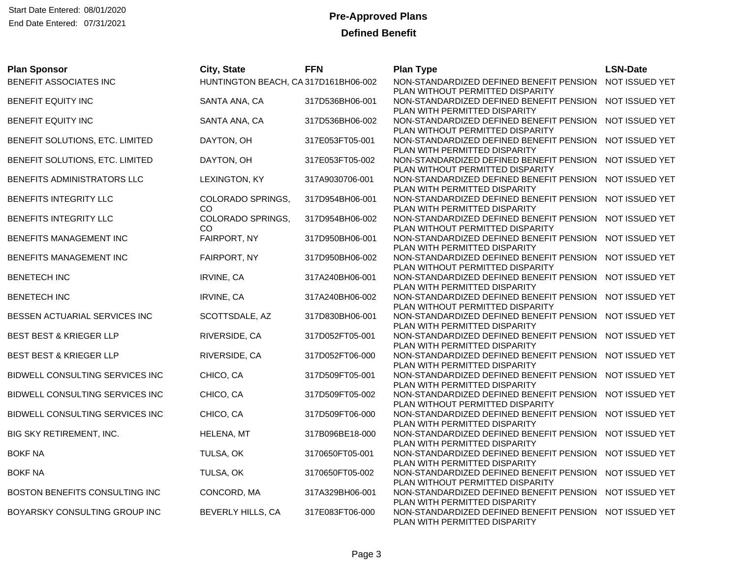Start Date Entered: 08/01/2020
End Date Entered: 07/31/2021

# Pre-Approved Plans

## Defined Benefit

| Plan Sponsor | City, State | FFN | Plan Type | LSN-Date |
|---|---|---|---|---|
| BENEFIT ASSOCIATES INC | HUNTINGTON BEACH, CA | 317D161BH06-002 | NON-STANDARDIZED DEFINED BENEFIT PENSION PLAN WITHOUT PERMITTED DISPARITY | NOT ISSUED YET |
| BENEFIT EQUITY INC | SANTA ANA, CA | 317D536BH06-001 | NON-STANDARDIZED DEFINED BENEFIT PENSION PLAN WITH PERMITTED DISPARITY | NOT ISSUED YET |
| BENEFIT EQUITY INC | SANTA ANA, CA | 317D536BH06-002 | NON-STANDARDIZED DEFINED BENEFIT PENSION PLAN WITHOUT PERMITTED DISPARITY | NOT ISSUED YET |
| BENEFIT SOLUTIONS, ETC. LIMITED | DAYTON, OH | 317E053FT05-001 | NON-STANDARDIZED DEFINED BENEFIT PENSION PLAN WITH PERMITTED DISPARITY | NOT ISSUED YET |
| BENEFIT SOLUTIONS, ETC. LIMITED | DAYTON, OH | 317E053FT05-002 | NON-STANDARDIZED DEFINED BENEFIT PENSION PLAN WITHOUT PERMITTED DISPARITY | NOT ISSUED YET |
| BENEFITS ADMINISTRATORS LLC | LEXINGTON, KY | 317A9030706-001 | NON-STANDARDIZED DEFINED BENEFIT PENSION PLAN WITH PERMITTED DISPARITY | NOT ISSUED YET |
| BENEFITS INTEGRITY LLC | COLORADO SPRINGS, CO | 317D954BH06-001 | NON-STANDARDIZED DEFINED BENEFIT PENSION PLAN WITH PERMITTED DISPARITY | NOT ISSUED YET |
| BENEFITS INTEGRITY LLC | COLORADO SPRINGS, CO | 317D954BH06-002 | NON-STANDARDIZED DEFINED BENEFIT PENSION PLAN WITHOUT PERMITTED DISPARITY | NOT ISSUED YET |
| BENEFITS MANAGEMENT INC | FAIRPORT, NY | 317D950BH06-001 | NON-STANDARDIZED DEFINED BENEFIT PENSION PLAN WITH PERMITTED DISPARITY | NOT ISSUED YET |
| BENEFITS MANAGEMENT INC | FAIRPORT, NY | 317D950BH06-002 | NON-STANDARDIZED DEFINED BENEFIT PENSION PLAN WITHOUT PERMITTED DISPARITY | NOT ISSUED YET |
| BENETECH INC | IRVINE, CA | 317A240BH06-001 | NON-STANDARDIZED DEFINED BENEFIT PENSION PLAN WITH PERMITTED DISPARITY | NOT ISSUED YET |
| BENETECH INC | IRVINE, CA | 317A240BH06-002 | NON-STANDARDIZED DEFINED BENEFIT PENSION PLAN WITHOUT PERMITTED DISPARITY | NOT ISSUED YET |
| BESSEN ACTUARIAL SERVICES INC | SCOTTSDALE, AZ | 317D830BH06-001 | NON-STANDARDIZED DEFINED BENEFIT PENSION PLAN WITH PERMITTED DISPARITY | NOT ISSUED YET |
| BEST BEST & KRIEGER LLP | RIVERSIDE, CA | 317D052FT05-001 | NON-STANDARDIZED DEFINED BENEFIT PENSION PLAN WITH PERMITTED DISPARITY | NOT ISSUED YET |
| BEST BEST & KRIEGER LLP | RIVERSIDE, CA | 317D052FT06-000 | NON-STANDARDIZED DEFINED BENEFIT PENSION PLAN WITH PERMITTED DISPARITY | NOT ISSUED YET |
| BIDWELL CONSULTING SERVICES INC | CHICO, CA | 317D509FT05-001 | NON-STANDARDIZED DEFINED BENEFIT PENSION PLAN WITH PERMITTED DISPARITY | NOT ISSUED YET |
| BIDWELL CONSULTING SERVICES INC | CHICO, CA | 317D509FT05-002 | NON-STANDARDIZED DEFINED BENEFIT PENSION PLAN WITHOUT PERMITTED DISPARITY | NOT ISSUED YET |
| BIDWELL CONSULTING SERVICES INC | CHICO, CA | 317D509FT06-000 | NON-STANDARDIZED DEFINED BENEFIT PENSION PLAN WITH PERMITTED DISPARITY | NOT ISSUED YET |
| BIG SKY RETIREMENT, INC. | HELENA, MT | 317B096BE18-000 | NON-STANDARDIZED DEFINED BENEFIT PENSION PLAN WITH PERMITTED DISPARITY | NOT ISSUED YET |
| BOKF NA | TULSA, OK | 3170650FT05-001 | NON-STANDARDIZED DEFINED BENEFIT PENSION PLAN WITH PERMITTED DISPARITY | NOT ISSUED YET |
| BOKF NA | TULSA, OK | 3170650FT05-002 | NON-STANDARDIZED DEFINED BENEFIT PENSION PLAN WITHOUT PERMITTED DISPARITY | NOT ISSUED YET |
| BOSTON BENEFITS CONSULTING INC | CONCORD, MA | 317A329BH06-001 | NON-STANDARDIZED DEFINED BENEFIT PENSION PLAN WITH PERMITTED DISPARITY | NOT ISSUED YET |
| BOYARSKY CONSULTING GROUP INC | BEVERLY HILLS, CA | 317E083FT06-000 | NON-STANDARDIZED DEFINED BENEFIT PENSION PLAN WITH PERMITTED DISPARITY | NOT ISSUED YET |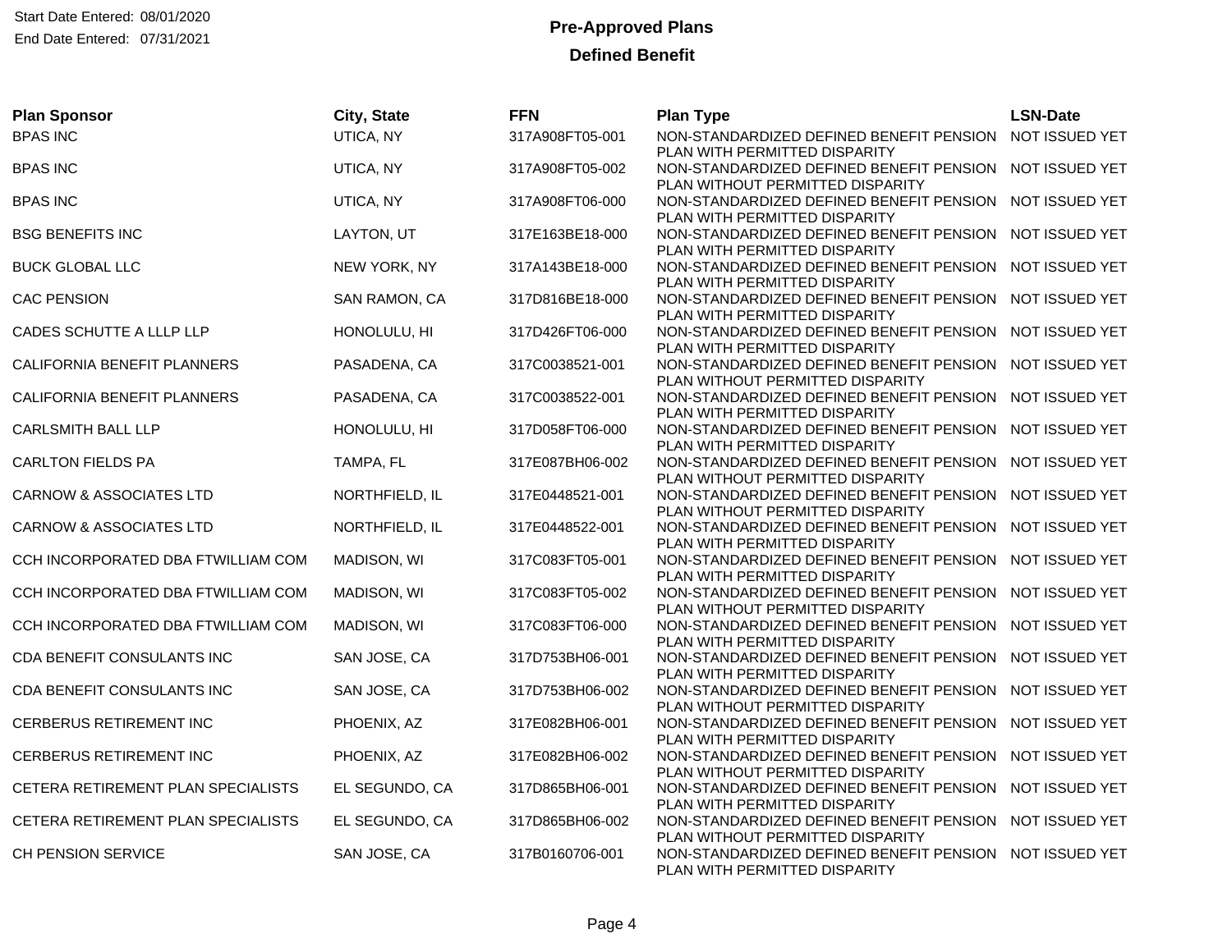Start Date Entered: 08/01/2020
End Date Entered: 07/31/2021

# Pre-Approved Plans

## Defined Benefit

| Plan Sponsor | City, State | FFN | Plan Type | LSN-Date |
|---|---|---|---|---|
| BPAS INC | UTICA, NY | 317A908FT05-001 | NON-STANDARDIZED DEFINED BENEFIT PENSION PLAN WITH PERMITTED DISPARITY | NOT ISSUED YET |
| BPAS INC | UTICA, NY | 317A908FT05-002 | NON-STANDARDIZED DEFINED BENEFIT PENSION PLAN WITHOUT PERMITTED DISPARITY | NOT ISSUED YET |
| BPAS INC | UTICA, NY | 317A908FT06-000 | NON-STANDARDIZED DEFINED BENEFIT PENSION PLAN WITH PERMITTED DISPARITY | NOT ISSUED YET |
| BSG BENEFITS INC | LAYTON, UT | 317E163BE18-000 | NON-STANDARDIZED DEFINED BENEFIT PENSION PLAN WITH PERMITTED DISPARITY | NOT ISSUED YET |
| BUCK GLOBAL LLC | NEW YORK, NY | 317A143BE18-000 | NON-STANDARDIZED DEFINED BENEFIT PENSION PLAN WITH PERMITTED DISPARITY | NOT ISSUED YET |
| CAC PENSION | SAN RAMON, CA | 317D816BE18-000 | NON-STANDARDIZED DEFINED BENEFIT PENSION PLAN WITH PERMITTED DISPARITY | NOT ISSUED YET |
| CADES SCHUTTE A LLLP LLP | HONOLULU, HI | 317D426FT06-000 | NON-STANDARDIZED DEFINED BENEFIT PENSION PLAN WITH PERMITTED DISPARITY | NOT ISSUED YET |
| CALIFORNIA BENEFIT PLANNERS | PASADENA, CA | 317C0038521-001 | NON-STANDARDIZED DEFINED BENEFIT PENSION PLAN WITHOUT PERMITTED DISPARITY | NOT ISSUED YET |
| CALIFORNIA BENEFIT PLANNERS | PASADENA, CA | 317C0038522-001 | NON-STANDARDIZED DEFINED BENEFIT PENSION PLAN WITH PERMITTED DISPARITY | NOT ISSUED YET |
| CARLSMITH BALL LLP | HONOLULU, HI | 317D058FT06-000 | NON-STANDARDIZED DEFINED BENEFIT PENSION PLAN WITH PERMITTED DISPARITY | NOT ISSUED YET |
| CARLTON FIELDS PA | TAMPA, FL | 317E087BH06-002 | NON-STANDARDIZED DEFINED BENEFIT PENSION PLAN WITHOUT PERMITTED DISPARITY | NOT ISSUED YET |
| CARNOW & ASSOCIATES LTD | NORTHFIELD, IL | 317E0448521-001 | NON-STANDARDIZED DEFINED BENEFIT PENSION PLAN WITHOUT PERMITTED DISPARITY | NOT ISSUED YET |
| CARNOW & ASSOCIATES LTD | NORTHFIELD, IL | 317E0448522-001 | NON-STANDARDIZED DEFINED BENEFIT PENSION PLAN WITH PERMITTED DISPARITY | NOT ISSUED YET |
| CCH INCORPORATED DBA FTWILLIAM COM | MADISON, WI | 317C083FT05-001 | NON-STANDARDIZED DEFINED BENEFIT PENSION PLAN WITH PERMITTED DISPARITY | NOT ISSUED YET |
| CCH INCORPORATED DBA FTWILLIAM COM | MADISON, WI | 317C083FT05-002 | NON-STANDARDIZED DEFINED BENEFIT PENSION PLAN WITHOUT PERMITTED DISPARITY | NOT ISSUED YET |
| CCH INCORPORATED DBA FTWILLIAM COM | MADISON, WI | 317C083FT06-000 | NON-STANDARDIZED DEFINED BENEFIT PENSION PLAN WITH PERMITTED DISPARITY | NOT ISSUED YET |
| CDA BENEFIT CONSULANTS INC | SAN JOSE, CA | 317D753BH06-001 | NON-STANDARDIZED DEFINED BENEFIT PENSION PLAN WITH PERMITTED DISPARITY | NOT ISSUED YET |
| CDA BENEFIT CONSULANTS INC | SAN JOSE, CA | 317D753BH06-002 | NON-STANDARDIZED DEFINED BENEFIT PENSION PLAN WITHOUT PERMITTED DISPARITY | NOT ISSUED YET |
| CERBERUS RETIREMENT INC | PHOENIX, AZ | 317E082BH06-001 | NON-STANDARDIZED DEFINED BENEFIT PENSION PLAN WITH PERMITTED DISPARITY | NOT ISSUED YET |
| CERBERUS RETIREMENT INC | PHOENIX, AZ | 317E082BH06-002 | NON-STANDARDIZED DEFINED BENEFIT PENSION PLAN WITHOUT PERMITTED DISPARITY | NOT ISSUED YET |
| CETERA RETIREMENT PLAN SPECIALISTS | EL SEGUNDO, CA | 317D865BH06-001 | NON-STANDARDIZED DEFINED BENEFIT PENSION PLAN WITH PERMITTED DISPARITY | NOT ISSUED YET |
| CETERA RETIREMENT PLAN SPECIALISTS | EL SEGUNDO, CA | 317D865BH06-002 | NON-STANDARDIZED DEFINED BENEFIT PENSION PLAN WITHOUT PERMITTED DISPARITY | NOT ISSUED YET |
| CH PENSION SERVICE | SAN JOSE, CA | 317B0160706-001 | NON-STANDARDIZED DEFINED BENEFIT PENSION PLAN WITH PERMITTED DISPARITY | NOT ISSUED YET |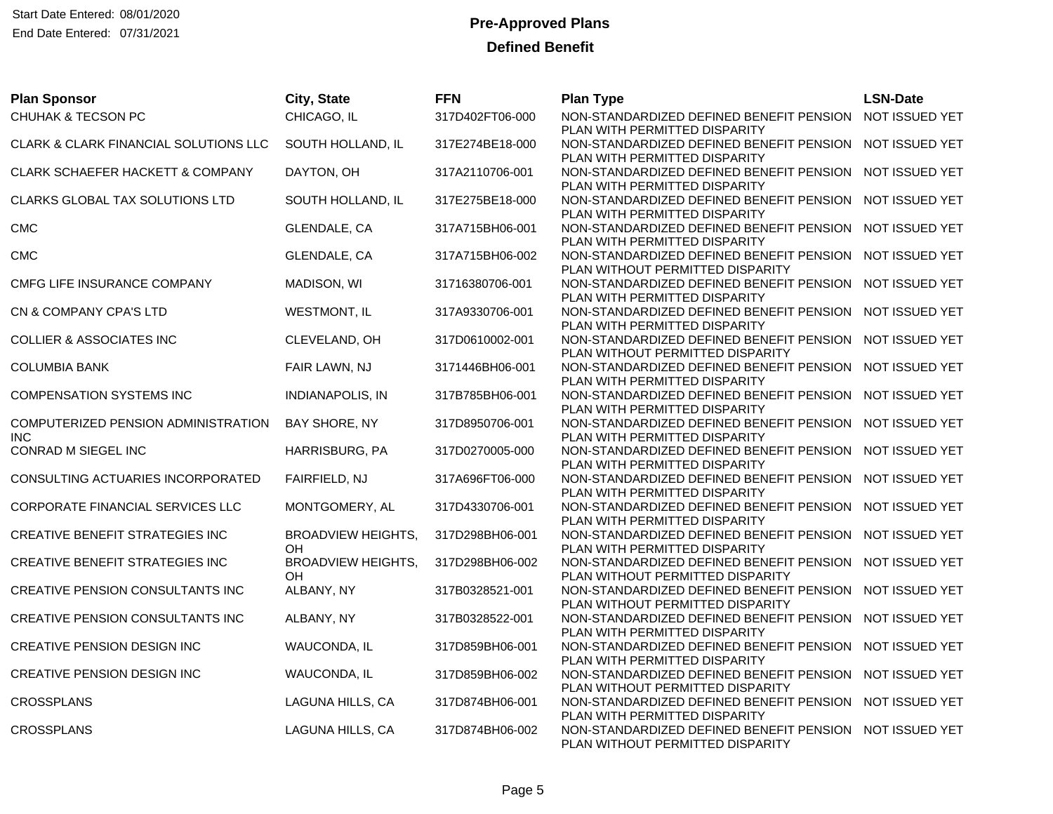Start Date Entered: 08/01/2020
End Date Entered: 07/31/2021

# Pre-Approved Plans

## Defined Benefit

| Plan Sponsor | City, State | FFN | Plan Type | LSN-Date |
|---|---|---|---|---|
| CHUHAK & TECSON PC | CHICAGO, IL | 317D402FT06-000 | NON-STANDARDIZED DEFINED BENEFIT PENSION PLAN WITH PERMITTED DISPARITY | NOT ISSUED YET |
| CLARK & CLARK FINANCIAL SOLUTIONS LLC | SOUTH HOLLAND, IL | 317E274BE18-000 | NON-STANDARDIZED DEFINED BENEFIT PENSION PLAN WITH PERMITTED DISPARITY | NOT ISSUED YET |
| CLARK SCHAEFER HACKETT & COMPANY | DAYTON, OH | 317A2110706-001 | NON-STANDARDIZED DEFINED BENEFIT PENSION PLAN WITH PERMITTED DISPARITY | NOT ISSUED YET |
| CLARKS GLOBAL TAX SOLUTIONS LTD | SOUTH HOLLAND, IL | 317E275BE18-000 | NON-STANDARDIZED DEFINED BENEFIT PENSION PLAN WITH PERMITTED DISPARITY | NOT ISSUED YET |
| CMC | GLENDALE, CA | 317A715BH06-001 | NON-STANDARDIZED DEFINED BENEFIT PENSION PLAN WITH PERMITTED DISPARITY | NOT ISSUED YET |
| CMC | GLENDALE, CA | 317A715BH06-002 | NON-STANDARDIZED DEFINED BENEFIT PENSION PLAN WITHOUT PERMITTED DISPARITY | NOT ISSUED YET |
| CMFG LIFE INSURANCE COMPANY | MADISON, WI | 31716380706-001 | NON-STANDARDIZED DEFINED BENEFIT PENSION PLAN WITH PERMITTED DISPARITY | NOT ISSUED YET |
| CN & COMPANY CPA'S LTD | WESTMONT, IL | 317A9330706-001 | NON-STANDARDIZED DEFINED BENEFIT PENSION PLAN WITH PERMITTED DISPARITY | NOT ISSUED YET |
| COLLIER & ASSOCIATES INC | CLEVELAND, OH | 317D0610002-001 | NON-STANDARDIZED DEFINED BENEFIT PENSION PLAN WITHOUT PERMITTED DISPARITY | NOT ISSUED YET |
| COLUMBIA BANK | FAIR LAWN, NJ | 3171446BH06-001 | NON-STANDARDIZED DEFINED BENEFIT PENSION PLAN WITH PERMITTED DISPARITY | NOT ISSUED YET |
| COMPENSATION SYSTEMS INC | INDIANAPOLIS, IN | 317B785BH06-001 | NON-STANDARDIZED DEFINED BENEFIT PENSION PLAN WITH PERMITTED DISPARITY | NOT ISSUED YET |
| COMPUTERIZED PENSION ADMINISTRATION INC | BAY SHORE, NY | 317D8950706-001 | NON-STANDARDIZED DEFINED BENEFIT PENSION PLAN WITH PERMITTED DISPARITY | NOT ISSUED YET |
| CONRAD M SIEGEL INC | HARRISBURG, PA | 317D0270005-000 | NON-STANDARDIZED DEFINED BENEFIT PENSION PLAN WITH PERMITTED DISPARITY | NOT ISSUED YET |
| CONSULTING ACTUARIES INCORPORATED | FAIRFIELD, NJ | 317A696FT06-000 | NON-STANDARDIZED DEFINED BENEFIT PENSION PLAN WITH PERMITTED DISPARITY | NOT ISSUED YET |
| CORPORATE FINANCIAL SERVICES LLC | MONTGOMERY, AL | 317D4330706-001 | NON-STANDARDIZED DEFINED BENEFIT PENSION PLAN WITH PERMITTED DISPARITY | NOT ISSUED YET |
| CREATIVE BENEFIT STRATEGIES INC | BROADVIEW HEIGHTS, OH | 317D298BH06-001 | NON-STANDARDIZED DEFINED BENEFIT PENSION PLAN WITH PERMITTED DISPARITY | NOT ISSUED YET |
| CREATIVE BENEFIT STRATEGIES INC | BROADVIEW HEIGHTS, OH | 317D298BH06-002 | NON-STANDARDIZED DEFINED BENEFIT PENSION PLAN WITHOUT PERMITTED DISPARITY | NOT ISSUED YET |
| CREATIVE PENSION CONSULTANTS INC | ALBANY, NY | 317B0328521-001 | NON-STANDARDIZED DEFINED BENEFIT PENSION PLAN WITHOUT PERMITTED DISPARITY | NOT ISSUED YET |
| CREATIVE PENSION CONSULTANTS INC | ALBANY, NY | 317B0328522-001 | NON-STANDARDIZED DEFINED BENEFIT PENSION PLAN WITH PERMITTED DISPARITY | NOT ISSUED YET |
| CREATIVE PENSION DESIGN INC | WAUCONDA, IL | 317D859BH06-001 | NON-STANDARDIZED DEFINED BENEFIT PENSION PLAN WITH PERMITTED DISPARITY | NOT ISSUED YET |
| CREATIVE PENSION DESIGN INC | WAUCONDA, IL | 317D859BH06-002 | NON-STANDARDIZED DEFINED BENEFIT PENSION PLAN WITHOUT PERMITTED DISPARITY | NOT ISSUED YET |
| CROSSPLANS | LAGUNA HILLS, CA | 317D874BH06-001 | NON-STANDARDIZED DEFINED BENEFIT PENSION PLAN WITH PERMITTED DISPARITY | NOT ISSUED YET |
| CROSSPLANS | LAGUNA HILLS, CA | 317D874BH06-002 | NON-STANDARDIZED DEFINED BENEFIT PENSION PLAN WITHOUT PERMITTED DISPARITY | NOT ISSUED YET |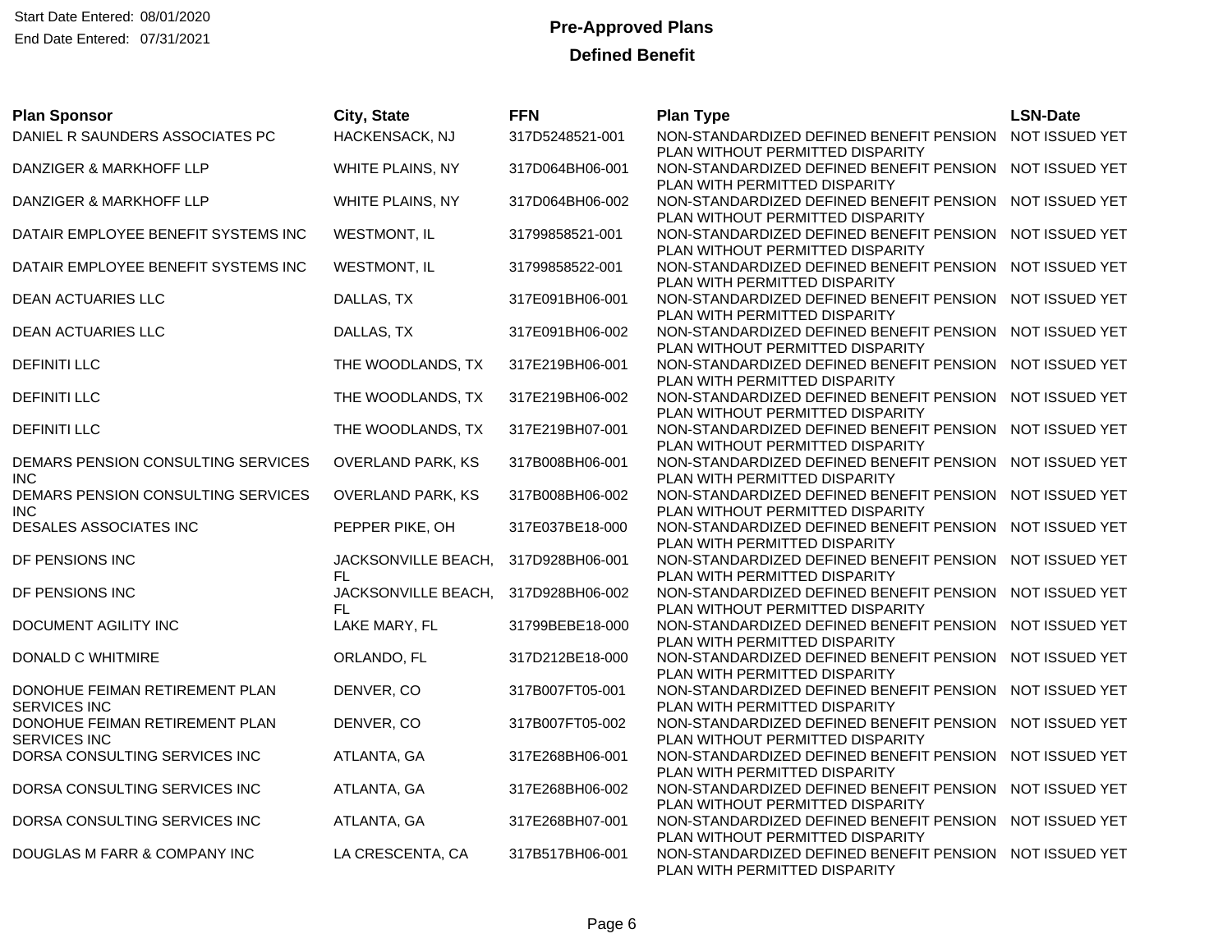Start Date Entered: 08/01/2020
End Date Entered: 07/31/2021

# Pre-Approved Plans

## Defined Benefit

| Plan Sponsor | City, State | FFN | Plan Type | LSN-Date |
|---|---|---|---|---|
| DANIEL R SAUNDERS ASSOCIATES PC | HACKENSACK, NJ | 317D5248521-001 | NON-STANDARDIZED DEFINED BENEFIT PENSION PLAN WITHOUT PERMITTED DISPARITY | NOT ISSUED YET |
| DANZIGER & MARKHOFF LLP | WHITE PLAINS, NY | 317D064BH06-001 | NON-STANDARDIZED DEFINED BENEFIT PENSION PLAN WITH PERMITTED DISPARITY | NOT ISSUED YET |
| DANZIGER & MARKHOFF LLP | WHITE PLAINS, NY | 317D064BH06-002 | NON-STANDARDIZED DEFINED BENEFIT PENSION PLAN WITHOUT PERMITTED DISPARITY | NOT ISSUED YET |
| DATAIR EMPLOYEE BENEFIT SYSTEMS INC | WESTMONT, IL | 31799858521-001 | NON-STANDARDIZED DEFINED BENEFIT PENSION PLAN WITHOUT PERMITTED DISPARITY | NOT ISSUED YET |
| DATAIR EMPLOYEE BENEFIT SYSTEMS INC | WESTMONT, IL | 31799858522-001 | NON-STANDARDIZED DEFINED BENEFIT PENSION PLAN WITH PERMITTED DISPARITY | NOT ISSUED YET |
| DEAN ACTUARIES LLC | DALLAS, TX | 317E091BH06-001 | NON-STANDARDIZED DEFINED BENEFIT PENSION PLAN WITH PERMITTED DISPARITY | NOT ISSUED YET |
| DEAN ACTUARIES LLC | DALLAS, TX | 317E091BH06-002 | NON-STANDARDIZED DEFINED BENEFIT PENSION PLAN WITHOUT PERMITTED DISPARITY | NOT ISSUED YET |
| DEFINITI LLC | THE WOODLANDS, TX | 317E219BH06-001 | NON-STANDARDIZED DEFINED BENEFIT PENSION PLAN WITH PERMITTED DISPARITY | NOT ISSUED YET |
| DEFINITI LLC | THE WOODLANDS, TX | 317E219BH06-002 | NON-STANDARDIZED DEFINED BENEFIT PENSION PLAN WITHOUT PERMITTED DISPARITY | NOT ISSUED YET |
| DEFINITI LLC | THE WOODLANDS, TX | 317E219BH07-001 | NON-STANDARDIZED DEFINED BENEFIT PENSION PLAN WITHOUT PERMITTED DISPARITY | NOT ISSUED YET |
| DEMARS PENSION CONSULTING SERVICES INC | OVERLAND PARK, KS | 317B008BH06-001 | NON-STANDARDIZED DEFINED BENEFIT PENSION PLAN WITH PERMITTED DISPARITY | NOT ISSUED YET |
| DEMARS PENSION CONSULTING SERVICES INC | OVERLAND PARK, KS | 317B008BH06-002 | NON-STANDARDIZED DEFINED BENEFIT PENSION PLAN WITHOUT PERMITTED DISPARITY | NOT ISSUED YET |
| DESALES ASSOCIATES INC | PEPPER PIKE, OH | 317E037BE18-000 | NON-STANDARDIZED DEFINED BENEFIT PENSION PLAN WITH PERMITTED DISPARITY | NOT ISSUED YET |
| DF PENSIONS INC | JACKSONVILLE BEACH, FL | 317D928BH06-001 | NON-STANDARDIZED DEFINED BENEFIT PENSION PLAN WITH PERMITTED DISPARITY | NOT ISSUED YET |
| DF PENSIONS INC | JACKSONVILLE BEACH, FL | 317D928BH06-002 | NON-STANDARDIZED DEFINED BENEFIT PENSION PLAN WITHOUT PERMITTED DISPARITY | NOT ISSUED YET |
| DOCUMENT AGILITY INC | LAKE MARY, FL | 31799BEBE18-000 | NON-STANDARDIZED DEFINED BENEFIT PENSION PLAN WITH PERMITTED DISPARITY | NOT ISSUED YET |
| DONALD C WHITMIRE | ORLANDO, FL | 317D212BE18-000 | NON-STANDARDIZED DEFINED BENEFIT PENSION PLAN WITH PERMITTED DISPARITY | NOT ISSUED YET |
| DONOHUE FEIMAN RETIREMENT PLAN SERVICES INC | DENVER, CO | 317B007FT05-001 | NON-STANDARDIZED DEFINED BENEFIT PENSION PLAN WITH PERMITTED DISPARITY | NOT ISSUED YET |
| DONOHUE FEIMAN RETIREMENT PLAN SERVICES INC | DENVER, CO | 317B007FT05-002 | NON-STANDARDIZED DEFINED BENEFIT PENSION PLAN WITHOUT PERMITTED DISPARITY | NOT ISSUED YET |
| DORSA CONSULTING SERVICES INC | ATLANTA, GA | 317E268BH06-001 | NON-STANDARDIZED DEFINED BENEFIT PENSION PLAN WITH PERMITTED DISPARITY | NOT ISSUED YET |
| DORSA CONSULTING SERVICES INC | ATLANTA, GA | 317E268BH06-002 | NON-STANDARDIZED DEFINED BENEFIT PENSION PLAN WITHOUT PERMITTED DISPARITY | NOT ISSUED YET |
| DORSA CONSULTING SERVICES INC | ATLANTA, GA | 317E268BH07-001 | NON-STANDARDIZED DEFINED BENEFIT PENSION PLAN WITHOUT PERMITTED DISPARITY | NOT ISSUED YET |
| DOUGLAS M FARR & COMPANY INC | LA CRESCENTA, CA | 317B517BH06-001 | NON-STANDARDIZED DEFINED BENEFIT PENSION PLAN WITH PERMITTED DISPARITY | NOT ISSUED YET |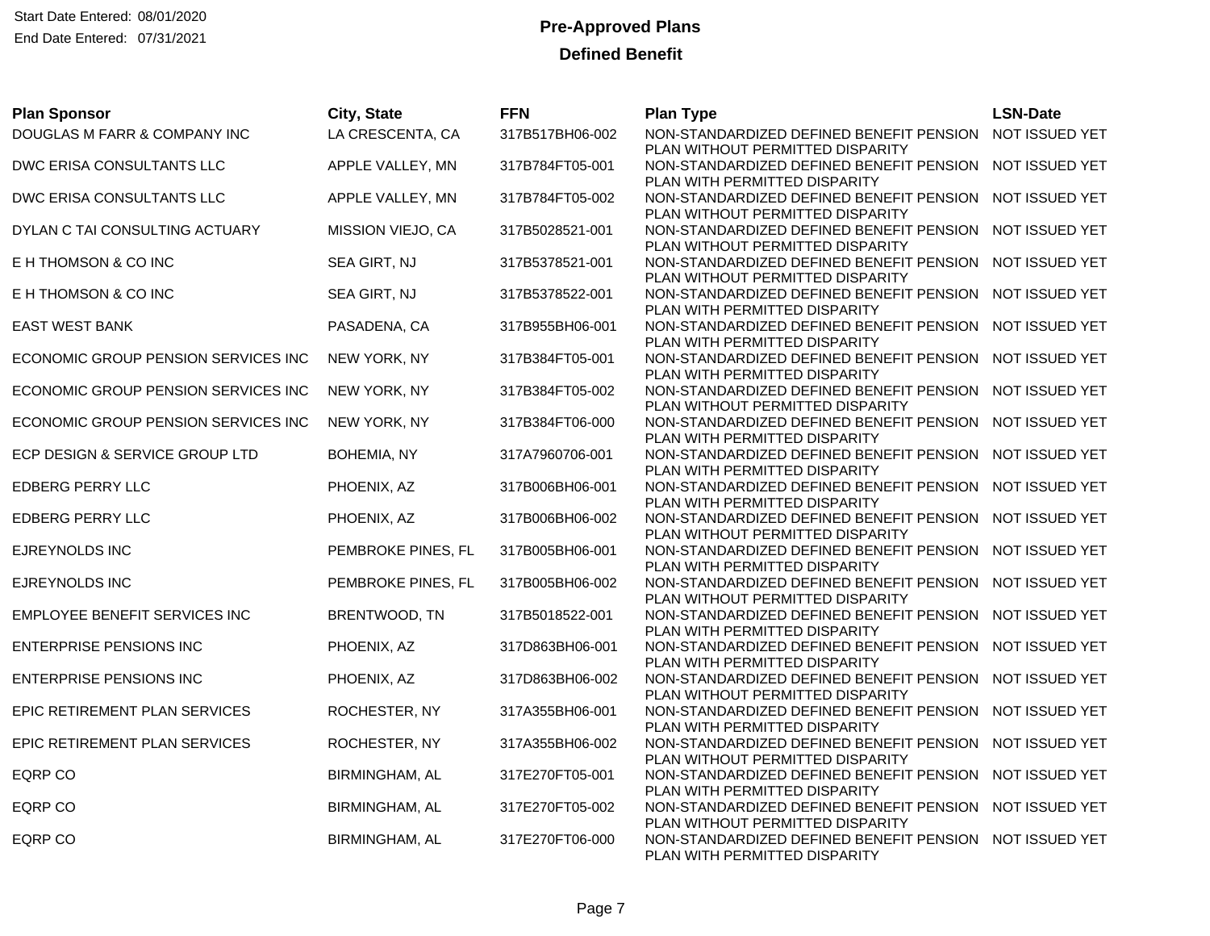Start Date Entered: 08/01/2020
End Date Entered: 07/31/2021

# Pre-Approved Plans

## Defined Benefit

| Plan Sponsor | City, State | FFN | Plan Type | LSN-Date |
|---|---|---|---|---|
| DOUGLAS M FARR & COMPANY INC | LA CRESCENTA, CA | 317B517BH06-002 | NON-STANDARDIZED DEFINED BENEFIT PENSION PLAN WITHOUT PERMITTED DISPARITY | NOT ISSUED YET |
| DWC ERISA CONSULTANTS LLC | APPLE VALLEY, MN | 317B784FT05-001 | NON-STANDARDIZED DEFINED BENEFIT PENSION PLAN WITH PERMITTED DISPARITY | NOT ISSUED YET |
| DWC ERISA CONSULTANTS LLC | APPLE VALLEY, MN | 317B784FT05-002 | NON-STANDARDIZED DEFINED BENEFIT PENSION PLAN WITHOUT PERMITTED DISPARITY | NOT ISSUED YET |
| DYLAN C TAI CONSULTING ACTUARY | MISSION VIEJO, CA | 317B5028521-001 | NON-STANDARDIZED DEFINED BENEFIT PENSION PLAN WITHOUT PERMITTED DISPARITY | NOT ISSUED YET |
| E H THOMSON & CO INC | SEA GIRT, NJ | 317B5378521-001 | NON-STANDARDIZED DEFINED BENEFIT PENSION PLAN WITHOUT PERMITTED DISPARITY | NOT ISSUED YET |
| E H THOMSON & CO INC | SEA GIRT, NJ | 317B5378522-001 | NON-STANDARDIZED DEFINED BENEFIT PENSION PLAN WITH PERMITTED DISPARITY | NOT ISSUED YET |
| EAST WEST BANK | PASADENA, CA | 317B955BH06-001 | NON-STANDARDIZED DEFINED BENEFIT PENSION PLAN WITH PERMITTED DISPARITY | NOT ISSUED YET |
| ECONOMIC GROUP PENSION SERVICES INC | NEW YORK, NY | 317B384FT05-001 | NON-STANDARDIZED DEFINED BENEFIT PENSION PLAN WITH PERMITTED DISPARITY | NOT ISSUED YET |
| ECONOMIC GROUP PENSION SERVICES INC | NEW YORK, NY | 317B384FT05-002 | NON-STANDARDIZED DEFINED BENEFIT PENSION PLAN WITHOUT PERMITTED DISPARITY | NOT ISSUED YET |
| ECONOMIC GROUP PENSION SERVICES INC | NEW YORK, NY | 317B384FT06-000 | NON-STANDARDIZED DEFINED BENEFIT PENSION PLAN WITH PERMITTED DISPARITY | NOT ISSUED YET |
| ECP DESIGN & SERVICE GROUP LTD | BOHEMIA, NY | 317A7960706-001 | NON-STANDARDIZED DEFINED BENEFIT PENSION PLAN WITH PERMITTED DISPARITY | NOT ISSUED YET |
| EDBERG PERRY LLC | PHOENIX, AZ | 317B006BH06-001 | NON-STANDARDIZED DEFINED BENEFIT PENSION PLAN WITH PERMITTED DISPARITY | NOT ISSUED YET |
| EDBERG PERRY LLC | PHOENIX, AZ | 317B006BH06-002 | NON-STANDARDIZED DEFINED BENEFIT PENSION PLAN WITHOUT PERMITTED DISPARITY | NOT ISSUED YET |
| EJREYNOLDS INC | PEMBROKE PINES, FL | 317B005BH06-001 | NON-STANDARDIZED DEFINED BENEFIT PENSION PLAN WITH PERMITTED DISPARITY | NOT ISSUED YET |
| EJREYNOLDS INC | PEMBROKE PINES, FL | 317B005BH06-002 | NON-STANDARDIZED DEFINED BENEFIT PENSION PLAN WITHOUT PERMITTED DISPARITY | NOT ISSUED YET |
| EMPLOYEE BENEFIT SERVICES INC | BRENTWOOD, TN | 317B5018522-001 | NON-STANDARDIZED DEFINED BENEFIT PENSION PLAN WITH PERMITTED DISPARITY | NOT ISSUED YET |
| ENTERPRISE PENSIONS INC | PHOENIX, AZ | 317D863BH06-001 | NON-STANDARDIZED DEFINED BENEFIT PENSION PLAN WITH PERMITTED DISPARITY | NOT ISSUED YET |
| ENTERPRISE PENSIONS INC | PHOENIX, AZ | 317D863BH06-002 | NON-STANDARDIZED DEFINED BENEFIT PENSION PLAN WITHOUT PERMITTED DISPARITY | NOT ISSUED YET |
| EPIC RETIREMENT PLAN SERVICES | ROCHESTER, NY | 317A355BH06-001 | NON-STANDARDIZED DEFINED BENEFIT PENSION PLAN WITH PERMITTED DISPARITY | NOT ISSUED YET |
| EPIC RETIREMENT PLAN SERVICES | ROCHESTER, NY | 317A355BH06-002 | NON-STANDARDIZED DEFINED BENEFIT PENSION PLAN WITHOUT PERMITTED DISPARITY | NOT ISSUED YET |
| EQRP CO | BIRMINGHAM, AL | 317E270FT05-001 | NON-STANDARDIZED DEFINED BENEFIT PENSION PLAN WITH PERMITTED DISPARITY | NOT ISSUED YET |
| EQRP CO | BIRMINGHAM, AL | 317E270FT05-002 | NON-STANDARDIZED DEFINED BENEFIT PENSION PLAN WITHOUT PERMITTED DISPARITY | NOT ISSUED YET |
| EQRP CO | BIRMINGHAM, AL | 317E270FT06-000 | NON-STANDARDIZED DEFINED BENEFIT PENSION PLAN WITH PERMITTED DISPARITY | NOT ISSUED YET |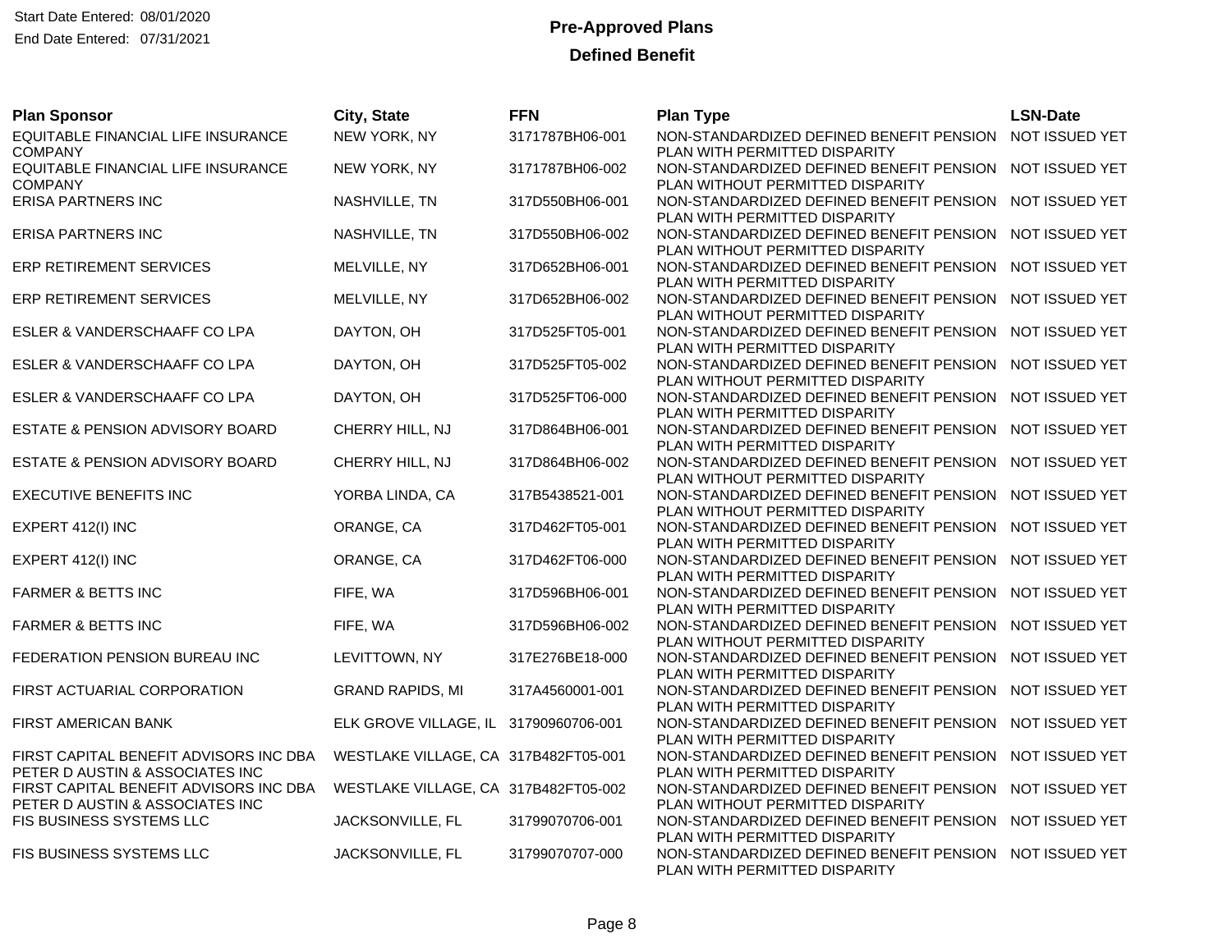Start Date Entered: 08/01/2020
End Date Entered: 07/31/2021

# Pre-Approved Plans

## Defined Benefit

| Plan Sponsor | City, State | FFN | Plan Type | LSN-Date |
|---|---|---|---|---|
| EQUITABLE FINANCIAL LIFE INSURANCE COMPANY | NEW YORK, NY | 3171787BH06-001 | NON-STANDARDIZED DEFINED BENEFIT PENSION PLAN WITH PERMITTED DISPARITY | NOT ISSUED YET |
| EQUITABLE FINANCIAL LIFE INSURANCE COMPANY | NEW YORK, NY | 3171787BH06-002 | NON-STANDARDIZED DEFINED BENEFIT PENSION PLAN WITHOUT PERMITTED DISPARITY | NOT ISSUED YET |
| ERISA PARTNERS INC | NASHVILLE, TN | 317D550BH06-001 | NON-STANDARDIZED DEFINED BENEFIT PENSION PLAN WITH PERMITTED DISPARITY | NOT ISSUED YET |
| ERISA PARTNERS INC | NASHVILLE, TN | 317D550BH06-002 | NON-STANDARDIZED DEFINED BENEFIT PENSION PLAN WITHOUT PERMITTED DISPARITY | NOT ISSUED YET |
| ERP RETIREMENT SERVICES | MELVILLE, NY | 317D652BH06-001 | NON-STANDARDIZED DEFINED BENEFIT PENSION PLAN WITH PERMITTED DISPARITY | NOT ISSUED YET |
| ERP RETIREMENT SERVICES | MELVILLE, NY | 317D652BH06-002 | NON-STANDARDIZED DEFINED BENEFIT PENSION PLAN WITHOUT PERMITTED DISPARITY | NOT ISSUED YET |
| ESLER & VANDERSCHAAFF CO LPA | DAYTON, OH | 317D525FT05-001 | NON-STANDARDIZED DEFINED BENEFIT PENSION PLAN WITH PERMITTED DISPARITY | NOT ISSUED YET |
| ESLER & VANDERSCHAAFF CO LPA | DAYTON, OH | 317D525FT05-002 | NON-STANDARDIZED DEFINED BENEFIT PENSION PLAN WITHOUT PERMITTED DISPARITY | NOT ISSUED YET |
| ESLER & VANDERSCHAAFF CO LPA | DAYTON, OH | 317D525FT06-000 | NON-STANDARDIZED DEFINED BENEFIT PENSION PLAN WITH PERMITTED DISPARITY | NOT ISSUED YET |
| ESTATE & PENSION ADVISORY BOARD | CHERRY HILL, NJ | 317D864BH06-001 | NON-STANDARDIZED DEFINED BENEFIT PENSION PLAN WITH PERMITTED DISPARITY | NOT ISSUED YET |
| ESTATE & PENSION ADVISORY BOARD | CHERRY HILL, NJ | 317D864BH06-002 | NON-STANDARDIZED DEFINED BENEFIT PENSION PLAN WITHOUT PERMITTED DISPARITY | NOT ISSUED YET |
| EXECUTIVE BENEFITS INC | YORBA LINDA, CA | 317B5438521-001 | NON-STANDARDIZED DEFINED BENEFIT PENSION PLAN WITHOUT PERMITTED DISPARITY | NOT ISSUED YET |
| EXPERT 412(I) INC | ORANGE, CA | 317D462FT05-001 | NON-STANDARDIZED DEFINED BENEFIT PENSION PLAN WITH PERMITTED DISPARITY | NOT ISSUED YET |
| EXPERT 412(I) INC | ORANGE, CA | 317D462FT06-000 | NON-STANDARDIZED DEFINED BENEFIT PENSION PLAN WITH PERMITTED DISPARITY | NOT ISSUED YET |
| FARMER & BETTS INC | FIFE, WA | 317D596BH06-001 | NON-STANDARDIZED DEFINED BENEFIT PENSION PLAN WITH PERMITTED DISPARITY | NOT ISSUED YET |
| FARMER & BETTS INC | FIFE, WA | 317D596BH06-002 | NON-STANDARDIZED DEFINED BENEFIT PENSION PLAN WITHOUT PERMITTED DISPARITY | NOT ISSUED YET |
| FEDERATION PENSION BUREAU INC | LEVITTOWN, NY | 317E276BE18-000 | NON-STANDARDIZED DEFINED BENEFIT PENSION PLAN WITH PERMITTED DISPARITY | NOT ISSUED YET |
| FIRST ACTUARIAL CORPORATION | GRAND RAPIDS, MI | 317A4560001-001 | NON-STANDARDIZED DEFINED BENEFIT PENSION PLAN WITH PERMITTED DISPARITY | NOT ISSUED YET |
| FIRST AMERICAN BANK | ELK GROVE VILLAGE, IL | 31790960706-001 | NON-STANDARDIZED DEFINED BENEFIT PENSION PLAN WITH PERMITTED DISPARITY | NOT ISSUED YET |
| FIRST CAPITAL BENEFIT ADVISORS INC DBA PETER D AUSTIN & ASSOCIATES INC | WESTLAKE VILLAGE, CA | 317B482FT05-001 | NON-STANDARDIZED DEFINED BENEFIT PENSION PLAN WITH PERMITTED DISPARITY | NOT ISSUED YET |
| FIRST CAPITAL BENEFIT ADVISORS INC DBA PETER D AUSTIN & ASSOCIATES INC | WESTLAKE VILLAGE, CA | 317B482FT05-002 | NON-STANDARDIZED DEFINED BENEFIT PENSION PLAN WITHOUT PERMITTED DISPARITY | NOT ISSUED YET |
| FIS BUSINESS SYSTEMS LLC | JACKSONVILLE, FL | 31799070706-001 | NON-STANDARDIZED DEFINED BENEFIT PENSION PLAN WITH PERMITTED DISPARITY | NOT ISSUED YET |
| FIS BUSINESS SYSTEMS LLC | JACKSONVILLE, FL | 31799070707-000 | NON-STANDARDIZED DEFINED BENEFIT PENSION PLAN WITH PERMITTED DISPARITY | NOT ISSUED YET |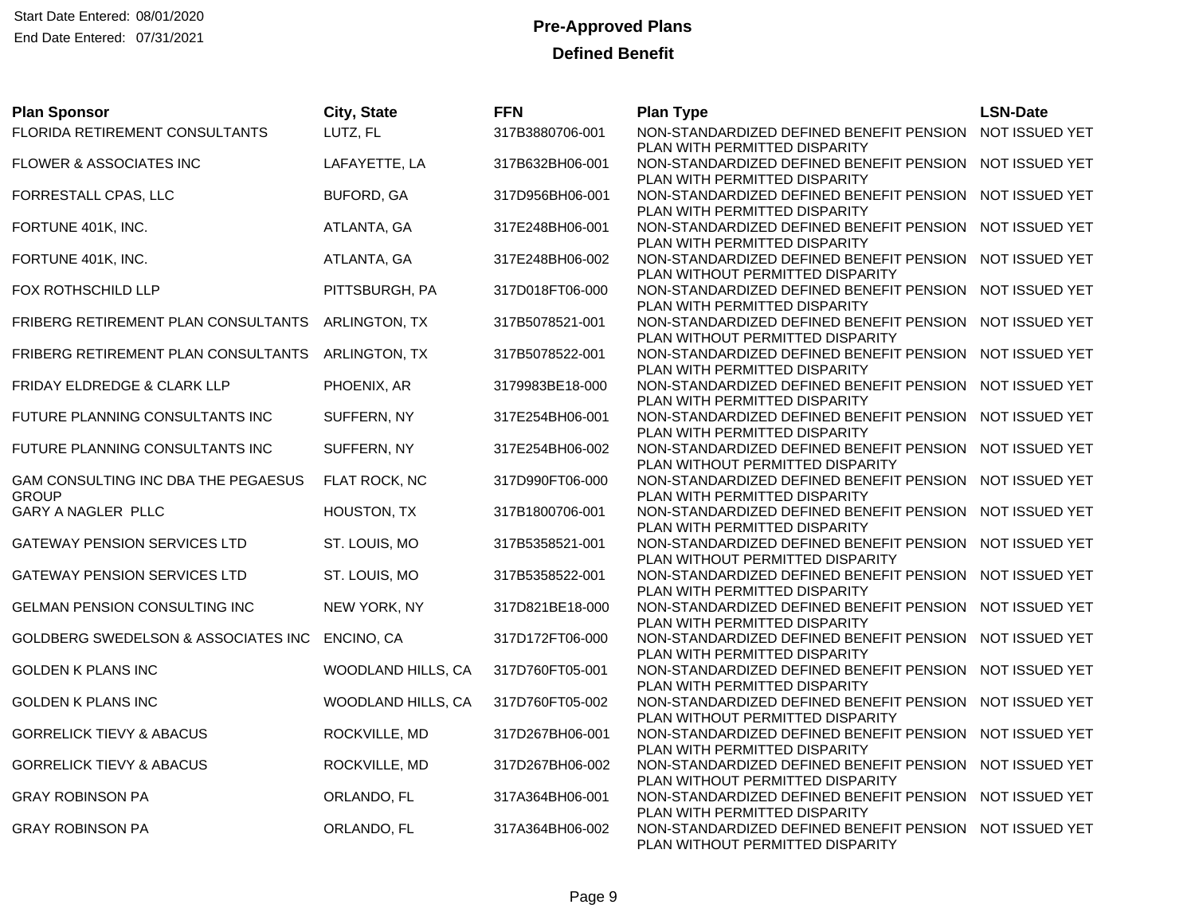Start Date Entered: 08/01/2020
End Date Entered: 07/31/2021

# Pre-Approved Plans

## Defined Benefit

| Plan Sponsor | City, State | FFN | Plan Type | LSN-Date |
|---|---|---|---|---|
| FLORIDA RETIREMENT CONSULTANTS | LUTZ, FL | 317B3880706-001 | NON-STANDARDIZED DEFINED BENEFIT PENSION PLAN WITH PERMITTED DISPARITY | NOT ISSUED YET |
| FLOWER & ASSOCIATES INC | LAFAYETTE, LA | 317B632BH06-001 | NON-STANDARDIZED DEFINED BENEFIT PENSION PLAN WITH PERMITTED DISPARITY | NOT ISSUED YET |
| FORRESTALL CPAS, LLC | BUFORD, GA | 317D956BH06-001 | NON-STANDARDIZED DEFINED BENEFIT PENSION PLAN WITH PERMITTED DISPARITY | NOT ISSUED YET |
| FORTUNE 401K, INC. | ATLANTA, GA | 317E248BH06-001 | NON-STANDARDIZED DEFINED BENEFIT PENSION PLAN WITH PERMITTED DISPARITY | NOT ISSUED YET |
| FORTUNE 401K, INC. | ATLANTA, GA | 317E248BH06-002 | NON-STANDARDIZED DEFINED BENEFIT PENSION PLAN WITHOUT PERMITTED DISPARITY | NOT ISSUED YET |
| FOX ROTHSCHILD LLP | PITTSBURGH, PA | 317D018FT06-000 | NON-STANDARDIZED DEFINED BENEFIT PENSION PLAN WITH PERMITTED DISPARITY | NOT ISSUED YET |
| FRIBERG RETIREMENT PLAN CONSULTANTS | ARLINGTON, TX | 317B5078521-001 | NON-STANDARDIZED DEFINED BENEFIT PENSION PLAN WITHOUT PERMITTED DISPARITY | NOT ISSUED YET |
| FRIBERG RETIREMENT PLAN CONSULTANTS | ARLINGTON, TX | 317B5078522-001 | NON-STANDARDIZED DEFINED BENEFIT PENSION PLAN WITH PERMITTED DISPARITY | NOT ISSUED YET |
| FRIDAY ELDREDGE & CLARK LLP | PHOENIX, AR | 3179983BE18-000 | NON-STANDARDIZED DEFINED BENEFIT PENSION PLAN WITH PERMITTED DISPARITY | NOT ISSUED YET |
| FUTURE PLANNING CONSULTANTS INC | SUFFERN, NY | 317E254BH06-001 | NON-STANDARDIZED DEFINED BENEFIT PENSION PLAN WITH PERMITTED DISPARITY | NOT ISSUED YET |
| FUTURE PLANNING CONSULTANTS INC | SUFFERN, NY | 317E254BH06-002 | NON-STANDARDIZED DEFINED BENEFIT PENSION PLAN WITHOUT PERMITTED DISPARITY | NOT ISSUED YET |
| GAM CONSULTING INC DBA THE PEGAESUS GROUP | FLAT ROCK, NC | 317D990FT06-000 | NON-STANDARDIZED DEFINED BENEFIT PENSION PLAN WITH PERMITTED DISPARITY | NOT ISSUED YET |
| GARY A NAGLER PLLC | HOUSTON, TX | 317B1800706-001 | NON-STANDARDIZED DEFINED BENEFIT PENSION PLAN WITH PERMITTED DISPARITY | NOT ISSUED YET |
| GATEWAY PENSION SERVICES LTD | ST. LOUIS, MO | 317B5358521-001 | NON-STANDARDIZED DEFINED BENEFIT PENSION PLAN WITHOUT PERMITTED DISPARITY | NOT ISSUED YET |
| GATEWAY PENSION SERVICES LTD | ST. LOUIS, MO | 317B5358522-001 | NON-STANDARDIZED DEFINED BENEFIT PENSION PLAN WITH PERMITTED DISPARITY | NOT ISSUED YET |
| GELMAN PENSION CONSULTING INC | NEW YORK, NY | 317D821BE18-000 | NON-STANDARDIZED DEFINED BENEFIT PENSION PLAN WITH PERMITTED DISPARITY | NOT ISSUED YET |
| GOLDBERG SWEDELSON & ASSOCIATES INC | ENCINO, CA | 317D172FT06-000 | NON-STANDARDIZED DEFINED BENEFIT PENSION PLAN WITH PERMITTED DISPARITY | NOT ISSUED YET |
| GOLDEN K PLANS INC | WOODLAND HILLS, CA | 317D760FT05-001 | NON-STANDARDIZED DEFINED BENEFIT PENSION PLAN WITH PERMITTED DISPARITY | NOT ISSUED YET |
| GOLDEN K PLANS INC | WOODLAND HILLS, CA | 317D760FT05-002 | NON-STANDARDIZED DEFINED BENEFIT PENSION PLAN WITHOUT PERMITTED DISPARITY | NOT ISSUED YET |
| GORRELICK TIEVY & ABACUS | ROCKVILLE, MD | 317D267BH06-001 | NON-STANDARDIZED DEFINED BENEFIT PENSION PLAN WITH PERMITTED DISPARITY | NOT ISSUED YET |
| GORRELICK TIEVY & ABACUS | ROCKVILLE, MD | 317D267BH06-002 | NON-STANDARDIZED DEFINED BENEFIT PENSION PLAN WITHOUT PERMITTED DISPARITY | NOT ISSUED YET |
| GRAY ROBINSON PA | ORLANDO, FL | 317A364BH06-001 | NON-STANDARDIZED DEFINED BENEFIT PENSION PLAN WITH PERMITTED DISPARITY | NOT ISSUED YET |
| GRAY ROBINSON PA | ORLANDO, FL | 317A364BH06-002 | NON-STANDARDIZED DEFINED BENEFIT PENSION PLAN WITHOUT PERMITTED DISPARITY | NOT ISSUED YET |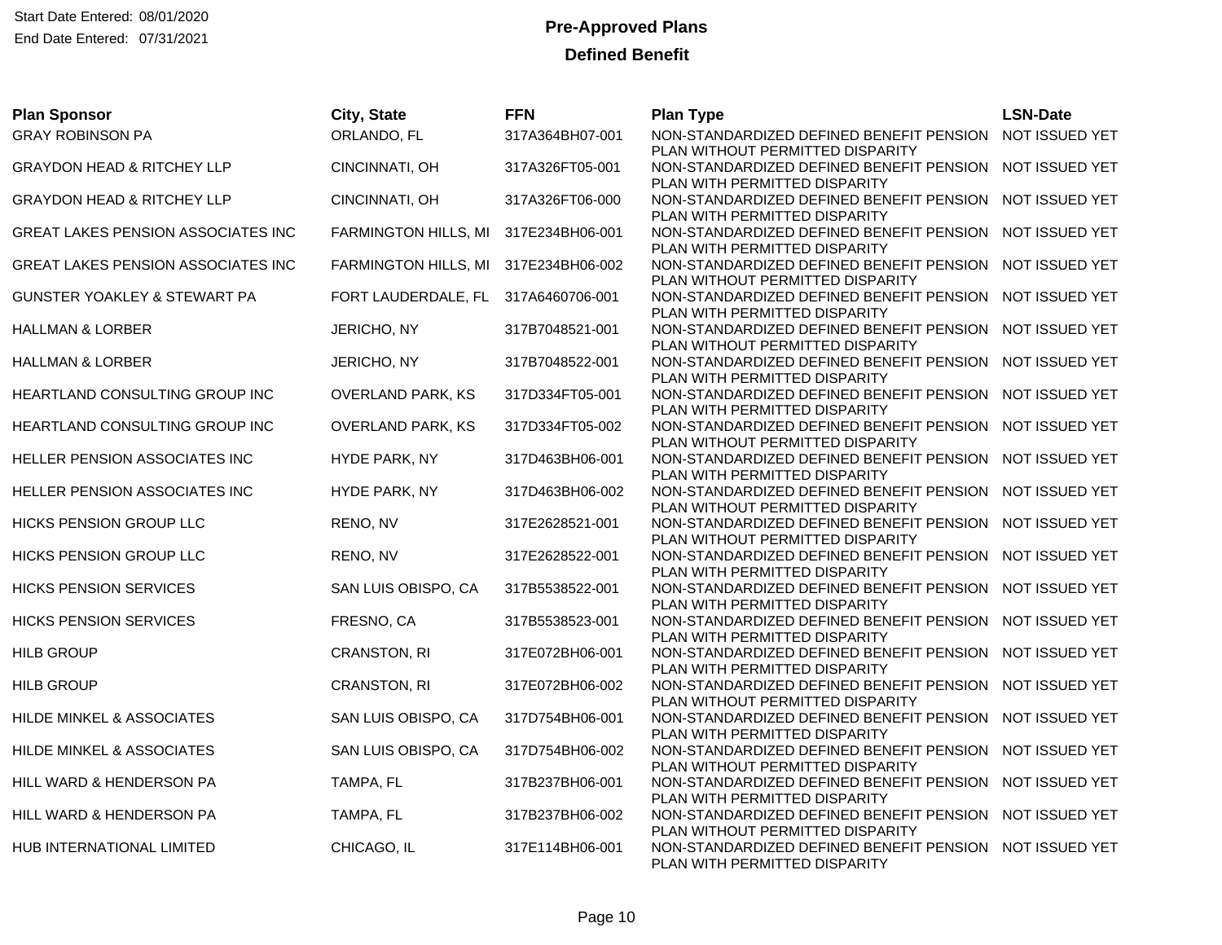Start Date Entered: 08/01/2020
End Date Entered: 07/31/2021

# Pre-Approved Plans

## Defined Benefit

| Plan Sponsor | City, State | FFN | Plan Type | LSN-Date |
|---|---|---|---|---|
| GRAY ROBINSON PA | ORLANDO, FL | 317A364BH07-001 | NON-STANDARDIZED DEFINED BENEFIT PENSION PLAN WITHOUT PERMITTED DISPARITY | NOT ISSUED YET |
| GRAYDON HEAD & RITCHEY LLP | CINCINNATI, OH | 317A326FT05-001 | NON-STANDARDIZED DEFINED BENEFIT PENSION PLAN WITH PERMITTED DISPARITY | NOT ISSUED YET |
| GRAYDON HEAD & RITCHEY LLP | CINCINNATI, OH | 317A326FT06-000 | NON-STANDARDIZED DEFINED BENEFIT PENSION PLAN WITH PERMITTED DISPARITY | NOT ISSUED YET |
| GREAT LAKES PENSION ASSOCIATES INC | FARMINGTON HILLS, MI | 317E234BH06-001 | NON-STANDARDIZED DEFINED BENEFIT PENSION PLAN WITH PERMITTED DISPARITY | NOT ISSUED YET |
| GREAT LAKES PENSION ASSOCIATES INC | FARMINGTON HILLS, MI | 317E234BH06-002 | NON-STANDARDIZED DEFINED BENEFIT PENSION PLAN WITHOUT PERMITTED DISPARITY | NOT ISSUED YET |
| GUNSTER YOAKLEY & STEWART PA | FORT LAUDERDALE, FL | 317A6460706-001 | NON-STANDARDIZED DEFINED BENEFIT PENSION PLAN WITH PERMITTED DISPARITY | NOT ISSUED YET |
| HALLMAN & LORBER | JERICHO, NY | 317B7048521-001 | NON-STANDARDIZED DEFINED BENEFIT PENSION PLAN WITHOUT PERMITTED DISPARITY | NOT ISSUED YET |
| HALLMAN & LORBER | JERICHO, NY | 317B7048522-001 | NON-STANDARDIZED DEFINED BENEFIT PENSION PLAN WITH PERMITTED DISPARITY | NOT ISSUED YET |
| HEARTLAND CONSULTING GROUP INC | OVERLAND PARK, KS | 317D334FT05-001 | NON-STANDARDIZED DEFINED BENEFIT PENSION PLAN WITH PERMITTED DISPARITY | NOT ISSUED YET |
| HEARTLAND CONSULTING GROUP INC | OVERLAND PARK, KS | 317D334FT05-002 | NON-STANDARDIZED DEFINED BENEFIT PENSION PLAN WITHOUT PERMITTED DISPARITY | NOT ISSUED YET |
| HELLER PENSION ASSOCIATES INC | HYDE PARK, NY | 317D463BH06-001 | NON-STANDARDIZED DEFINED BENEFIT PENSION PLAN WITH PERMITTED DISPARITY | NOT ISSUED YET |
| HELLER PENSION ASSOCIATES INC | HYDE PARK, NY | 317D463BH06-002 | NON-STANDARDIZED DEFINED BENEFIT PENSION PLAN WITHOUT PERMITTED DISPARITY | NOT ISSUED YET |
| HICKS PENSION GROUP LLC | RENO, NV | 317E2628521-001 | NON-STANDARDIZED DEFINED BENEFIT PENSION PLAN WITHOUT PERMITTED DISPARITY | NOT ISSUED YET |
| HICKS PENSION GROUP LLC | RENO, NV | 317E2628522-001 | NON-STANDARDIZED DEFINED BENEFIT PENSION PLAN WITH PERMITTED DISPARITY | NOT ISSUED YET |
| HICKS PENSION SERVICES | SAN LUIS OBISPO, CA | 317B5538522-001 | NON-STANDARDIZED DEFINED BENEFIT PENSION PLAN WITH PERMITTED DISPARITY | NOT ISSUED YET |
| HICKS PENSION SERVICES | FRESNO, CA | 317B5538523-001 | NON-STANDARDIZED DEFINED BENEFIT PENSION PLAN WITH PERMITTED DISPARITY | NOT ISSUED YET |
| HILB GROUP | CRANSTON, RI | 317E072BH06-001 | NON-STANDARDIZED DEFINED BENEFIT PENSION PLAN WITH PERMITTED DISPARITY | NOT ISSUED YET |
| HILB GROUP | CRANSTON, RI | 317E072BH06-002 | NON-STANDARDIZED DEFINED BENEFIT PENSION PLAN WITHOUT PERMITTED DISPARITY | NOT ISSUED YET |
| HILDE MINKEL & ASSOCIATES | SAN LUIS OBISPO, CA | 317D754BH06-001 | NON-STANDARDIZED DEFINED BENEFIT PENSION PLAN WITH PERMITTED DISPARITY | NOT ISSUED YET |
| HILDE MINKEL & ASSOCIATES | SAN LUIS OBISPO, CA | 317D754BH06-002 | NON-STANDARDIZED DEFINED BENEFIT PENSION PLAN WITHOUT PERMITTED DISPARITY | NOT ISSUED YET |
| HILL WARD & HENDERSON PA | TAMPA, FL | 317B237BH06-001 | NON-STANDARDIZED DEFINED BENEFIT PENSION PLAN WITH PERMITTED DISPARITY | NOT ISSUED YET |
| HILL WARD & HENDERSON PA | TAMPA, FL | 317B237BH06-002 | NON-STANDARDIZED DEFINED BENEFIT PENSION PLAN WITHOUT PERMITTED DISPARITY | NOT ISSUED YET |
| HUB INTERNATIONAL LIMITED | CHICAGO, IL | 317E114BH06-001 | NON-STANDARDIZED DEFINED BENEFIT PENSION PLAN WITH PERMITTED DISPARITY | NOT ISSUED YET |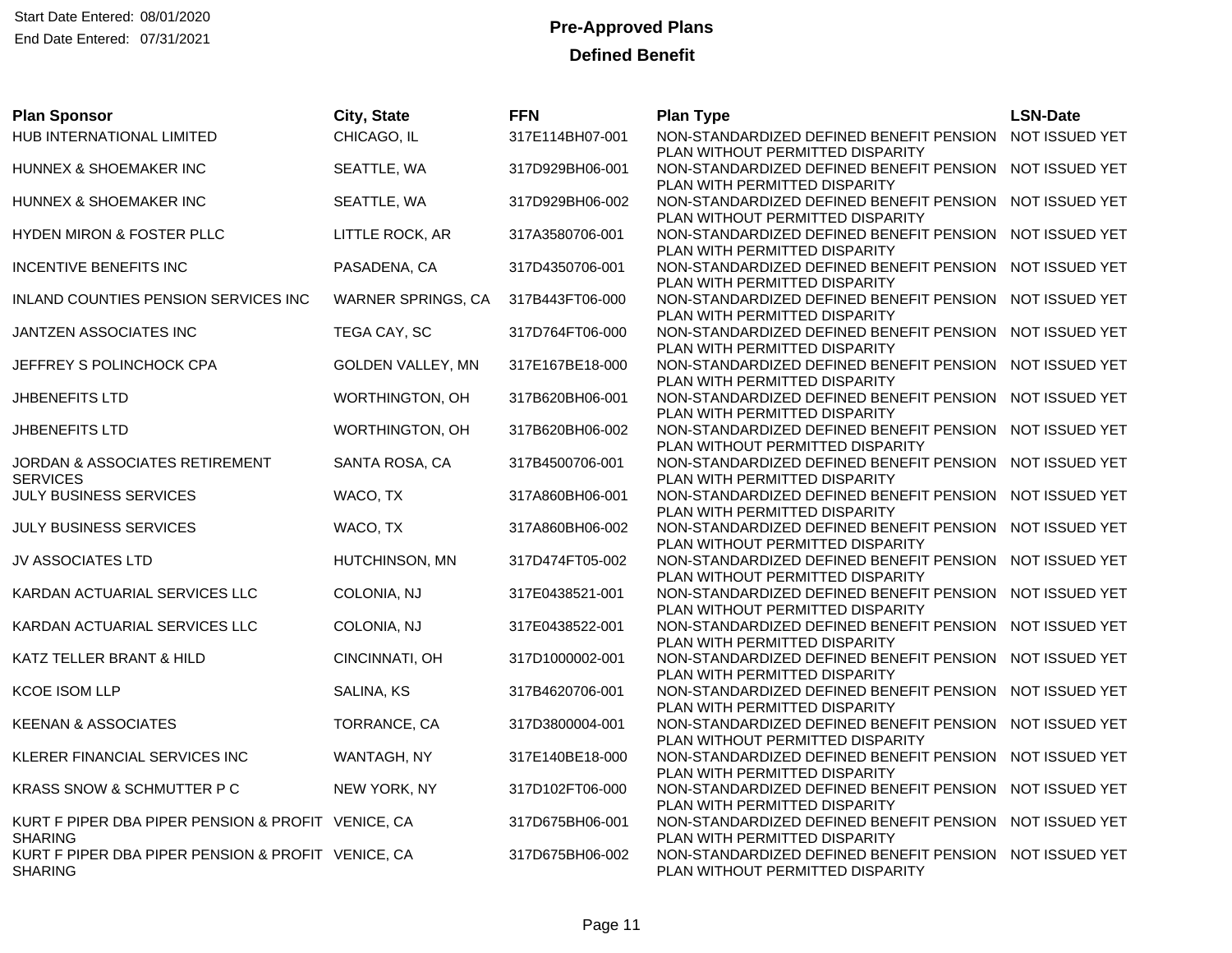Start Date Entered: 08/01/2020
End Date Entered: 07/31/2021

# Pre-Approved Plans

## Defined Benefit

| Plan Sponsor | City, State | FFN | Plan Type | LSN-Date |
|---|---|---|---|---|
| HUB INTERNATIONAL LIMITED | CHICAGO, IL | 317E114BH07-001 | NON-STANDARDIZED DEFINED BENEFIT PENSION PLAN WITHOUT PERMITTED DISPARITY | NOT ISSUED YET |
| HUNNEX & SHOEMAKER INC | SEATTLE, WA | 317D929BH06-001 | NON-STANDARDIZED DEFINED BENEFIT PENSION PLAN WITH PERMITTED DISPARITY | NOT ISSUED YET |
| HUNNEX & SHOEMAKER INC | SEATTLE, WA | 317D929BH06-002 | NON-STANDARDIZED DEFINED BENEFIT PENSION PLAN WITHOUT PERMITTED DISPARITY | NOT ISSUED YET |
| HYDEN MIRON & FOSTER PLLC | LITTLE ROCK, AR | 317A3580706-001 | NON-STANDARDIZED DEFINED BENEFIT PENSION PLAN WITH PERMITTED DISPARITY | NOT ISSUED YET |
| INCENTIVE BENEFITS INC | PASADENA, CA | 317D4350706-001 | NON-STANDARDIZED DEFINED BENEFIT PENSION PLAN WITH PERMITTED DISPARITY | NOT ISSUED YET |
| INLAND COUNTIES PENSION SERVICES INC | WARNER SPRINGS, CA | 317B443FT06-000 | NON-STANDARDIZED DEFINED BENEFIT PENSION PLAN WITH PERMITTED DISPARITY | NOT ISSUED YET |
| JANTZEN ASSOCIATES INC | TEGA CAY, SC | 317D764FT06-000 | NON-STANDARDIZED DEFINED BENEFIT PENSION PLAN WITH PERMITTED DISPARITY | NOT ISSUED YET |
| JEFFREY S POLINCHOCK CPA | GOLDEN VALLEY, MN | 317E167BE18-000 | NON-STANDARDIZED DEFINED BENEFIT PENSION PLAN WITH PERMITTED DISPARITY | NOT ISSUED YET |
| JHBENEFITS LTD | WORTHINGTON, OH | 317B620BH06-001 | NON-STANDARDIZED DEFINED BENEFIT PENSION PLAN WITH PERMITTED DISPARITY | NOT ISSUED YET |
| JHBENEFITS LTD | WORTHINGTON, OH | 317B620BH06-002 | NON-STANDARDIZED DEFINED BENEFIT PENSION PLAN WITHOUT PERMITTED DISPARITY | NOT ISSUED YET |
| JORDAN & ASSOCIATES RETIREMENT SERVICES | SANTA ROSA, CA | 317B4500706-001 | NON-STANDARDIZED DEFINED BENEFIT PENSION PLAN WITH PERMITTED DISPARITY | NOT ISSUED YET |
| JULY BUSINESS SERVICES | WACO, TX | 317A860BH06-001 | NON-STANDARDIZED DEFINED BENEFIT PENSION PLAN WITH PERMITTED DISPARITY | NOT ISSUED YET |
| JULY BUSINESS SERVICES | WACO, TX | 317A860BH06-002 | NON-STANDARDIZED DEFINED BENEFIT PENSION PLAN WITHOUT PERMITTED DISPARITY | NOT ISSUED YET |
| JV ASSOCIATES LTD | HUTCHINSON, MN | 317D474FT05-002 | NON-STANDARDIZED DEFINED BENEFIT PENSION PLAN WITHOUT PERMITTED DISPARITY | NOT ISSUED YET |
| KARDAN ACTUARIAL SERVICES LLC | COLONIA, NJ | 317E0438521-001 | NON-STANDARDIZED DEFINED BENEFIT PENSION PLAN WITHOUT PERMITTED DISPARITY | NOT ISSUED YET |
| KARDAN ACTUARIAL SERVICES LLC | COLONIA, NJ | 317E0438522-001 | NON-STANDARDIZED DEFINED BENEFIT PENSION PLAN WITH PERMITTED DISPARITY | NOT ISSUED YET |
| KATZ TELLER BRANT & HILD | CINCINNATI, OH | 317D1000002-001 | NON-STANDARDIZED DEFINED BENEFIT PENSION PLAN WITH PERMITTED DISPARITY | NOT ISSUED YET |
| KCOE ISOM LLP | SALINA, KS | 317B4620706-001 | NON-STANDARDIZED DEFINED BENEFIT PENSION PLAN WITH PERMITTED DISPARITY | NOT ISSUED YET |
| KEENAN & ASSOCIATES | TORRANCE, CA | 317D3800004-001 | NON-STANDARDIZED DEFINED BENEFIT PENSION PLAN WITHOUT PERMITTED DISPARITY | NOT ISSUED YET |
| KLERER FINANCIAL SERVICES INC | WANTAGH, NY | 317E140BE18-000 | NON-STANDARDIZED DEFINED BENEFIT PENSION PLAN WITH PERMITTED DISPARITY | NOT ISSUED YET |
| KRASS SNOW & SCHMUTTER P C | NEW YORK, NY | 317D102FT06-000 | NON-STANDARDIZED DEFINED BENEFIT PENSION PLAN WITH PERMITTED DISPARITY | NOT ISSUED YET |
| KURT F PIPER DBA PIPER PENSION & PROFIT SHARING | VENICE, CA | 317D675BH06-001 | NON-STANDARDIZED DEFINED BENEFIT PENSION PLAN WITH PERMITTED DISPARITY | NOT ISSUED YET |
| KURT F PIPER DBA PIPER PENSION & PROFIT SHARING | VENICE, CA | 317D675BH06-002 | NON-STANDARDIZED DEFINED BENEFIT PENSION PLAN WITHOUT PERMITTED DISPARITY | NOT ISSUED YET |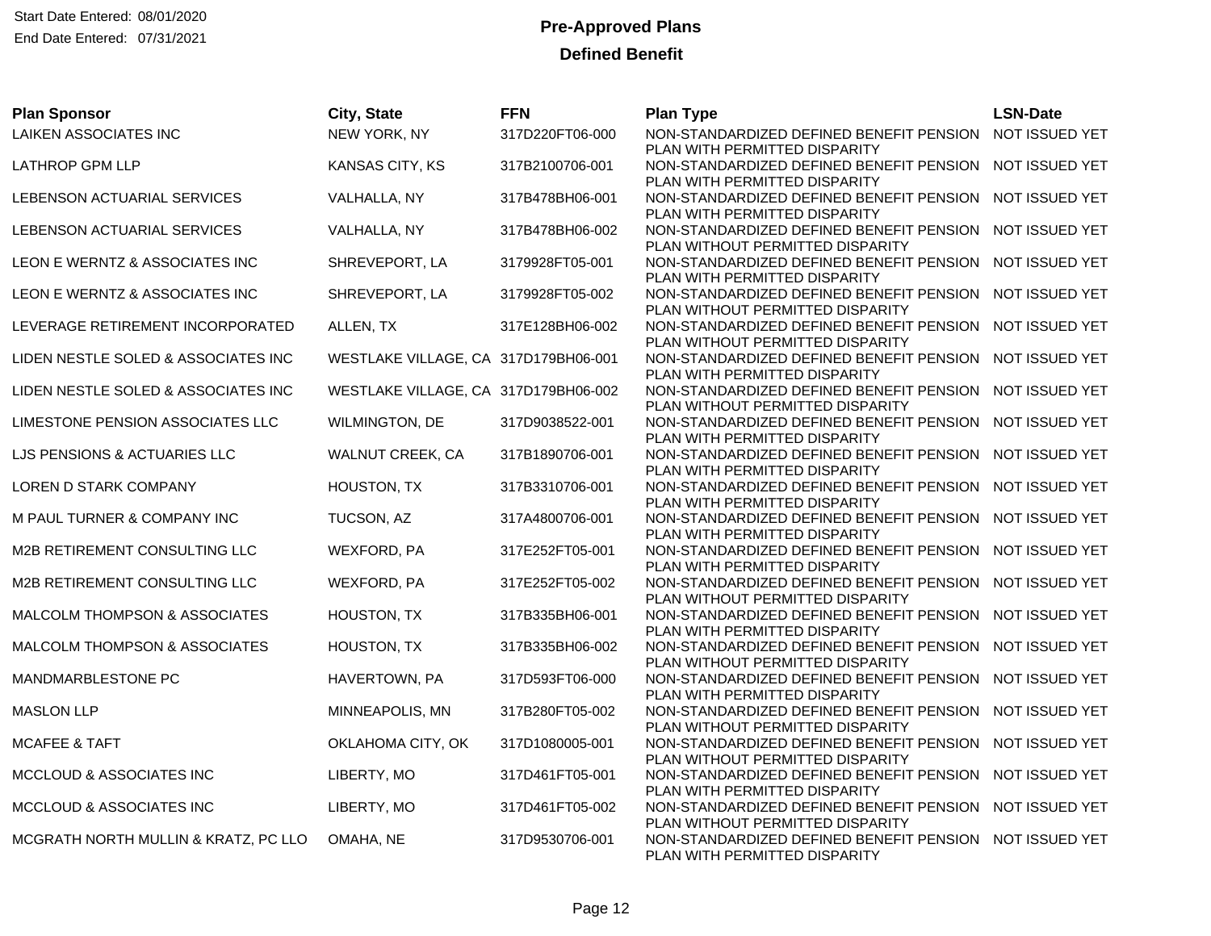Start Date Entered: 08/01/2020
End Date Entered: 07/31/2021

# Pre-Approved Plans

## Defined Benefit

| Plan Sponsor | City, State | FFN | Plan Type | LSN-Date |
|---|---|---|---|---|
| LAIKEN ASSOCIATES INC | NEW YORK, NY | 317D220FT06-000 | NON-STANDARDIZED DEFINED BENEFIT PENSION PLAN WITH PERMITTED DISPARITY | NOT ISSUED YET |
| LATHROP GPM LLP | KANSAS CITY, KS | 317B2100706-001 | NON-STANDARDIZED DEFINED BENEFIT PENSION PLAN WITH PERMITTED DISPARITY | NOT ISSUED YET |
| LEBENSON ACTUARIAL SERVICES | VALHALLA, NY | 317B478BH06-001 | NON-STANDARDIZED DEFINED BENEFIT PENSION PLAN WITH PERMITTED DISPARITY | NOT ISSUED YET |
| LEBENSON ACTUARIAL SERVICES | VALHALLA, NY | 317B478BH06-002 | NON-STANDARDIZED DEFINED BENEFIT PENSION PLAN WITHOUT PERMITTED DISPARITY | NOT ISSUED YET |
| LEON E WERNTZ & ASSOCIATES INC | SHREVEPORT, LA | 3179928FT05-001 | NON-STANDARDIZED DEFINED BENEFIT PENSION PLAN WITH PERMITTED DISPARITY | NOT ISSUED YET |
| LEON E WERNTZ & ASSOCIATES INC | SHREVEPORT, LA | 3179928FT05-002 | NON-STANDARDIZED DEFINED BENEFIT PENSION PLAN WITHOUT PERMITTED DISPARITY | NOT ISSUED YET |
| LEVERAGE RETIREMENT INCORPORATED | ALLEN, TX | 317E128BH06-002 | NON-STANDARDIZED DEFINED BENEFIT PENSION PLAN WITHOUT PERMITTED DISPARITY | NOT ISSUED YET |
| LIDEN NESTLE SOLED & ASSOCIATES INC | WESTLAKE VILLAGE, CA | 317D179BH06-001 | NON-STANDARDIZED DEFINED BENEFIT PENSION PLAN WITH PERMITTED DISPARITY | NOT ISSUED YET |
| LIDEN NESTLE SOLED & ASSOCIATES INC | WESTLAKE VILLAGE, CA | 317D179BH06-002 | NON-STANDARDIZED DEFINED BENEFIT PENSION PLAN WITHOUT PERMITTED DISPARITY | NOT ISSUED YET |
| LIMESTONE PENSION ASSOCIATES LLC | WILMINGTON, DE | 317D9038522-001 | NON-STANDARDIZED DEFINED BENEFIT PENSION PLAN WITH PERMITTED DISPARITY | NOT ISSUED YET |
| LJS PENSIONS & ACTUARIES LLC | WALNUT CREEK, CA | 317B1890706-001 | NON-STANDARDIZED DEFINED BENEFIT PENSION PLAN WITH PERMITTED DISPARITY | NOT ISSUED YET |
| LOREN D STARK COMPANY | HOUSTON, TX | 317B3310706-001 | NON-STANDARDIZED DEFINED BENEFIT PENSION PLAN WITH PERMITTED DISPARITY | NOT ISSUED YET |
| M PAUL TURNER & COMPANY INC | TUCSON, AZ | 317A4800706-001 | NON-STANDARDIZED DEFINED BENEFIT PENSION PLAN WITH PERMITTED DISPARITY | NOT ISSUED YET |
| M2B RETIREMENT CONSULTING LLC | WEXFORD, PA | 317E252FT05-001 | NON-STANDARDIZED DEFINED BENEFIT PENSION PLAN WITH PERMITTED DISPARITY | NOT ISSUED YET |
| M2B RETIREMENT CONSULTING LLC | WEXFORD, PA | 317E252FT05-002 | NON-STANDARDIZED DEFINED BENEFIT PENSION PLAN WITHOUT PERMITTED DISPARITY | NOT ISSUED YET |
| MALCOLM THOMPSON & ASSOCIATES | HOUSTON, TX | 317B335BH06-001 | NON-STANDARDIZED DEFINED BENEFIT PENSION PLAN WITH PERMITTED DISPARITY | NOT ISSUED YET |
| MALCOLM THOMPSON & ASSOCIATES | HOUSTON, TX | 317B335BH06-002 | NON-STANDARDIZED DEFINED BENEFIT PENSION PLAN WITHOUT PERMITTED DISPARITY | NOT ISSUED YET |
| MANDMARBLESTONE PC | HAVERTOWN, PA | 317D593FT06-000 | NON-STANDARDIZED DEFINED BENEFIT PENSION PLAN WITH PERMITTED DISPARITY | NOT ISSUED YET |
| MASLON LLP | MINNEAPOLIS, MN | 317B280FT05-002 | NON-STANDARDIZED DEFINED BENEFIT PENSION PLAN WITHOUT PERMITTED DISPARITY | NOT ISSUED YET |
| MCAFEE & TAFT | OKLAHOMA CITY, OK | 317D1080005-001 | NON-STANDARDIZED DEFINED BENEFIT PENSION PLAN WITHOUT PERMITTED DISPARITY | NOT ISSUED YET |
| MCCLOUD & ASSOCIATES INC | LIBERTY, MO | 317D461FT05-001 | NON-STANDARDIZED DEFINED BENEFIT PENSION PLAN WITH PERMITTED DISPARITY | NOT ISSUED YET |
| MCCLOUD & ASSOCIATES INC | LIBERTY, MO | 317D461FT05-002 | NON-STANDARDIZED DEFINED BENEFIT PENSION PLAN WITHOUT PERMITTED DISPARITY | NOT ISSUED YET |
| MCGRATH NORTH MULLIN & KRATZ, PC LLO | OMAHA, NE | 317D9530706-001 | NON-STANDARDIZED DEFINED BENEFIT PENSION PLAN WITH PERMITTED DISPARITY | NOT ISSUED YET |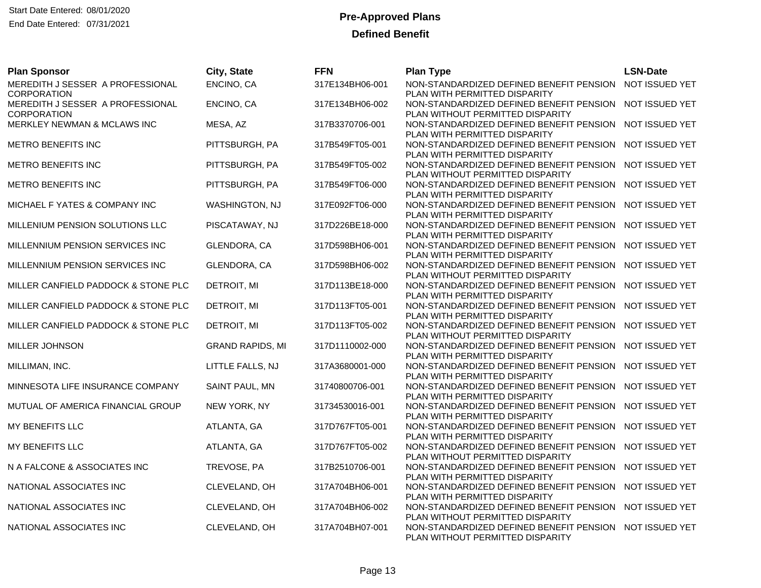Start Date Entered: 08/01/2020
End Date Entered: 07/31/2021

# Pre-Approved Plans

## Defined Benefit

| Plan Sponsor | City, State | FFN | Plan Type | LSN-Date |
|---|---|---|---|---|
| MEREDITH J SESSER A PROFESSIONAL CORPORATION | ENCINO, CA | 317E134BH06-001 | NON-STANDARDIZED DEFINED BENEFIT PENSION PLAN WITH PERMITTED DISPARITY | NOT ISSUED YET |
| MEREDITH J SESSER A PROFESSIONAL CORPORATION | ENCINO, CA | 317E134BH06-002 | NON-STANDARDIZED DEFINED BENEFIT PENSION PLAN WITHOUT PERMITTED DISPARITY | NOT ISSUED YET |
| MERKLEY NEWMAN & MCLAWS INC | MESA, AZ | 317B3370706-001 | NON-STANDARDIZED DEFINED BENEFIT PENSION PLAN WITH PERMITTED DISPARITY | NOT ISSUED YET |
| METRO BENEFITS INC | PITTSBURGH, PA | 317B549FT05-001 | NON-STANDARDIZED DEFINED BENEFIT PENSION PLAN WITH PERMITTED DISPARITY | NOT ISSUED YET |
| METRO BENEFITS INC | PITTSBURGH, PA | 317B549FT05-002 | NON-STANDARDIZED DEFINED BENEFIT PENSION PLAN WITHOUT PERMITTED DISPARITY | NOT ISSUED YET |
| METRO BENEFITS INC | PITTSBURGH, PA | 317B549FT06-000 | NON-STANDARDIZED DEFINED BENEFIT PENSION PLAN WITH PERMITTED DISPARITY | NOT ISSUED YET |
| MICHAEL F YATES & COMPANY INC | WASHINGTON, NJ | 317E092FT06-000 | NON-STANDARDIZED DEFINED BENEFIT PENSION PLAN WITH PERMITTED DISPARITY | NOT ISSUED YET |
| MILLENIUM PENSION SOLUTIONS LLC | PISCATAWAY, NJ | 317D226BE18-000 | NON-STANDARDIZED DEFINED BENEFIT PENSION PLAN WITH PERMITTED DISPARITY | NOT ISSUED YET |
| MILLENNIUM PENSION SERVICES INC | GLENDORA, CA | 317D598BH06-001 | NON-STANDARDIZED DEFINED BENEFIT PENSION PLAN WITH PERMITTED DISPARITY | NOT ISSUED YET |
| MILLENNIUM PENSION SERVICES INC | GLENDORA, CA | 317D598BH06-002 | NON-STANDARDIZED DEFINED BENEFIT PENSION PLAN WITHOUT PERMITTED DISPARITY | NOT ISSUED YET |
| MILLER CANFIELD PADDOCK & STONE PLC | DETROIT, MI | 317D113BE18-000 | NON-STANDARDIZED DEFINED BENEFIT PENSION PLAN WITH PERMITTED DISPARITY | NOT ISSUED YET |
| MILLER CANFIELD PADDOCK & STONE PLC | DETROIT, MI | 317D113FT05-001 | NON-STANDARDIZED DEFINED BENEFIT PENSION PLAN WITH PERMITTED DISPARITY | NOT ISSUED YET |
| MILLER CANFIELD PADDOCK & STONE PLC | DETROIT, MI | 317D113FT05-002 | NON-STANDARDIZED DEFINED BENEFIT PENSION PLAN WITHOUT PERMITTED DISPARITY | NOT ISSUED YET |
| MILLER JOHNSON | GRAND RAPIDS, MI | 317D1110002-000 | NON-STANDARDIZED DEFINED BENEFIT PENSION PLAN WITH PERMITTED DISPARITY | NOT ISSUED YET |
| MILLIMAN, INC. | LITTLE FALLS, NJ | 317A3680001-000 | NON-STANDARDIZED DEFINED BENEFIT PENSION PLAN WITH PERMITTED DISPARITY | NOT ISSUED YET |
| MINNESOTA LIFE INSURANCE COMPANY | SAINT PAUL, MN | 31740800706-001 | NON-STANDARDIZED DEFINED BENEFIT PENSION PLAN WITH PERMITTED DISPARITY | NOT ISSUED YET |
| MUTUAL OF AMERICA FINANCIAL GROUP | NEW YORK, NY | 31734530016-001 | NON-STANDARDIZED DEFINED BENEFIT PENSION PLAN WITH PERMITTED DISPARITY | NOT ISSUED YET |
| MY BENEFITS LLC | ATLANTA, GA | 317D767FT05-001 | NON-STANDARDIZED DEFINED BENEFIT PENSION PLAN WITH PERMITTED DISPARITY | NOT ISSUED YET |
| MY BENEFITS LLC | ATLANTA, GA | 317D767FT05-002 | NON-STANDARDIZED DEFINED BENEFIT PENSION PLAN WITHOUT PERMITTED DISPARITY | NOT ISSUED YET |
| N A FALCONE & ASSOCIATES INC | TREVOSE, PA | 317B2510706-001 | NON-STANDARDIZED DEFINED BENEFIT PENSION PLAN WITH PERMITTED DISPARITY | NOT ISSUED YET |
| NATIONAL ASSOCIATES INC | CLEVELAND, OH | 317A704BH06-001 | NON-STANDARDIZED DEFINED BENEFIT PENSION PLAN WITH PERMITTED DISPARITY | NOT ISSUED YET |
| NATIONAL ASSOCIATES INC | CLEVELAND, OH | 317A704BH06-002 | NON-STANDARDIZED DEFINED BENEFIT PENSION PLAN WITHOUT PERMITTED DISPARITY | NOT ISSUED YET |
| NATIONAL ASSOCIATES INC | CLEVELAND, OH | 317A704BH07-001 | NON-STANDARDIZED DEFINED BENEFIT PENSION PLAN WITHOUT PERMITTED DISPARITY | NOT ISSUED YET |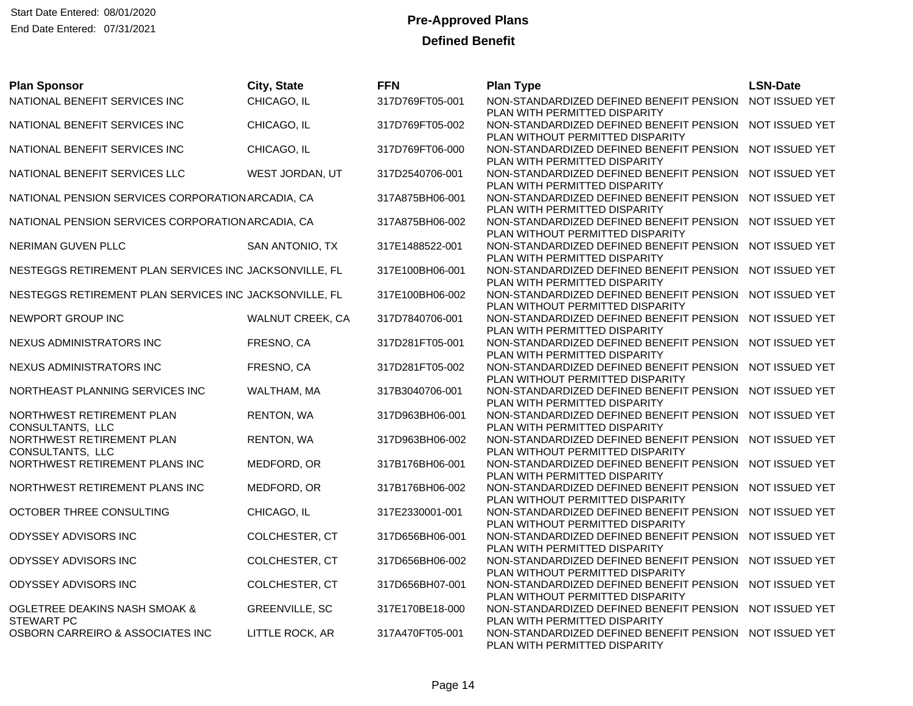Start Date Entered: 08/01/2020
End Date Entered: 07/31/2021

# Pre-Approved Plans

## Defined Benefit

| Plan Sponsor | City, State | FFN | Plan Type | LSN-Date |
|---|---|---|---|---|
| NATIONAL BENEFIT SERVICES INC | CHICAGO, IL | 317D769FT05-001 | NON-STANDARDIZED DEFINED BENEFIT PENSION PLAN WITH PERMITTED DISPARITY | NOT ISSUED YET |
| NATIONAL BENEFIT SERVICES INC | CHICAGO, IL | 317D769FT05-002 | NON-STANDARDIZED DEFINED BENEFIT PENSION PLAN WITHOUT PERMITTED DISPARITY | NOT ISSUED YET |
| NATIONAL BENEFIT SERVICES INC | CHICAGO, IL | 317D769FT06-000 | NON-STANDARDIZED DEFINED BENEFIT PENSION PLAN WITH PERMITTED DISPARITY | NOT ISSUED YET |
| NATIONAL BENEFIT SERVICES LLC | WEST JORDAN, UT | 317D2540706-001 | NON-STANDARDIZED DEFINED BENEFIT PENSION PLAN WITH PERMITTED DISPARITY | NOT ISSUED YET |
| NATIONAL PENSION SERVICES CORPORATION | ARCADIA, CA | 317A875BH06-001 | NON-STANDARDIZED DEFINED BENEFIT PENSION PLAN WITH PERMITTED DISPARITY | NOT ISSUED YET |
| NATIONAL PENSION SERVICES CORPORATION | ARCADIA, CA | 317A875BH06-002 | NON-STANDARDIZED DEFINED BENEFIT PENSION PLAN WITHOUT PERMITTED DISPARITY | NOT ISSUED YET |
| NERIMAN GUVEN PLLC | SAN ANTONIO, TX | 317E1488522-001 | NON-STANDARDIZED DEFINED BENEFIT PENSION PLAN WITH PERMITTED DISPARITY | NOT ISSUED YET |
| NESTEGGS RETIREMENT PLAN SERVICES INC | JACKSONVILLE, FL | 317E100BH06-001 | NON-STANDARDIZED DEFINED BENEFIT PENSION PLAN WITH PERMITTED DISPARITY | NOT ISSUED YET |
| NESTEGGS RETIREMENT PLAN SERVICES INC | JACKSONVILLE, FL | 317E100BH06-002 | NON-STANDARDIZED DEFINED BENEFIT PENSION PLAN WITHOUT PERMITTED DISPARITY | NOT ISSUED YET |
| NEWPORT GROUP INC | WALNUT CREEK, CA | 317D7840706-001 | NON-STANDARDIZED DEFINED BENEFIT PENSION PLAN WITH PERMITTED DISPARITY | NOT ISSUED YET |
| NEXUS ADMINISTRATORS INC | FRESNO, CA | 317D281FT05-001 | NON-STANDARDIZED DEFINED BENEFIT PENSION PLAN WITH PERMITTED DISPARITY | NOT ISSUED YET |
| NEXUS ADMINISTRATORS INC | FRESNO, CA | 317D281FT05-002 | NON-STANDARDIZED DEFINED BENEFIT PENSION PLAN WITHOUT PERMITTED DISPARITY | NOT ISSUED YET |
| NORTHEAST PLANNING SERVICES INC | WALTHAM, MA | 317B3040706-001 | NON-STANDARDIZED DEFINED BENEFIT PENSION PLAN WITH PERMITTED DISPARITY | NOT ISSUED YET |
| NORTHWEST RETIREMENT PLAN CONSULTANTS, LLC | RENTON, WA | 317D963BH06-001 | NON-STANDARDIZED DEFINED BENEFIT PENSION PLAN WITH PERMITTED DISPARITY | NOT ISSUED YET |
| NORTHWEST RETIREMENT PLAN CONSULTANTS, LLC | RENTON, WA | 317D963BH06-002 | NON-STANDARDIZED DEFINED BENEFIT PENSION PLAN WITHOUT PERMITTED DISPARITY | NOT ISSUED YET |
| NORTHWEST RETIREMENT PLANS INC | MEDFORD, OR | 317B176BH06-001 | NON-STANDARDIZED DEFINED BENEFIT PENSION PLAN WITH PERMITTED DISPARITY | NOT ISSUED YET |
| NORTHWEST RETIREMENT PLANS INC | MEDFORD, OR | 317B176BH06-002 | NON-STANDARDIZED DEFINED BENEFIT PENSION PLAN WITHOUT PERMITTED DISPARITY | NOT ISSUED YET |
| OCTOBER THREE CONSULTING | CHICAGO, IL | 317E2330001-001 | NON-STANDARDIZED DEFINED BENEFIT PENSION PLAN WITHOUT PERMITTED DISPARITY | NOT ISSUED YET |
| ODYSSEY ADVISORS INC | COLCHESTER, CT | 317D656BH06-001 | NON-STANDARDIZED DEFINED BENEFIT PENSION PLAN WITH PERMITTED DISPARITY | NOT ISSUED YET |
| ODYSSEY ADVISORS INC | COLCHESTER, CT | 317D656BH06-002 | NON-STANDARDIZED DEFINED BENEFIT PENSION PLAN WITHOUT PERMITTED DISPARITY | NOT ISSUED YET |
| ODYSSEY ADVISORS INC | COLCHESTER, CT | 317D656BH07-001 | NON-STANDARDIZED DEFINED BENEFIT PENSION PLAN WITHOUT PERMITTED DISPARITY | NOT ISSUED YET |
| OGLETREE DEAKINS NASH SMOAK & STEWART PC | GREENVILLE, SC | 317E170BE18-000 | NON-STANDARDIZED DEFINED BENEFIT PENSION PLAN WITH PERMITTED DISPARITY | NOT ISSUED YET |
| OSBORN CARREIRO & ASSOCIATES INC | LITTLE ROCK, AR | 317A470FT05-001 | NON-STANDARDIZED DEFINED BENEFIT PENSION PLAN WITH PERMITTED DISPARITY | NOT ISSUED YET |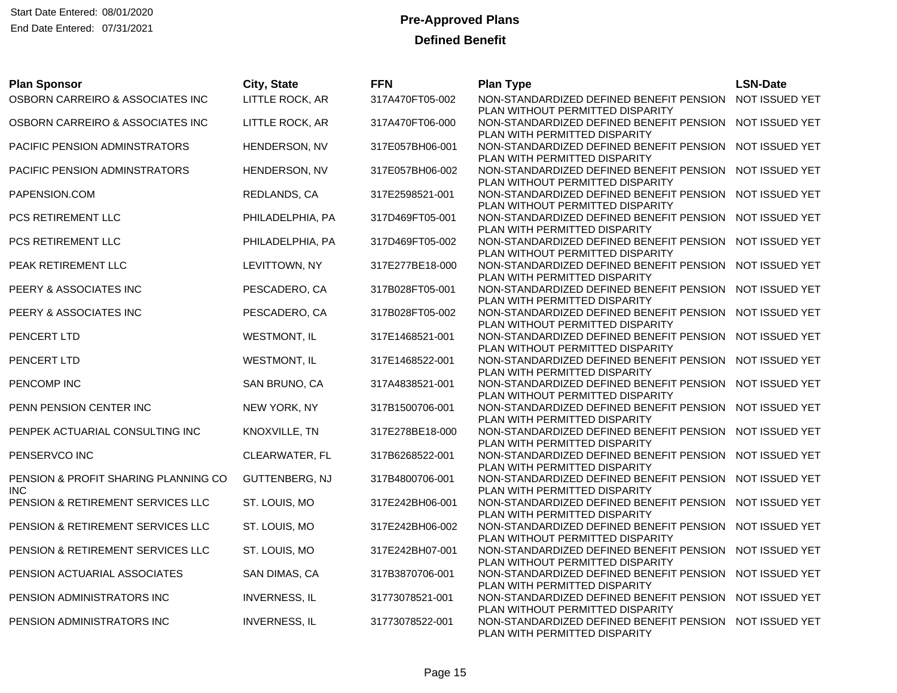Start Date Entered: 08/01/2020
End Date Entered: 07/31/2021

# Pre-Approved Plans

## Defined Benefit

| Plan Sponsor | City, State | FFN | Plan Type | LSN-Date |
|---|---|---|---|---|
| OSBORN CARREIRO & ASSOCIATES INC | LITTLE ROCK, AR | 317A470FT05-002 | NON-STANDARDIZED DEFINED BENEFIT PENSION PLAN WITHOUT PERMITTED DISPARITY | NOT ISSUED YET |
| OSBORN CARREIRO & ASSOCIATES INC | LITTLE ROCK, AR | 317A470FT06-000 | NON-STANDARDIZED DEFINED BENEFIT PENSION PLAN WITH PERMITTED DISPARITY | NOT ISSUED YET |
| PACIFIC PENSION ADMINSTRATORS | HENDERSON, NV | 317E057BH06-001 | NON-STANDARDIZED DEFINED BENEFIT PENSION PLAN WITH PERMITTED DISPARITY | NOT ISSUED YET |
| PACIFIC PENSION ADMINSTRATORS | HENDERSON, NV | 317E057BH06-002 | NON-STANDARDIZED DEFINED BENEFIT PENSION PLAN WITHOUT PERMITTED DISPARITY | NOT ISSUED YET |
| PAPENSION.COM | REDLANDS, CA | 317E2598521-001 | NON-STANDARDIZED DEFINED BENEFIT PENSION PLAN WITHOUT PERMITTED DISPARITY | NOT ISSUED YET |
| PCS RETIREMENT LLC | PHILADELPHIA, PA | 317D469FT05-001 | NON-STANDARDIZED DEFINED BENEFIT PENSION PLAN WITH PERMITTED DISPARITY | NOT ISSUED YET |
| PCS RETIREMENT LLC | PHILADELPHIA, PA | 317D469FT05-002 | NON-STANDARDIZED DEFINED BENEFIT PENSION PLAN WITHOUT PERMITTED DISPARITY | NOT ISSUED YET |
| PEAK RETIREMENT LLC | LEVITTOWN, NY | 317E277BE18-000 | NON-STANDARDIZED DEFINED BENEFIT PENSION PLAN WITH PERMITTED DISPARITY | NOT ISSUED YET |
| PEERY & ASSOCIATES INC | PESCADERO, CA | 317B028FT05-001 | NON-STANDARDIZED DEFINED BENEFIT PENSION PLAN WITH PERMITTED DISPARITY | NOT ISSUED YET |
| PEERY & ASSOCIATES INC | PESCADERO, CA | 317B028FT05-002 | NON-STANDARDIZED DEFINED BENEFIT PENSION PLAN WITHOUT PERMITTED DISPARITY | NOT ISSUED YET |
| PENCERT LTD | WESTMONT, IL | 317E1468521-001 | NON-STANDARDIZED DEFINED BENEFIT PENSION PLAN WITHOUT PERMITTED DISPARITY | NOT ISSUED YET |
| PENCERT LTD | WESTMONT, IL | 317E1468522-001 | NON-STANDARDIZED DEFINED BENEFIT PENSION PLAN WITH PERMITTED DISPARITY | NOT ISSUED YET |
| PENCOMP INC | SAN BRUNO, CA | 317A4838521-001 | NON-STANDARDIZED DEFINED BENEFIT PENSION PLAN WITHOUT PERMITTED DISPARITY | NOT ISSUED YET |
| PENN PENSION CENTER INC | NEW YORK, NY | 317B1500706-001 | NON-STANDARDIZED DEFINED BENEFIT PENSION PLAN WITH PERMITTED DISPARITY | NOT ISSUED YET |
| PENPEK ACTUARIAL CONSULTING INC | KNOXVILLE, TN | 317E278BE18-000 | NON-STANDARDIZED DEFINED BENEFIT PENSION PLAN WITH PERMITTED DISPARITY | NOT ISSUED YET |
| PENSERVCO INC | CLEARWATER, FL | 317B6268522-001 | NON-STANDARDIZED DEFINED BENEFIT PENSION PLAN WITH PERMITTED DISPARITY | NOT ISSUED YET |
| PENSION & PROFIT SHARING PLANNING CO INC | GUTTENBERG, NJ | 317B4800706-001 | NON-STANDARDIZED DEFINED BENEFIT PENSION PLAN WITH PERMITTED DISPARITY | NOT ISSUED YET |
| PENSION & RETIREMENT SERVICES LLC | ST. LOUIS, MO | 317E242BH06-001 | NON-STANDARDIZED DEFINED BENEFIT PENSION PLAN WITH PERMITTED DISPARITY | NOT ISSUED YET |
| PENSION & RETIREMENT SERVICES LLC | ST. LOUIS, MO | 317E242BH06-002 | NON-STANDARDIZED DEFINED BENEFIT PENSION PLAN WITHOUT PERMITTED DISPARITY | NOT ISSUED YET |
| PENSION & RETIREMENT SERVICES LLC | ST. LOUIS, MO | 317E242BH07-001 | NON-STANDARDIZED DEFINED BENEFIT PENSION PLAN WITHOUT PERMITTED DISPARITY | NOT ISSUED YET |
| PENSION ACTUARIAL ASSOCIATES | SAN DIMAS, CA | 317B3870706-001 | NON-STANDARDIZED DEFINED BENEFIT PENSION PLAN WITH PERMITTED DISPARITY | NOT ISSUED YET |
| PENSION ADMINISTRATORS INC | INVERNESS, IL | 31773078521-001 | NON-STANDARDIZED DEFINED BENEFIT PENSION PLAN WITHOUT PERMITTED DISPARITY | NOT ISSUED YET |
| PENSION ADMINISTRATORS INC | INVERNESS, IL | 31773078522-001 | NON-STANDARDIZED DEFINED BENEFIT PENSION PLAN WITH PERMITTED DISPARITY | NOT ISSUED YET |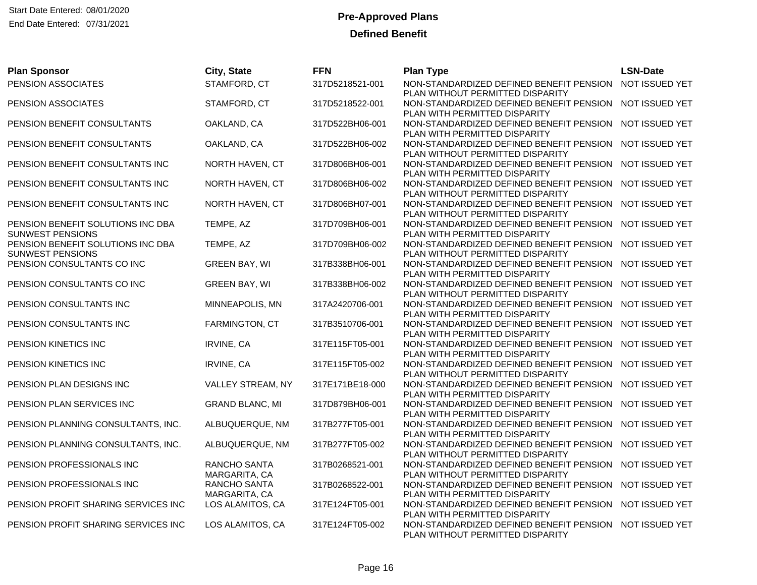Start Date Entered: 08/01/2020
End Date Entered: 07/31/2021

# Pre-Approved Plans

## Defined Benefit

| Plan Sponsor | City, State | FFN | Plan Type | LSN-Date |
|---|---|---|---|---|
| PENSION ASSOCIATES | STAMFORD, CT | 317D5218521-001 | NON-STANDARDIZED DEFINED BENEFIT PENSION PLAN WITHOUT PERMITTED DISPARITY | NOT ISSUED YET |
| PENSION ASSOCIATES | STAMFORD, CT | 317D5218522-001 | NON-STANDARDIZED DEFINED BENEFIT PENSION PLAN WITH PERMITTED DISPARITY | NOT ISSUED YET |
| PENSION BENEFIT CONSULTANTS | OAKLAND, CA | 317D522BH06-001 | NON-STANDARDIZED DEFINED BENEFIT PENSION PLAN WITH PERMITTED DISPARITY | NOT ISSUED YET |
| PENSION BENEFIT CONSULTANTS | OAKLAND, CA | 317D522BH06-002 | NON-STANDARDIZED DEFINED BENEFIT PENSION PLAN WITHOUT PERMITTED DISPARITY | NOT ISSUED YET |
| PENSION BENEFIT CONSULTANTS INC | NORTH HAVEN, CT | 317D806BH06-001 | NON-STANDARDIZED DEFINED BENEFIT PENSION PLAN WITH PERMITTED DISPARITY | NOT ISSUED YET |
| PENSION BENEFIT CONSULTANTS INC | NORTH HAVEN, CT | 317D806BH06-002 | NON-STANDARDIZED DEFINED BENEFIT PENSION PLAN WITHOUT PERMITTED DISPARITY | NOT ISSUED YET |
| PENSION BENEFIT CONSULTANTS INC | NORTH HAVEN, CT | 317D806BH07-001 | NON-STANDARDIZED DEFINED BENEFIT PENSION PLAN WITHOUT PERMITTED DISPARITY | NOT ISSUED YET |
| PENSION BENEFIT SOLUTIONS INC DBA SUNWEST PENSIONS | TEMPE, AZ | 317D709BH06-001 | NON-STANDARDIZED DEFINED BENEFIT PENSION PLAN WITH PERMITTED DISPARITY | NOT ISSUED YET |
| PENSION BENEFIT SOLUTIONS INC DBA SUNWEST PENSIONS | TEMPE, AZ | 317D709BH06-002 | NON-STANDARDIZED DEFINED BENEFIT PENSION PLAN WITHOUT PERMITTED DISPARITY | NOT ISSUED YET |
| PENSION CONSULTANTS CO INC | GREEN BAY, WI | 317B338BH06-001 | NON-STANDARDIZED DEFINED BENEFIT PENSION PLAN WITH PERMITTED DISPARITY | NOT ISSUED YET |
| PENSION CONSULTANTS CO INC | GREEN BAY, WI | 317B338BH06-002 | NON-STANDARDIZED DEFINED BENEFIT PENSION PLAN WITHOUT PERMITTED DISPARITY | NOT ISSUED YET |
| PENSION CONSULTANTS INC | MINNEAPOLIS, MN | 317A2420706-001 | NON-STANDARDIZED DEFINED BENEFIT PENSION PLAN WITH PERMITTED DISPARITY | NOT ISSUED YET |
| PENSION CONSULTANTS INC | FARMINGTON, CT | 317B3510706-001 | NON-STANDARDIZED DEFINED BENEFIT PENSION PLAN WITH PERMITTED DISPARITY | NOT ISSUED YET |
| PENSION KINETICS INC | IRVINE, CA | 317E115FT05-001 | NON-STANDARDIZED DEFINED BENEFIT PENSION PLAN WITH PERMITTED DISPARITY | NOT ISSUED YET |
| PENSION KINETICS INC | IRVINE, CA | 317E115FT05-002 | NON-STANDARDIZED DEFINED BENEFIT PENSION PLAN WITHOUT PERMITTED DISPARITY | NOT ISSUED YET |
| PENSION PLAN DESIGNS INC | VALLEY STREAM, NY | 317E171BE18-000 | NON-STANDARDIZED DEFINED BENEFIT PENSION PLAN WITH PERMITTED DISPARITY | NOT ISSUED YET |
| PENSION PLAN SERVICES INC | GRAND BLANC, MI | 317D879BH06-001 | NON-STANDARDIZED DEFINED BENEFIT PENSION PLAN WITH PERMITTED DISPARITY | NOT ISSUED YET |
| PENSION PLANNING CONSULTANTS, INC. | ALBUQUERQUE, NM | 317B277FT05-001 | NON-STANDARDIZED DEFINED BENEFIT PENSION PLAN WITH PERMITTED DISPARITY | NOT ISSUED YET |
| PENSION PLANNING CONSULTANTS, INC. | ALBUQUERQUE, NM | 317B277FT05-002 | NON-STANDARDIZED DEFINED BENEFIT PENSION PLAN WITHOUT PERMITTED DISPARITY | NOT ISSUED YET |
| PENSION PROFESSIONALS INC | RANCHO SANTA MARGARITA, CA | 317B0268521-001 | NON-STANDARDIZED DEFINED BENEFIT PENSION PLAN WITHOUT PERMITTED DISPARITY | NOT ISSUED YET |
| PENSION PROFESSIONALS INC | RANCHO SANTA MARGARITA, CA | 317B0268522-001 | NON-STANDARDIZED DEFINED BENEFIT PENSION PLAN WITH PERMITTED DISPARITY | NOT ISSUED YET |
| PENSION PROFIT SHARING SERVICES INC | LOS ALAMITOS, CA | 317E124FT05-001 | NON-STANDARDIZED DEFINED BENEFIT PENSION PLAN WITH PERMITTED DISPARITY | NOT ISSUED YET |
| PENSION PROFIT SHARING SERVICES INC | LOS ALAMITOS, CA | 317E124FT05-002 | NON-STANDARDIZED DEFINED BENEFIT PENSION PLAN WITHOUT PERMITTED DISPARITY | NOT ISSUED YET |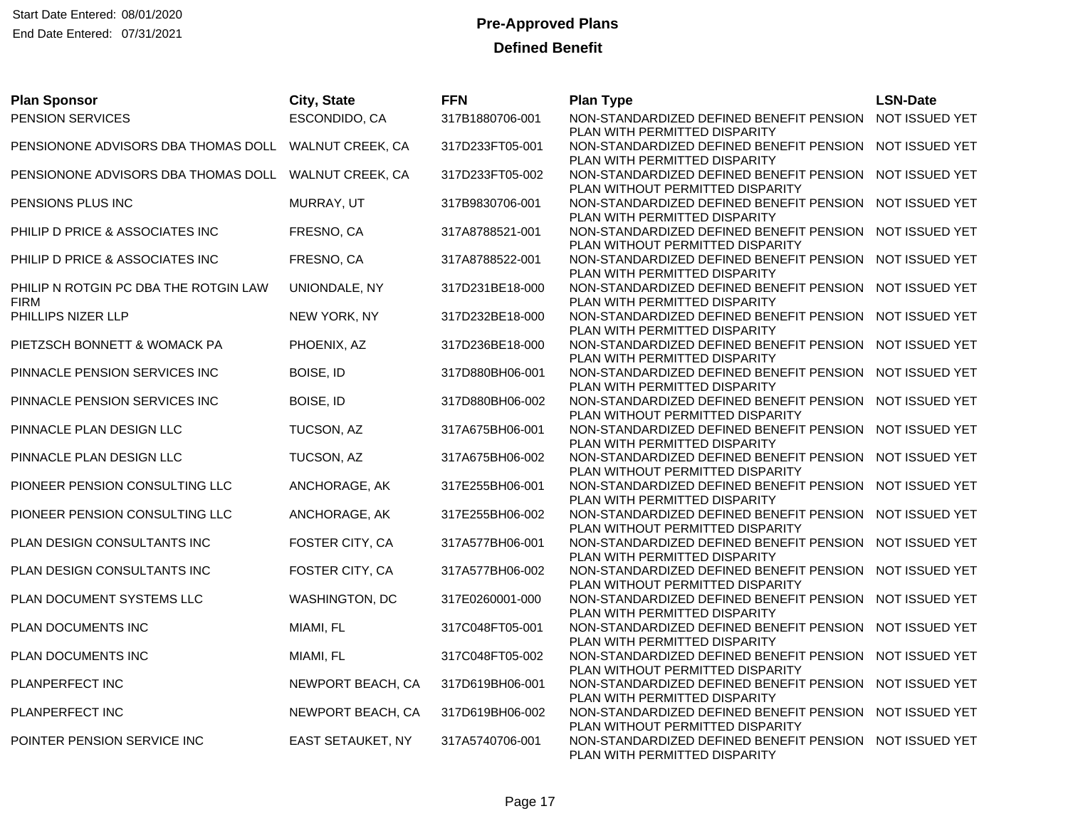Start Date Entered: 08/01/2020
End Date Entered: 07/31/2021

# Pre-Approved Plans

## Defined Benefit

| Plan Sponsor | City, State | FFN | Plan Type | LSN-Date |
|---|---|---|---|---|
| PENSION SERVICES | ESCONDIDO, CA | 317B1880706-001 | NON-STANDARDIZED DEFINED BENEFIT PENSION PLAN WITH PERMITTED DISPARITY | NOT ISSUED YET |
| PENSIONONE ADVISORS DBA THOMAS DOLL | WALNUT CREEK, CA | 317D233FT05-001 | NON-STANDARDIZED DEFINED BENEFIT PENSION PLAN WITH PERMITTED DISPARITY | NOT ISSUED YET |
| PENSIONONE ADVISORS DBA THOMAS DOLL | WALNUT CREEK, CA | 317D233FT05-002 | NON-STANDARDIZED DEFINED BENEFIT PENSION PLAN WITHOUT PERMITTED DISPARITY | NOT ISSUED YET |
| PENSIONS PLUS INC | MURRAY, UT | 317B9830706-001 | NON-STANDARDIZED DEFINED BENEFIT PENSION PLAN WITH PERMITTED DISPARITY | NOT ISSUED YET |
| PHILIP D PRICE & ASSOCIATES INC | FRESNO, CA | 317A8788521-001 | NON-STANDARDIZED DEFINED BENEFIT PENSION PLAN WITHOUT PERMITTED DISPARITY | NOT ISSUED YET |
| PHILIP D PRICE & ASSOCIATES INC | FRESNO, CA | 317A8788522-001 | NON-STANDARDIZED DEFINED BENEFIT PENSION PLAN WITH PERMITTED DISPARITY | NOT ISSUED YET |
| PHILIP N ROTGIN PC DBA THE ROTGIN LAW FIRM | UNIONDALE, NY | 317D231BE18-000 | NON-STANDARDIZED DEFINED BENEFIT PENSION PLAN WITH PERMITTED DISPARITY | NOT ISSUED YET |
| PHILLIPS NIZER LLP | NEW YORK, NY | 317D232BE18-000 | NON-STANDARDIZED DEFINED BENEFIT PENSION PLAN WITH PERMITTED DISPARITY | NOT ISSUED YET |
| PIETZSCH BONNETT & WOMACK PA | PHOENIX, AZ | 317D236BE18-000 | NON-STANDARDIZED DEFINED BENEFIT PENSION PLAN WITH PERMITTED DISPARITY | NOT ISSUED YET |
| PINNACLE PENSION SERVICES INC | BOISE, ID | 317D880BH06-001 | NON-STANDARDIZED DEFINED BENEFIT PENSION PLAN WITH PERMITTED DISPARITY | NOT ISSUED YET |
| PINNACLE PENSION SERVICES INC | BOISE, ID | 317D880BH06-002 | NON-STANDARDIZED DEFINED BENEFIT PENSION PLAN WITHOUT PERMITTED DISPARITY | NOT ISSUED YET |
| PINNACLE PLAN DESIGN LLC | TUCSON, AZ | 317A675BH06-001 | NON-STANDARDIZED DEFINED BENEFIT PENSION PLAN WITH PERMITTED DISPARITY | NOT ISSUED YET |
| PINNACLE PLAN DESIGN LLC | TUCSON, AZ | 317A675BH06-002 | NON-STANDARDIZED DEFINED BENEFIT PENSION PLAN WITHOUT PERMITTED DISPARITY | NOT ISSUED YET |
| PIONEER PENSION CONSULTING LLC | ANCHORAGE, AK | 317E255BH06-001 | NON-STANDARDIZED DEFINED BENEFIT PENSION PLAN WITH PERMITTED DISPARITY | NOT ISSUED YET |
| PIONEER PENSION CONSULTING LLC | ANCHORAGE, AK | 317E255BH06-002 | NON-STANDARDIZED DEFINED BENEFIT PENSION PLAN WITHOUT PERMITTED DISPARITY | NOT ISSUED YET |
| PLAN DESIGN CONSULTANTS INC | FOSTER CITY, CA | 317A577BH06-001 | NON-STANDARDIZED DEFINED BENEFIT PENSION PLAN WITH PERMITTED DISPARITY | NOT ISSUED YET |
| PLAN DESIGN CONSULTANTS INC | FOSTER CITY, CA | 317A577BH06-002 | NON-STANDARDIZED DEFINED BENEFIT PENSION PLAN WITHOUT PERMITTED DISPARITY | NOT ISSUED YET |
| PLAN DOCUMENT SYSTEMS LLC | WASHINGTON, DC | 317E0260001-000 | NON-STANDARDIZED DEFINED BENEFIT PENSION PLAN WITH PERMITTED DISPARITY | NOT ISSUED YET |
| PLAN DOCUMENTS INC | MIAMI, FL | 317C048FT05-001 | NON-STANDARDIZED DEFINED BENEFIT PENSION PLAN WITH PERMITTED DISPARITY | NOT ISSUED YET |
| PLAN DOCUMENTS INC | MIAMI, FL | 317C048FT05-002 | NON-STANDARDIZED DEFINED BENEFIT PENSION PLAN WITHOUT PERMITTED DISPARITY | NOT ISSUED YET |
| PLANPERFECT INC | NEWPORT BEACH, CA | 317D619BH06-001 | NON-STANDARDIZED DEFINED BENEFIT PENSION PLAN WITH PERMITTED DISPARITY | NOT ISSUED YET |
| PLANPERFECT INC | NEWPORT BEACH, CA | 317D619BH06-002 | NON-STANDARDIZED DEFINED BENEFIT PENSION PLAN WITHOUT PERMITTED DISPARITY | NOT ISSUED YET |
| POINTER PENSION SERVICE INC | EAST SETAUKET, NY | 317A5740706-001 | NON-STANDARDIZED DEFINED BENEFIT PENSION PLAN WITH PERMITTED DISPARITY | NOT ISSUED YET |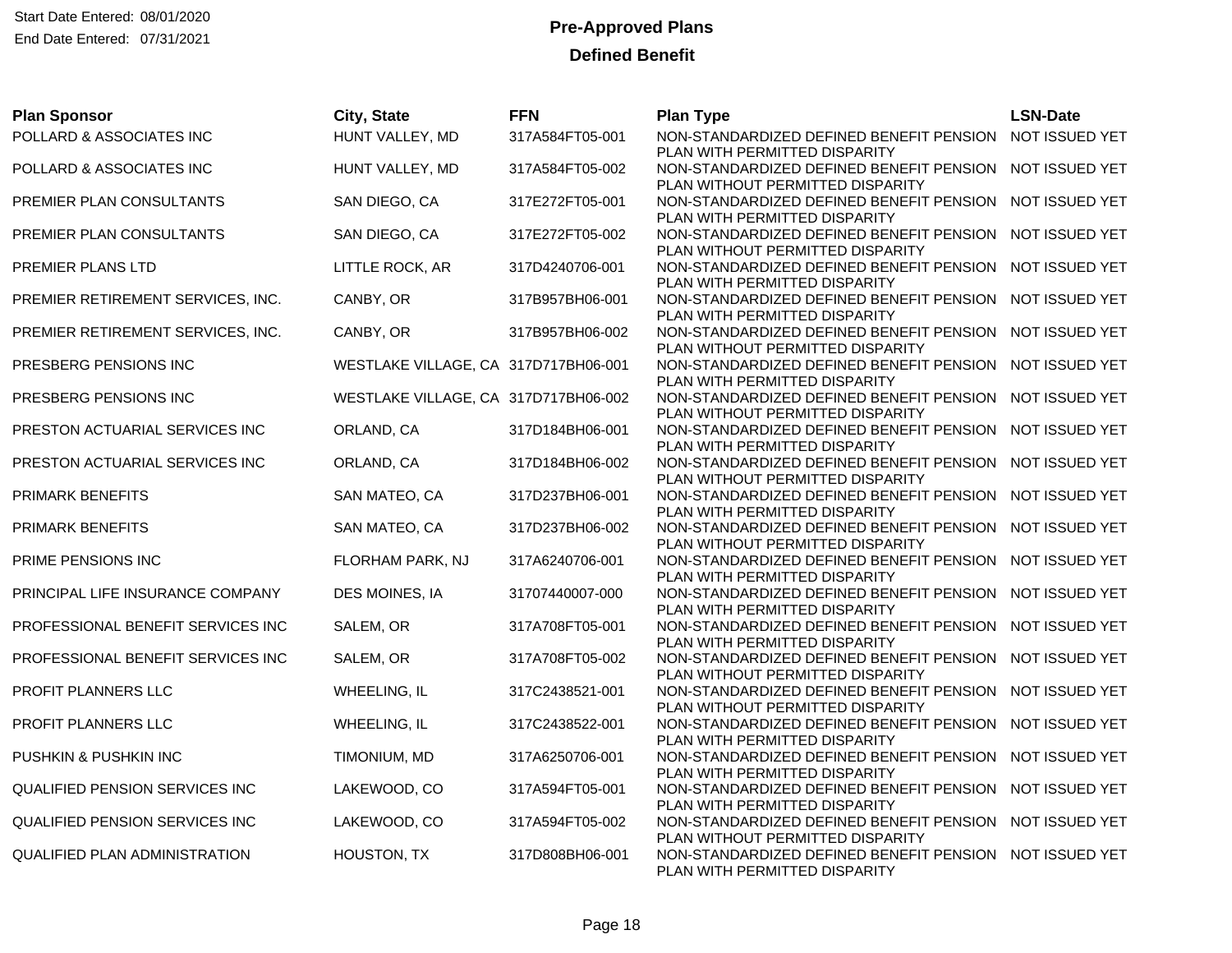Start Date Entered: 08/01/2020
End Date Entered: 07/31/2021

# Pre-Approved Plans

## Defined Benefit

| Plan Sponsor | City, State | FFN | Plan Type | LSN-Date |
|---|---|---|---|---|
| POLLARD & ASSOCIATES INC | HUNT VALLEY, MD | 317A584FT05-001 | NON-STANDARDIZED DEFINED BENEFIT PENSION PLAN WITH PERMITTED DISPARITY | NOT ISSUED YET |
| POLLARD & ASSOCIATES INC | HUNT VALLEY, MD | 317A584FT05-002 | NON-STANDARDIZED DEFINED BENEFIT PENSION PLAN WITHOUT PERMITTED DISPARITY | NOT ISSUED YET |
| PREMIER PLAN CONSULTANTS | SAN DIEGO, CA | 317E272FT05-001 | NON-STANDARDIZED DEFINED BENEFIT PENSION PLAN WITH PERMITTED DISPARITY | NOT ISSUED YET |
| PREMIER PLAN CONSULTANTS | SAN DIEGO, CA | 317E272FT05-002 | NON-STANDARDIZED DEFINED BENEFIT PENSION PLAN WITHOUT PERMITTED DISPARITY | NOT ISSUED YET |
| PREMIER PLANS LTD | LITTLE ROCK, AR | 317D4240706-001 | NON-STANDARDIZED DEFINED BENEFIT PENSION PLAN WITH PERMITTED DISPARITY | NOT ISSUED YET |
| PREMIER RETIREMENT SERVICES, INC. | CANBY, OR | 317B957BH06-001 | NON-STANDARDIZED DEFINED BENEFIT PENSION PLAN WITH PERMITTED DISPARITY | NOT ISSUED YET |
| PREMIER RETIREMENT SERVICES, INC. | CANBY, OR | 317B957BH06-002 | NON-STANDARDIZED DEFINED BENEFIT PENSION PLAN WITHOUT PERMITTED DISPARITY | NOT ISSUED YET |
| PRESBERG PENSIONS INC | WESTLAKE VILLAGE, CA | 317D717BH06-001 | NON-STANDARDIZED DEFINED BENEFIT PENSION PLAN WITH PERMITTED DISPARITY | NOT ISSUED YET |
| PRESBERG PENSIONS INC | WESTLAKE VILLAGE, CA | 317D717BH06-002 | NON-STANDARDIZED DEFINED BENEFIT PENSION PLAN WITHOUT PERMITTED DISPARITY | NOT ISSUED YET |
| PRESTON ACTUARIAL SERVICES INC | ORLAND, CA | 317D184BH06-001 | NON-STANDARDIZED DEFINED BENEFIT PENSION PLAN WITH PERMITTED DISPARITY | NOT ISSUED YET |
| PRESTON ACTUARIAL SERVICES INC | ORLAND, CA | 317D184BH06-002 | NON-STANDARDIZED DEFINED BENEFIT PENSION PLAN WITHOUT PERMITTED DISPARITY | NOT ISSUED YET |
| PRIMARK BENEFITS | SAN MATEO, CA | 317D237BH06-001 | NON-STANDARDIZED DEFINED BENEFIT PENSION PLAN WITH PERMITTED DISPARITY | NOT ISSUED YET |
| PRIMARK BENEFITS | SAN MATEO, CA | 317D237BH06-002 | NON-STANDARDIZED DEFINED BENEFIT PENSION PLAN WITHOUT PERMITTED DISPARITY | NOT ISSUED YET |
| PRIME PENSIONS INC | FLORHAM PARK, NJ | 317A6240706-001 | NON-STANDARDIZED DEFINED BENEFIT PENSION PLAN WITH PERMITTED DISPARITY | NOT ISSUED YET |
| PRINCIPAL LIFE INSURANCE COMPANY | DES MOINES, IA | 31707440007-000 | NON-STANDARDIZED DEFINED BENEFIT PENSION PLAN WITH PERMITTED DISPARITY | NOT ISSUED YET |
| PROFESSIONAL BENEFIT SERVICES INC | SALEM, OR | 317A708FT05-001 | NON-STANDARDIZED DEFINED BENEFIT PENSION PLAN WITH PERMITTED DISPARITY | NOT ISSUED YET |
| PROFESSIONAL BENEFIT SERVICES INC | SALEM, OR | 317A708FT05-002 | NON-STANDARDIZED DEFINED BENEFIT PENSION PLAN WITHOUT PERMITTED DISPARITY | NOT ISSUED YET |
| PROFIT PLANNERS LLC | WHEELING, IL | 317C2438521-001 | NON-STANDARDIZED DEFINED BENEFIT PENSION PLAN WITHOUT PERMITTED DISPARITY | NOT ISSUED YET |
| PROFIT PLANNERS LLC | WHEELING, IL | 317C2438522-001 | NON-STANDARDIZED DEFINED BENEFIT PENSION PLAN WITH PERMITTED DISPARITY | NOT ISSUED YET |
| PUSHKIN & PUSHKIN INC | TIMONIUM, MD | 317A6250706-001 | NON-STANDARDIZED DEFINED BENEFIT PENSION PLAN WITH PERMITTED DISPARITY | NOT ISSUED YET |
| QUALIFIED PENSION SERVICES INC | LAKEWOOD, CO | 317A594FT05-001 | NON-STANDARDIZED DEFINED BENEFIT PENSION PLAN WITH PERMITTED DISPARITY | NOT ISSUED YET |
| QUALIFIED PENSION SERVICES INC | LAKEWOOD, CO | 317A594FT05-002 | NON-STANDARDIZED DEFINED BENEFIT PENSION PLAN WITHOUT PERMITTED DISPARITY | NOT ISSUED YET |
| QUALIFIED PLAN ADMINISTRATION | HOUSTON, TX | 317D808BH06-001 | NON-STANDARDIZED DEFINED BENEFIT PENSION PLAN WITH PERMITTED DISPARITY | NOT ISSUED YET |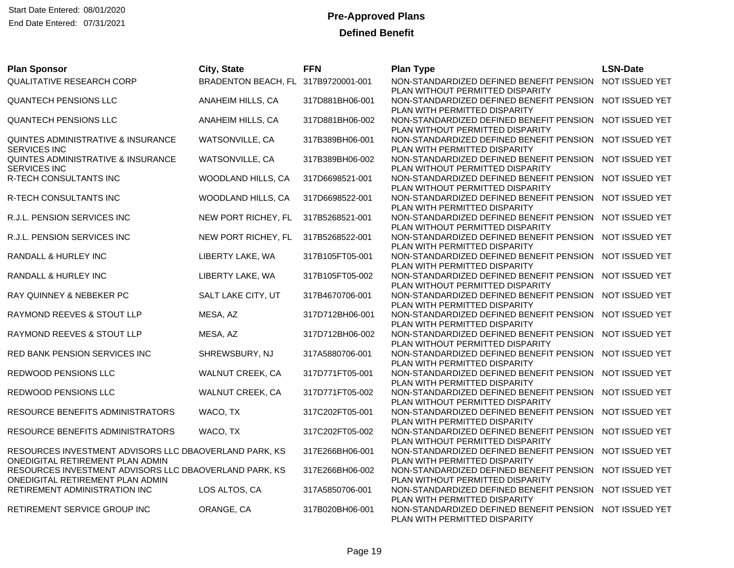Start Date Entered: 08/01/2020
End Date Entered: 07/31/2021

## Pre-Approved Plans

### Defined Benefit

| Plan Sponsor | City, State | FFN | Plan Type | LSN-Date |
|---|---|---|---|---|
| QUALITATIVE RESEARCH CORP | BRADENTON BEACH, FL | 317B9720001-001 | NON-STANDARDIZED DEFINED BENEFIT PENSION PLAN WITHOUT PERMITTED DISPARITY | NOT ISSUED YET |
| QUANTECH PENSIONS LLC | ANAHEIM HILLS, CA | 317D881BH06-001 | NON-STANDARDIZED DEFINED BENEFIT PENSION PLAN WITH PERMITTED DISPARITY | NOT ISSUED YET |
| QUANTECH PENSIONS LLC | ANAHEIM HILLS, CA | 317D881BH06-002 | NON-STANDARDIZED DEFINED BENEFIT PENSION PLAN WITHOUT PERMITTED DISPARITY | NOT ISSUED YET |
| QUINTES ADMINISTRATIVE & INSURANCE SERVICES INC | WATSONVILLE, CA | 317B389BH06-001 | NON-STANDARDIZED DEFINED BENEFIT PENSION PLAN WITH PERMITTED DISPARITY | NOT ISSUED YET |
| QUINTES ADMINISTRATIVE & INSURANCE SERVICES INC | WATSONVILLE, CA | 317B389BH06-002 | NON-STANDARDIZED DEFINED BENEFIT PENSION PLAN WITHOUT PERMITTED DISPARITY | NOT ISSUED YET |
| R-TECH CONSULTANTS INC | WOODLAND HILLS, CA | 317D6698521-001 | NON-STANDARDIZED DEFINED BENEFIT PENSION PLAN WITHOUT PERMITTED DISPARITY | NOT ISSUED YET |
| R-TECH CONSULTANTS INC | WOODLAND HILLS, CA | 317D6698522-001 | NON-STANDARDIZED DEFINED BENEFIT PENSION PLAN WITH PERMITTED DISPARITY | NOT ISSUED YET |
| R.J.L. PENSION SERVICES INC | NEW PORT RICHEY, FL | 317B5268521-001 | NON-STANDARDIZED DEFINED BENEFIT PENSION PLAN WITHOUT PERMITTED DISPARITY | NOT ISSUED YET |
| R.J.L. PENSION SERVICES INC | NEW PORT RICHEY, FL | 317B5268522-001 | NON-STANDARDIZED DEFINED BENEFIT PENSION PLAN WITH PERMITTED DISPARITY | NOT ISSUED YET |
| RANDALL & HURLEY INC | LIBERTY LAKE, WA | 317B105FT05-001 | NON-STANDARDIZED DEFINED BENEFIT PENSION PLAN WITH PERMITTED DISPARITY | NOT ISSUED YET |
| RANDALL & HURLEY INC | LIBERTY LAKE, WA | 317B105FT05-002 | NON-STANDARDIZED DEFINED BENEFIT PENSION PLAN WITHOUT PERMITTED DISPARITY | NOT ISSUED YET |
| RAY QUINNEY & NEBEKER PC | SALT LAKE CITY, UT | 317B4670706-001 | NON-STANDARDIZED DEFINED BENEFIT PENSION PLAN WITH PERMITTED DISPARITY | NOT ISSUED YET |
| RAYMOND REEVES & STOUT LLP | MESA, AZ | 317D712BH06-001 | NON-STANDARDIZED DEFINED BENEFIT PENSION PLAN WITH PERMITTED DISPARITY | NOT ISSUED YET |
| RAYMOND REEVES & STOUT LLP | MESA, AZ | 317D712BH06-002 | NON-STANDARDIZED DEFINED BENEFIT PENSION PLAN WITHOUT PERMITTED DISPARITY | NOT ISSUED YET |
| RED BANK PENSION SERVICES INC | SHREWSBURY, NJ | 317A5880706-001 | NON-STANDARDIZED DEFINED BENEFIT PENSION PLAN WITH PERMITTED DISPARITY | NOT ISSUED YET |
| REDWOOD PENSIONS LLC | WALNUT CREEK, CA | 317D771FT05-001 | NON-STANDARDIZED DEFINED BENEFIT PENSION PLAN WITH PERMITTED DISPARITY | NOT ISSUED YET |
| REDWOOD PENSIONS LLC | WALNUT CREEK, CA | 317D771FT05-002 | NON-STANDARDIZED DEFINED BENEFIT PENSION PLAN WITHOUT PERMITTED DISPARITY | NOT ISSUED YET |
| RESOURCE BENEFITS ADMINISTRATORS | WACO, TX | 317C202FT05-001 | NON-STANDARDIZED DEFINED BENEFIT PENSION PLAN WITH PERMITTED DISPARITY | NOT ISSUED YET |
| RESOURCE BENEFITS ADMINISTRATORS | WACO, TX | 317C202FT05-002 | NON-STANDARDIZED DEFINED BENEFIT PENSION PLAN WITHOUT PERMITTED DISPARITY | NOT ISSUED YET |
| RESOURCES INVESTMENT ADVISORS LLC DBA ONEDIGITAL RETIREMENT PLAN ADMIN | OVERLAND PARK, KS | 317E266BH06-001 | NON-STANDARDIZED DEFINED BENEFIT PENSION PLAN WITH PERMITTED DISPARITY | NOT ISSUED YET |
| RESOURCES INVESTMENT ADVISORS LLC DBA ONEDIGITAL RETIREMENT PLAN ADMIN | OVERLAND PARK, KS | 317E266BH06-002 | NON-STANDARDIZED DEFINED BENEFIT PENSION PLAN WITHOUT PERMITTED DISPARITY | NOT ISSUED YET |
| RETIREMENT ADMINISTRATION INC | LOS ALTOS, CA | 317A5850706-001 | NON-STANDARDIZED DEFINED BENEFIT PENSION PLAN WITH PERMITTED DISPARITY | NOT ISSUED YET |
| RETIREMENT SERVICE GROUP INC | ORANGE, CA | 317B020BH06-001 | NON-STANDARDIZED DEFINED BENEFIT PENSION PLAN WITH PERMITTED DISPARITY | NOT ISSUED YET |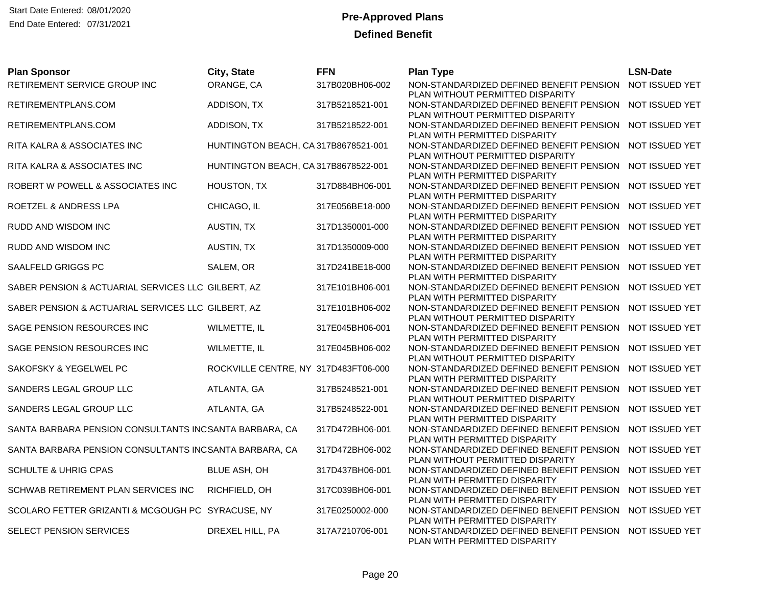Start Date Entered: 08/01/2020
End Date Entered: 07/31/2021

# Pre-Approved Plans

## Defined Benefit

| Plan Sponsor | City, State | FFN | Plan Type | LSN-Date |
|---|---|---|---|---|
| RETIREMENT SERVICE GROUP INC | ORANGE, CA | 317B020BH06-002 | NON-STANDARDIZED DEFINED BENEFIT PENSION PLAN WITHOUT PERMITTED DISPARITY | NOT ISSUED YET |
| RETIREMENTPLANS.COM | ADDISON, TX | 317B5218521-001 | NON-STANDARDIZED DEFINED BENEFIT PENSION PLAN WITHOUT PERMITTED DISPARITY | NOT ISSUED YET |
| RETIREMENTPLANS.COM | ADDISON, TX | 317B5218522-001 | NON-STANDARDIZED DEFINED BENEFIT PENSION PLAN WITH PERMITTED DISPARITY | NOT ISSUED YET |
| RITA KALRA & ASSOCIATES INC | HUNTINGTON BEACH, CA | 317B8678521-001 | NON-STANDARDIZED DEFINED BENEFIT PENSION PLAN WITHOUT PERMITTED DISPARITY | NOT ISSUED YET |
| RITA KALRA & ASSOCIATES INC | HUNTINGTON BEACH, CA | 317B8678522-001 | NON-STANDARDIZED DEFINED BENEFIT PENSION PLAN WITH PERMITTED DISPARITY | NOT ISSUED YET |
| ROBERT W POWELL & ASSOCIATES INC | HOUSTON, TX | 317D884BH06-001 | NON-STANDARDIZED DEFINED BENEFIT PENSION PLAN WITH PERMITTED DISPARITY | NOT ISSUED YET |
| ROETZEL & ANDRESS LPA | CHICAGO, IL | 317E056BE18-000 | NON-STANDARDIZED DEFINED BENEFIT PENSION PLAN WITH PERMITTED DISPARITY | NOT ISSUED YET |
| RUDD AND WISDOM INC | AUSTIN, TX | 317D1350001-000 | NON-STANDARDIZED DEFINED BENEFIT PENSION PLAN WITH PERMITTED DISPARITY | NOT ISSUED YET |
| RUDD AND WISDOM INC | AUSTIN, TX | 317D1350009-000 | NON-STANDARDIZED DEFINED BENEFIT PENSION PLAN WITH PERMITTED DISPARITY | NOT ISSUED YET |
| SAALFELD GRIGGS PC | SALEM, OR | 317D241BE18-000 | NON-STANDARDIZED DEFINED BENEFIT PENSION PLAN WITH PERMITTED DISPARITY | NOT ISSUED YET |
| SABER PENSION & ACTUARIAL SERVICES LLC | GILBERT, AZ | 317E101BH06-001 | NON-STANDARDIZED DEFINED BENEFIT PENSION PLAN WITH PERMITTED DISPARITY | NOT ISSUED YET |
| SABER PENSION & ACTUARIAL SERVICES LLC | GILBERT, AZ | 317E101BH06-002 | NON-STANDARDIZED DEFINED BENEFIT PENSION PLAN WITHOUT PERMITTED DISPARITY | NOT ISSUED YET |
| SAGE PENSION RESOURCES INC | WILMETTE, IL | 317E045BH06-001 | NON-STANDARDIZED DEFINED BENEFIT PENSION PLAN WITH PERMITTED DISPARITY | NOT ISSUED YET |
| SAGE PENSION RESOURCES INC | WILMETTE, IL | 317E045BH06-002 | NON-STANDARDIZED DEFINED BENEFIT PENSION PLAN WITHOUT PERMITTED DISPARITY | NOT ISSUED YET |
| SAKOFSKY & YEGELWEL PC | ROCKVILLE CENTRE, NY | 317D483FT06-000 | NON-STANDARDIZED DEFINED BENEFIT PENSION PLAN WITH PERMITTED DISPARITY | NOT ISSUED YET |
| SANDERS LEGAL GROUP LLC | ATLANTA, GA | 317B5248521-001 | NON-STANDARDIZED DEFINED BENEFIT PENSION PLAN WITHOUT PERMITTED DISPARITY | NOT ISSUED YET |
| SANDERS LEGAL GROUP LLC | ATLANTA, GA | 317B5248522-001 | NON-STANDARDIZED DEFINED BENEFIT PENSION PLAN WITH PERMITTED DISPARITY | NOT ISSUED YET |
| SANTA BARBARA PENSION CONSULTANTS INC | SANTA BARBARA, CA | 317D472BH06-001 | NON-STANDARDIZED DEFINED BENEFIT PENSION PLAN WITH PERMITTED DISPARITY | NOT ISSUED YET |
| SANTA BARBARA PENSION CONSULTANTS INC | SANTA BARBARA, CA | 317D472BH06-002 | NON-STANDARDIZED DEFINED BENEFIT PENSION PLAN WITHOUT PERMITTED DISPARITY | NOT ISSUED YET |
| SCHULTE & UHRIG CPAS | BLUE ASH, OH | 317D437BH06-001 | NON-STANDARDIZED DEFINED BENEFIT PENSION PLAN WITH PERMITTED DISPARITY | NOT ISSUED YET |
| SCHWAB RETIREMENT PLAN SERVICES INC | RICHFIELD, OH | 317C039BH06-001 | NON-STANDARDIZED DEFINED BENEFIT PENSION PLAN WITH PERMITTED DISPARITY | NOT ISSUED YET |
| SCOLARO FETTER GRIZANTI & MCGOUGH PC | SYRACUSE, NY | 317E0250002-000 | NON-STANDARDIZED DEFINED BENEFIT PENSION PLAN WITH PERMITTED DISPARITY | NOT ISSUED YET |
| SELECT PENSION SERVICES | DREXEL HILL, PA | 317A7210706-001 | NON-STANDARDIZED DEFINED BENEFIT PENSION PLAN WITH PERMITTED DISPARITY | NOT ISSUED YET |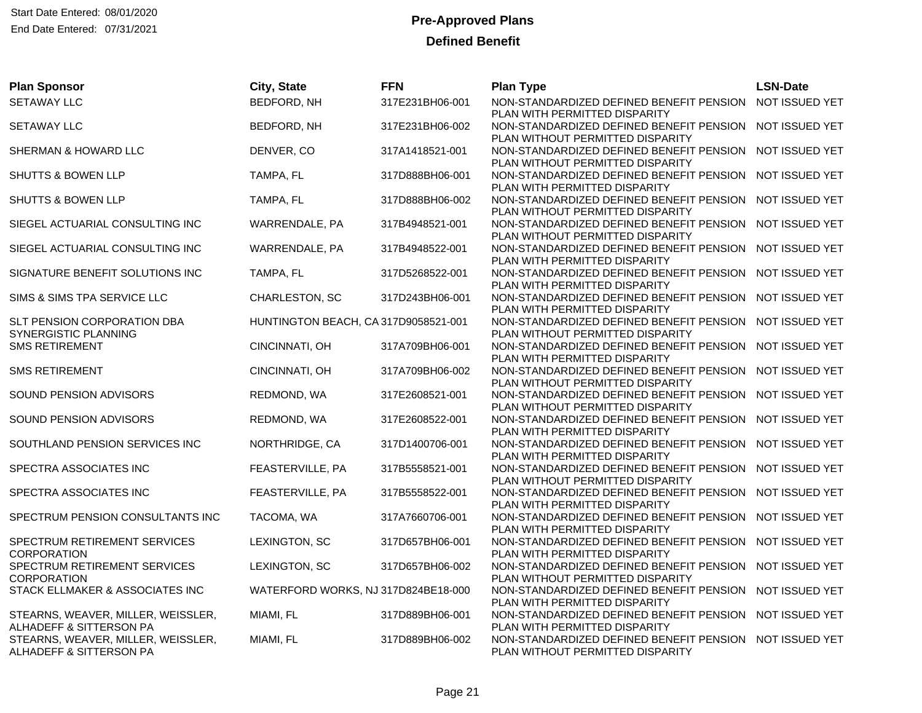Start Date Entered: 08/01/2020
End Date Entered: 07/31/2021

# Pre-Approved Plans

## Defined Benefit

| Plan Sponsor | City, State | FFN | Plan Type | LSN-Date |
|---|---|---|---|---|
| SETAWAY LLC | BEDFORD, NH | 317E231BH06-001 | NON-STANDARDIZED DEFINED BENEFIT PENSION PLAN WITH PERMITTED DISPARITY | NOT ISSUED YET |
| SETAWAY LLC | BEDFORD, NH | 317E231BH06-002 | NON-STANDARDIZED DEFINED BENEFIT PENSION PLAN WITHOUT PERMITTED DISPARITY | NOT ISSUED YET |
| SHERMAN & HOWARD LLC | DENVER, CO | 317A1418521-001 | NON-STANDARDIZED DEFINED BENEFIT PENSION PLAN WITHOUT PERMITTED DISPARITY | NOT ISSUED YET |
| SHUTTS & BOWEN LLP | TAMPA, FL | 317D888BH06-001 | NON-STANDARDIZED DEFINED BENEFIT PENSION PLAN WITH PERMITTED DISPARITY | NOT ISSUED YET |
| SHUTTS & BOWEN LLP | TAMPA, FL | 317D888BH06-002 | NON-STANDARDIZED DEFINED BENEFIT PENSION PLAN WITHOUT PERMITTED DISPARITY | NOT ISSUED YET |
| SIEGEL ACTUARIAL CONSULTING INC | WARRENDALE, PA | 317B4948521-001 | NON-STANDARDIZED DEFINED BENEFIT PENSION PLAN WITHOUT PERMITTED DISPARITY | NOT ISSUED YET |
| SIEGEL ACTUARIAL CONSULTING INC | WARRENDALE, PA | 317B4948522-001 | NON-STANDARDIZED DEFINED BENEFIT PENSION PLAN WITH PERMITTED DISPARITY | NOT ISSUED YET |
| SIGNATURE BENEFIT SOLUTIONS INC | TAMPA, FL | 317D5268522-001 | NON-STANDARDIZED DEFINED BENEFIT PENSION PLAN WITH PERMITTED DISPARITY | NOT ISSUED YET |
| SIMS & SIMS TPA SERVICE LLC | CHARLESTON, SC | 317D243BH06-001 | NON-STANDARDIZED DEFINED BENEFIT PENSION PLAN WITH PERMITTED DISPARITY | NOT ISSUED YET |
| SLT PENSION CORPORATION DBA SYNERGISTIC PLANNING | HUNTINGTON BEACH, CA | 317D9058521-001 | NON-STANDARDIZED DEFINED BENEFIT PENSION PLAN WITHOUT PERMITTED DISPARITY | NOT ISSUED YET |
| SMS RETIREMENT | CINCINNATI, OH | 317A709BH06-001 | NON-STANDARDIZED DEFINED BENEFIT PENSION PLAN WITH PERMITTED DISPARITY | NOT ISSUED YET |
| SMS RETIREMENT | CINCINNATI, OH | 317A709BH06-002 | NON-STANDARDIZED DEFINED BENEFIT PENSION PLAN WITHOUT PERMITTED DISPARITY | NOT ISSUED YET |
| SOUND PENSION ADVISORS | REDMOND, WA | 317E2608521-001 | NON-STANDARDIZED DEFINED BENEFIT PENSION PLAN WITHOUT PERMITTED DISPARITY | NOT ISSUED YET |
| SOUND PENSION ADVISORS | REDMOND, WA | 317E2608522-001 | NON-STANDARDIZED DEFINED BENEFIT PENSION PLAN WITH PERMITTED DISPARITY | NOT ISSUED YET |
| SOUTHLAND PENSION SERVICES INC | NORTHRIDGE, CA | 317D1400706-001 | NON-STANDARDIZED DEFINED BENEFIT PENSION PLAN WITH PERMITTED DISPARITY | NOT ISSUED YET |
| SPECTRA ASSOCIATES INC | FEASTERVILLE, PA | 317B5558521-001 | NON-STANDARDIZED DEFINED BENEFIT PENSION PLAN WITHOUT PERMITTED DISPARITY | NOT ISSUED YET |
| SPECTRA ASSOCIATES INC | FEASTERVILLE, PA | 317B5558522-001 | NON-STANDARDIZED DEFINED BENEFIT PENSION PLAN WITH PERMITTED DISPARITY | NOT ISSUED YET |
| SPECTRUM PENSION CONSULTANTS INC | TACOMA, WA | 317A7660706-001 | NON-STANDARDIZED DEFINED BENEFIT PENSION PLAN WITH PERMITTED DISPARITY | NOT ISSUED YET |
| SPECTRUM RETIREMENT SERVICES CORPORATION | LEXINGTON, SC | 317D657BH06-001 | NON-STANDARDIZED DEFINED BENEFIT PENSION PLAN WITH PERMITTED DISPARITY | NOT ISSUED YET |
| SPECTRUM RETIREMENT SERVICES CORPORATION | LEXINGTON, SC | 317D657BH06-002 | NON-STANDARDIZED DEFINED BENEFIT PENSION PLAN WITHOUT PERMITTED DISPARITY | NOT ISSUED YET |
| STACK ELLMAKER & ASSOCIATES INC | WATERFORD WORKS, NJ | 317D824BE18-000 | NON-STANDARDIZED DEFINED BENEFIT PENSION PLAN WITH PERMITTED DISPARITY | NOT ISSUED YET |
| STEARNS, WEAVER, MILLER, WEISSLER, ALHADEFF & SITTERSON PA | MIAMI, FL | 317D889BH06-001 | NON-STANDARDIZED DEFINED BENEFIT PENSION PLAN WITH PERMITTED DISPARITY | NOT ISSUED YET |
| STEARNS, WEAVER, MILLER, WEISSLER, ALHADEFF & SITTERSON PA | MIAMI, FL | 317D889BH06-002 | NON-STANDARDIZED DEFINED BENEFIT PENSION PLAN WITHOUT PERMITTED DISPARITY | NOT ISSUED YET |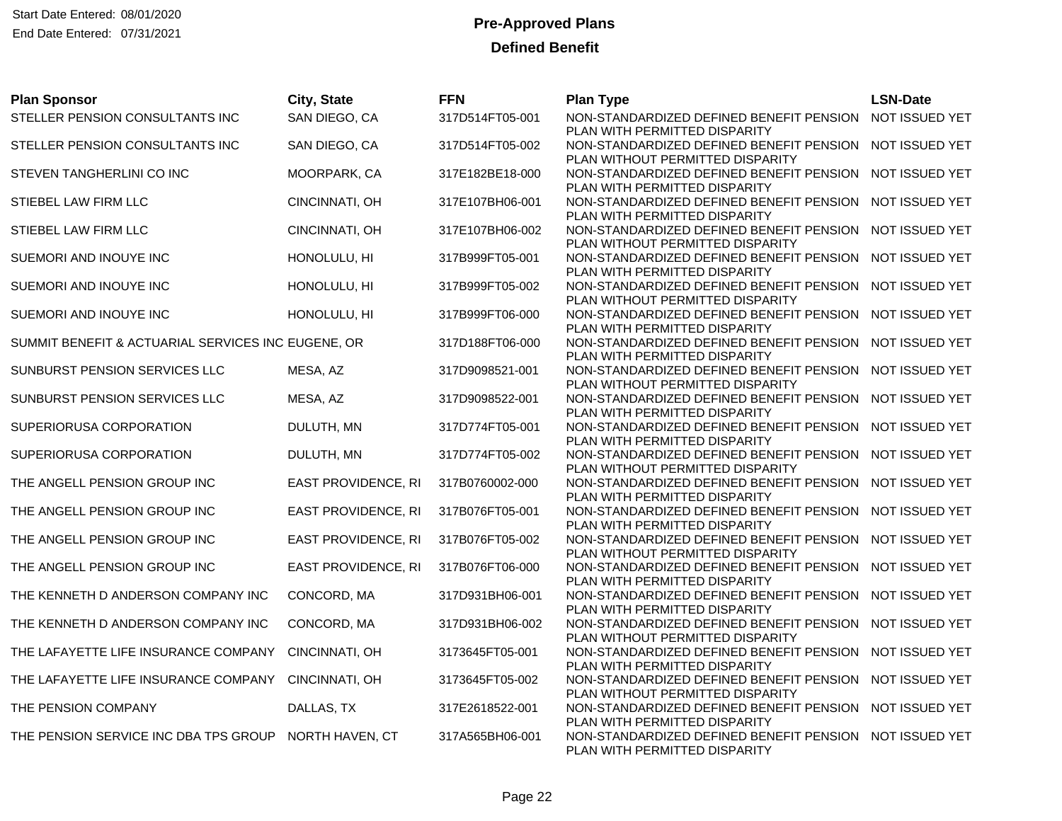Start Date Entered: 08/01/2020
End Date Entered: 07/31/2021

# Pre-Approved Plans

## Defined Benefit

| Plan Sponsor | City, State | FFN | Plan Type | LSN-Date |
|---|---|---|---|---|
| STELLER PENSION CONSULTANTS INC | SAN DIEGO, CA | 317D514FT05-001 | NON-STANDARDIZED DEFINED BENEFIT PENSION PLAN WITH PERMITTED DISPARITY | NOT ISSUED YET |
| STELLER PENSION CONSULTANTS INC | SAN DIEGO, CA | 317D514FT05-002 | NON-STANDARDIZED DEFINED BENEFIT PENSION PLAN WITHOUT PERMITTED DISPARITY | NOT ISSUED YET |
| STEVEN TANGHERLINI CO INC | MOORPARK, CA | 317E182BE18-000 | NON-STANDARDIZED DEFINED BENEFIT PENSION PLAN WITH PERMITTED DISPARITY | NOT ISSUED YET |
| STIEBEL LAW FIRM LLC | CINCINNATI, OH | 317E107BH06-001 | NON-STANDARDIZED DEFINED BENEFIT PENSION PLAN WITH PERMITTED DISPARITY | NOT ISSUED YET |
| STIEBEL LAW FIRM LLC | CINCINNATI, OH | 317E107BH06-002 | NON-STANDARDIZED DEFINED BENEFIT PENSION PLAN WITHOUT PERMITTED DISPARITY | NOT ISSUED YET |
| SUEMORI AND INOUYE INC | HONOLULU, HI | 317B999FT05-001 | NON-STANDARDIZED DEFINED BENEFIT PENSION PLAN WITH PERMITTED DISPARITY | NOT ISSUED YET |
| SUEMORI AND INOUYE INC | HONOLULU, HI | 317B999FT05-002 | NON-STANDARDIZED DEFINED BENEFIT PENSION PLAN WITHOUT PERMITTED DISPARITY | NOT ISSUED YET |
| SUEMORI AND INOUYE INC | HONOLULU, HI | 317B999FT06-000 | NON-STANDARDIZED DEFINED BENEFIT PENSION PLAN WITH PERMITTED DISPARITY | NOT ISSUED YET |
| SUMMIT BENEFIT & ACTUARIAL SERVICES INC | EUGENE, OR | 317D188FT06-000 | NON-STANDARDIZED DEFINED BENEFIT PENSION PLAN WITH PERMITTED DISPARITY | NOT ISSUED YET |
| SUNBURST PENSION SERVICES LLC | MESA, AZ | 317D9098521-001 | NON-STANDARDIZED DEFINED BENEFIT PENSION PLAN WITHOUT PERMITTED DISPARITY | NOT ISSUED YET |
| SUNBURST PENSION SERVICES LLC | MESA, AZ | 317D9098522-001 | NON-STANDARDIZED DEFINED BENEFIT PENSION PLAN WITH PERMITTED DISPARITY | NOT ISSUED YET |
| SUPERIORUSA CORPORATION | DULUTH, MN | 317D774FT05-001 | NON-STANDARDIZED DEFINED BENEFIT PENSION PLAN WITH PERMITTED DISPARITY | NOT ISSUED YET |
| SUPERIORUSA CORPORATION | DULUTH, MN | 317D774FT05-002 | NON-STANDARDIZED DEFINED BENEFIT PENSION PLAN WITHOUT PERMITTED DISPARITY | NOT ISSUED YET |
| THE ANGELL PENSION GROUP INC | EAST PROVIDENCE, RI | 317B0760002-000 | NON-STANDARDIZED DEFINED BENEFIT PENSION PLAN WITH PERMITTED DISPARITY | NOT ISSUED YET |
| THE ANGELL PENSION GROUP INC | EAST PROVIDENCE, RI | 317B076FT05-001 | NON-STANDARDIZED DEFINED BENEFIT PENSION PLAN WITH PERMITTED DISPARITY | NOT ISSUED YET |
| THE ANGELL PENSION GROUP INC | EAST PROVIDENCE, RI | 317B076FT05-002 | NON-STANDARDIZED DEFINED BENEFIT PENSION PLAN WITHOUT PERMITTED DISPARITY | NOT ISSUED YET |
| THE ANGELL PENSION GROUP INC | EAST PROVIDENCE, RI | 317B076FT06-000 | NON-STANDARDIZED DEFINED BENEFIT PENSION PLAN WITH PERMITTED DISPARITY | NOT ISSUED YET |
| THE KENNETH D ANDERSON COMPANY INC | CONCORD, MA | 317D931BH06-001 | NON-STANDARDIZED DEFINED BENEFIT PENSION PLAN WITH PERMITTED DISPARITY | NOT ISSUED YET |
| THE KENNETH D ANDERSON COMPANY INC | CONCORD, MA | 317D931BH06-002 | NON-STANDARDIZED DEFINED BENEFIT PENSION PLAN WITHOUT PERMITTED DISPARITY | NOT ISSUED YET |
| THE LAFAYETTE LIFE INSURANCE COMPANY | CINCINNATI, OH | 3173645FT05-001 | NON-STANDARDIZED DEFINED BENEFIT PENSION PLAN WITH PERMITTED DISPARITY | NOT ISSUED YET |
| THE LAFAYETTE LIFE INSURANCE COMPANY | CINCINNATI, OH | 3173645FT05-002 | NON-STANDARDIZED DEFINED BENEFIT PENSION PLAN WITHOUT PERMITTED DISPARITY | NOT ISSUED YET |
| THE PENSION COMPANY | DALLAS, TX | 317E2618522-001 | NON-STANDARDIZED DEFINED BENEFIT PENSION PLAN WITH PERMITTED DISPARITY | NOT ISSUED YET |
| THE PENSION SERVICE INC DBA TPS GROUP | NORTH HAVEN, CT | 317A565BH06-001 | NON-STANDARDIZED DEFINED BENEFIT PENSION PLAN WITH PERMITTED DISPARITY | NOT ISSUED YET |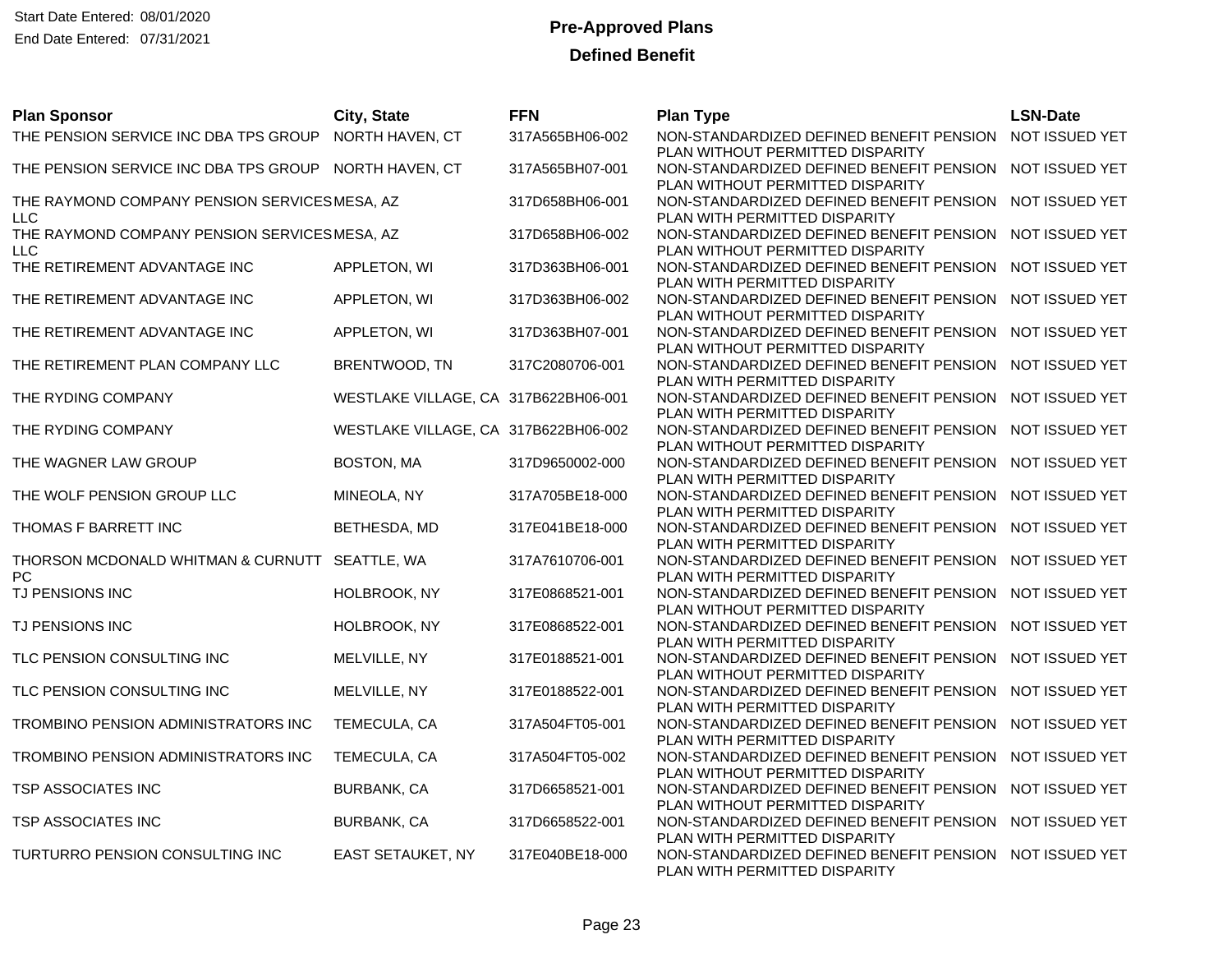Start Date Entered: 08/01/2020
End Date Entered: 07/31/2021

# Pre-Approved Plans

## Defined Benefit

| Plan Sponsor | City, State | FFN | Plan Type | LSN-Date |
|---|---|---|---|---|
| THE PENSION SERVICE INC DBA TPS GROUP | NORTH HAVEN, CT | 317A565BH06-002 | NON-STANDARDIZED DEFINED BENEFIT PENSION PLAN WITHOUT PERMITTED DISPARITY | NOT ISSUED YET |
| THE PENSION SERVICE INC DBA TPS GROUP | NORTH HAVEN, CT | 317A565BH07-001 | NON-STANDARDIZED DEFINED BENEFIT PENSION PLAN WITHOUT PERMITTED DISPARITY | NOT ISSUED YET |
| THE RAYMOND COMPANY PENSION SERVICES LLC | MESA, AZ | 317D658BH06-001 | NON-STANDARDIZED DEFINED BENEFIT PENSION PLAN WITH PERMITTED DISPARITY | NOT ISSUED YET |
| THE RAYMOND COMPANY PENSION SERVICES LLC | MESA, AZ | 317D658BH06-002 | NON-STANDARDIZED DEFINED BENEFIT PENSION PLAN WITHOUT PERMITTED DISPARITY | NOT ISSUED YET |
| THE RETIREMENT ADVANTAGE INC | APPLETON, WI | 317D363BH06-001 | NON-STANDARDIZED DEFINED BENEFIT PENSION PLAN WITH PERMITTED DISPARITY | NOT ISSUED YET |
| THE RETIREMENT ADVANTAGE INC | APPLETON, WI | 317D363BH06-002 | NON-STANDARDIZED DEFINED BENEFIT PENSION PLAN WITHOUT PERMITTED DISPARITY | NOT ISSUED YET |
| THE RETIREMENT ADVANTAGE INC | APPLETON, WI | 317D363BH07-001 | NON-STANDARDIZED DEFINED BENEFIT PENSION PLAN WITHOUT PERMITTED DISPARITY | NOT ISSUED YET |
| THE RETIREMENT PLAN COMPANY LLC | BRENTWOOD, TN | 317C2080706-001 | NON-STANDARDIZED DEFINED BENEFIT PENSION PLAN WITH PERMITTED DISPARITY | NOT ISSUED YET |
| THE RYDING COMPANY | WESTLAKE VILLAGE, CA | 317B622BH06-001 | NON-STANDARDIZED DEFINED BENEFIT PENSION PLAN WITH PERMITTED DISPARITY | NOT ISSUED YET |
| THE RYDING COMPANY | WESTLAKE VILLAGE, CA | 317B622BH06-002 | NON-STANDARDIZED DEFINED BENEFIT PENSION PLAN WITHOUT PERMITTED DISPARITY | NOT ISSUED YET |
| THE WAGNER LAW GROUP | BOSTON, MA | 317D9650002-000 | NON-STANDARDIZED DEFINED BENEFIT PENSION PLAN WITH PERMITTED DISPARITY | NOT ISSUED YET |
| THE WOLF PENSION GROUP LLC | MINEOLA, NY | 317A705BE18-000 | NON-STANDARDIZED DEFINED BENEFIT PENSION PLAN WITH PERMITTED DISPARITY | NOT ISSUED YET |
| THOMAS F BARRETT INC | BETHESDA, MD | 317E041BE18-000 | NON-STANDARDIZED DEFINED BENEFIT PENSION PLAN WITH PERMITTED DISPARITY | NOT ISSUED YET |
| THORSON MCDONALD WHITMAN & CURNUTT PC | SEATTLE, WA | 317A7610706-001 | NON-STANDARDIZED DEFINED BENEFIT PENSION PLAN WITH PERMITTED DISPARITY | NOT ISSUED YET |
| TJ PENSIONS INC | HOLBROOK, NY | 317E0868521-001 | NON-STANDARDIZED DEFINED BENEFIT PENSION PLAN WITHOUT PERMITTED DISPARITY | NOT ISSUED YET |
| TJ PENSIONS INC | HOLBROOK, NY | 317E0868522-001 | NON-STANDARDIZED DEFINED BENEFIT PENSION PLAN WITH PERMITTED DISPARITY | NOT ISSUED YET |
| TLC PENSION CONSULTING INC | MELVILLE, NY | 317E0188521-001 | NON-STANDARDIZED DEFINED BENEFIT PENSION PLAN WITHOUT PERMITTED DISPARITY | NOT ISSUED YET |
| TLC PENSION CONSULTING INC | MELVILLE, NY | 317E0188522-001 | NON-STANDARDIZED DEFINED BENEFIT PENSION PLAN WITH PERMITTED DISPARITY | NOT ISSUED YET |
| TROMBINO PENSION ADMINISTRATORS INC | TEMECULA, CA | 317A504FT05-001 | NON-STANDARDIZED DEFINED BENEFIT PENSION PLAN WITH PERMITTED DISPARITY | NOT ISSUED YET |
| TROMBINO PENSION ADMINISTRATORS INC | TEMECULA, CA | 317A504FT05-002 | NON-STANDARDIZED DEFINED BENEFIT PENSION PLAN WITHOUT PERMITTED DISPARITY | NOT ISSUED YET |
| TSP ASSOCIATES INC | BURBANK, CA | 317D6658521-001 | NON-STANDARDIZED DEFINED BENEFIT PENSION PLAN WITHOUT PERMITTED DISPARITY | NOT ISSUED YET |
| TSP ASSOCIATES INC | BURBANK, CA | 317D6658522-001 | NON-STANDARDIZED DEFINED BENEFIT PENSION PLAN WITH PERMITTED DISPARITY | NOT ISSUED YET |
| TURTURRO PENSION CONSULTING INC | EAST SETAUKET, NY | 317E040BE18-000 | NON-STANDARDIZED DEFINED BENEFIT PENSION PLAN WITH PERMITTED DISPARITY | NOT ISSUED YET |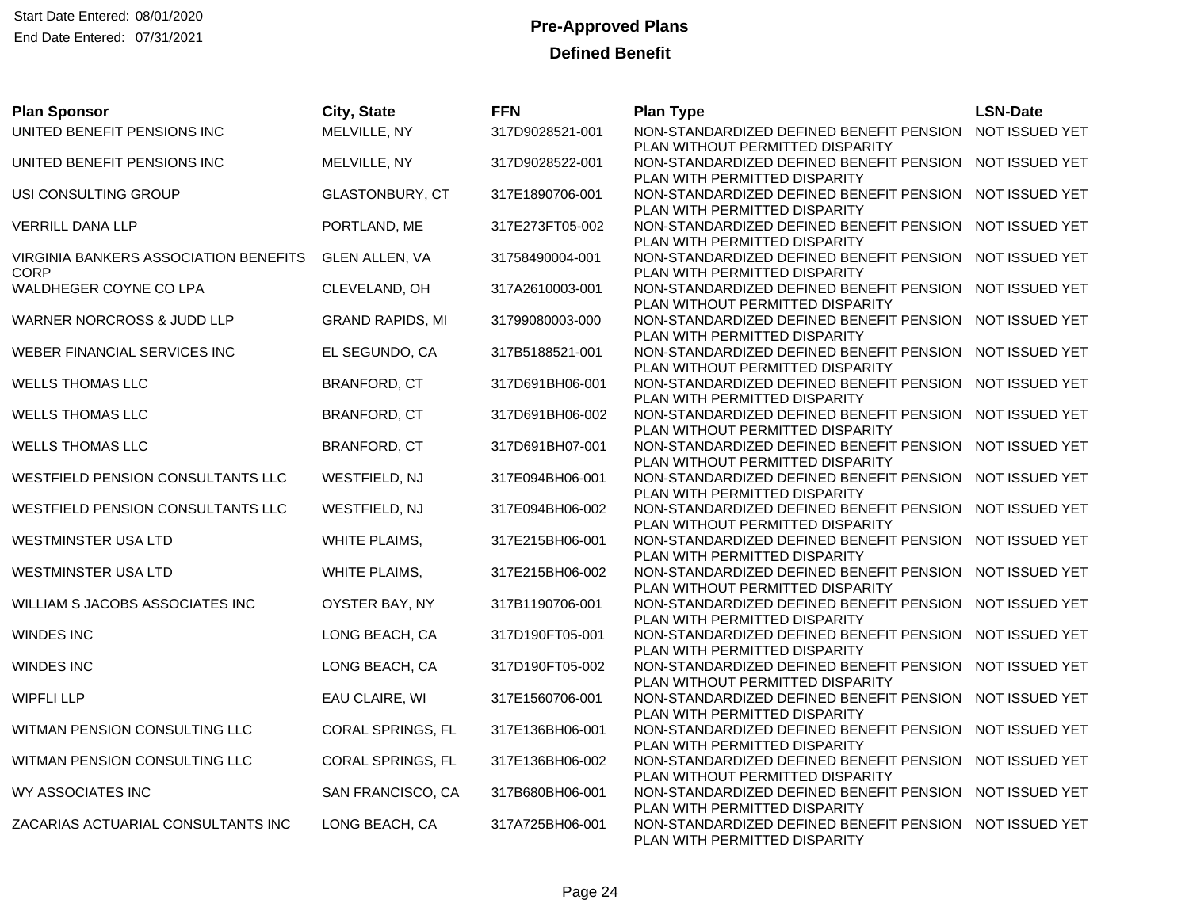Start Date Entered: 08/01/2020
End Date Entered: 07/31/2021

# Pre-Approved Plans

## Defined Benefit

| Plan Sponsor | City, State | FFN | Plan Type | LSN-Date |
|---|---|---|---|---|
| UNITED BENEFIT PENSIONS INC | MELVILLE, NY | 317D9028521-001 | NON-STANDARDIZED DEFINED BENEFIT PENSION PLAN WITHOUT PERMITTED DISPARITY | NOT ISSUED YET |
| UNITED BENEFIT PENSIONS INC | MELVILLE, NY | 317D9028522-001 | NON-STANDARDIZED DEFINED BENEFIT PENSION PLAN WITH PERMITTED DISPARITY | NOT ISSUED YET |
| USI CONSULTING GROUP | GLASTONBURY, CT | 317E1890706-001 | NON-STANDARDIZED DEFINED BENEFIT PENSION PLAN WITH PERMITTED DISPARITY | NOT ISSUED YET |
| VERRILL DANA LLP | PORTLAND, ME | 317E273FT05-002 | NON-STANDARDIZED DEFINED BENEFIT PENSION PLAN WITH PERMITTED DISPARITY | NOT ISSUED YET |
| VIRGINIA BANKERS ASSOCIATION BENEFITS CORP | GLEN ALLEN, VA | 31758490004-001 | NON-STANDARDIZED DEFINED BENEFIT PENSION PLAN WITH PERMITTED DISPARITY | NOT ISSUED YET |
| WALDHEGER COYNE CO LPA | CLEVELAND, OH | 317A2610003-001 | NON-STANDARDIZED DEFINED BENEFIT PENSION PLAN WITHOUT PERMITTED DISPARITY | NOT ISSUED YET |
| WARNER NORCROSS & JUDD LLP | GRAND RAPIDS, MI | 31799080003-000 | NON-STANDARDIZED DEFINED BENEFIT PENSION PLAN WITH PERMITTED DISPARITY | NOT ISSUED YET |
| WEBER FINANCIAL SERVICES INC | EL SEGUNDO, CA | 317B5188521-001 | NON-STANDARDIZED DEFINED BENEFIT PENSION PLAN WITHOUT PERMITTED DISPARITY | NOT ISSUED YET |
| WELLS THOMAS LLC | BRANFORD, CT | 317D691BH06-001 | NON-STANDARDIZED DEFINED BENEFIT PENSION PLAN WITH PERMITTED DISPARITY | NOT ISSUED YET |
| WELLS THOMAS LLC | BRANFORD, CT | 317D691BH06-002 | NON-STANDARDIZED DEFINED BENEFIT PENSION PLAN WITHOUT PERMITTED DISPARITY | NOT ISSUED YET |
| WELLS THOMAS LLC | BRANFORD, CT | 317D691BH07-001 | NON-STANDARDIZED DEFINED BENEFIT PENSION PLAN WITHOUT PERMITTED DISPARITY | NOT ISSUED YET |
| WESTFIELD PENSION CONSULTANTS LLC | WESTFIELD, NJ | 317E094BH06-001 | NON-STANDARDIZED DEFINED BENEFIT PENSION PLAN WITH PERMITTED DISPARITY | NOT ISSUED YET |
| WESTFIELD PENSION CONSULTANTS LLC | WESTFIELD, NJ | 317E094BH06-002 | NON-STANDARDIZED DEFINED BENEFIT PENSION PLAN WITHOUT PERMITTED DISPARITY | NOT ISSUED YET |
| WESTMINSTER USA LTD | WHITE PLAIMS, | 317E215BH06-001 | NON-STANDARDIZED DEFINED BENEFIT PENSION PLAN WITH PERMITTED DISPARITY | NOT ISSUED YET |
| WESTMINSTER USA LTD | WHITE PLAIMS, | 317E215BH06-002 | NON-STANDARDIZED DEFINED BENEFIT PENSION PLAN WITHOUT PERMITTED DISPARITY | NOT ISSUED YET |
| WILLIAM S JACOBS ASSOCIATES INC | OYSTER BAY, NY | 317B1190706-001 | NON-STANDARDIZED DEFINED BENEFIT PENSION PLAN WITH PERMITTED DISPARITY | NOT ISSUED YET |
| WINDES INC | LONG BEACH, CA | 317D190FT05-001 | NON-STANDARDIZED DEFINED BENEFIT PENSION PLAN WITH PERMITTED DISPARITY | NOT ISSUED YET |
| WINDES INC | LONG BEACH, CA | 317D190FT05-002 | NON-STANDARDIZED DEFINED BENEFIT PENSION PLAN WITHOUT PERMITTED DISPARITY | NOT ISSUED YET |
| WIPFLI LLP | EAU CLAIRE, WI | 317E1560706-001 | NON-STANDARDIZED DEFINED BENEFIT PENSION PLAN WITH PERMITTED DISPARITY | NOT ISSUED YET |
| WITMAN PENSION CONSULTING LLC | CORAL SPRINGS, FL | 317E136BH06-001 | NON-STANDARDIZED DEFINED BENEFIT PENSION PLAN WITH PERMITTED DISPARITY | NOT ISSUED YET |
| WITMAN PENSION CONSULTING LLC | CORAL SPRINGS, FL | 317E136BH06-002 | NON-STANDARDIZED DEFINED BENEFIT PENSION PLAN WITHOUT PERMITTED DISPARITY | NOT ISSUED YET |
| WY ASSOCIATES INC | SAN FRANCISCO, CA | 317B680BH06-001 | NON-STANDARDIZED DEFINED BENEFIT PENSION PLAN WITH PERMITTED DISPARITY | NOT ISSUED YET |
| ZACARIAS ACTUARIAL CONSULTANTS INC | LONG BEACH, CA | 317A725BH06-001 | NON-STANDARDIZED DEFINED BENEFIT PENSION PLAN WITH PERMITTED DISPARITY | NOT ISSUED YET |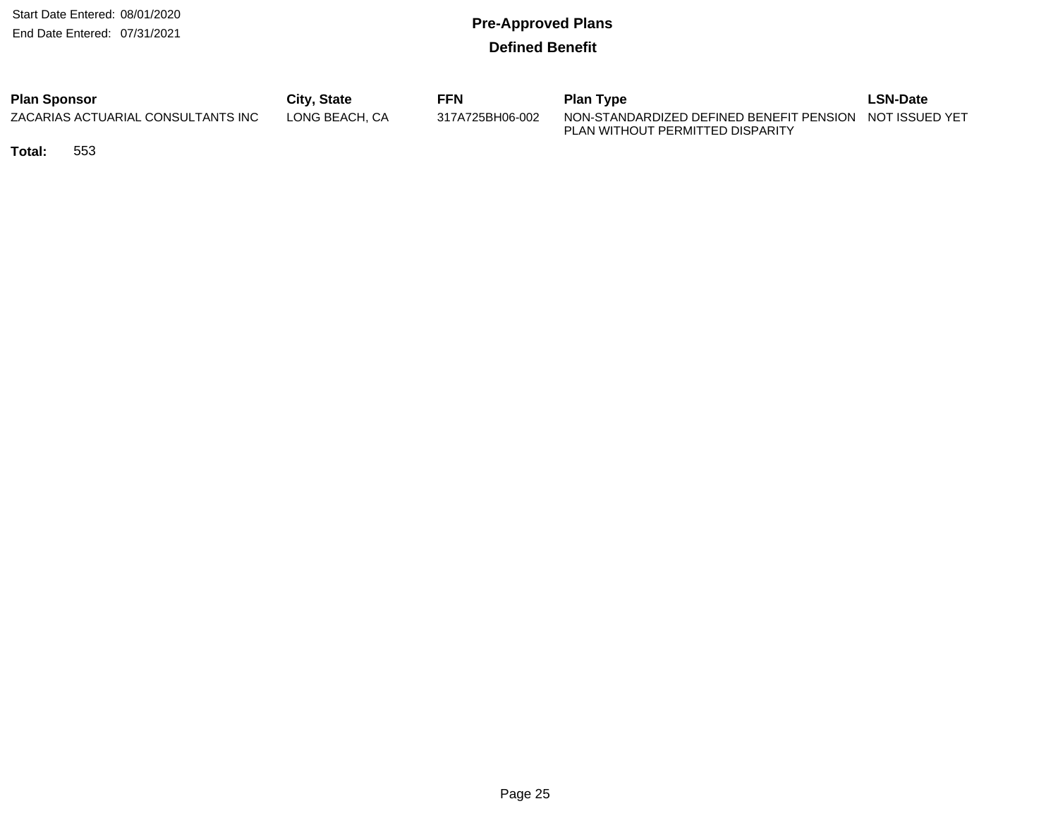Start Date Entered: 08/01/2020
End Date Entered: 07/31/2021

**Pre-Approved Plans**

**Defined Benefit**

| Plan Sponsor | City, State | FFN | Plan Type | LSN-Date |
|---|---|---|---|---|
| ZACARIAS ACTUARIAL CONSULTANTS INC | LONG BEACH, CA | 317A725BH06-002 | NON-STANDARDIZED DEFINED BENEFIT PENSION PLAN WITHOUT PERMITTED DISPARITY | NOT ISSUED YET |

**Total:** 553